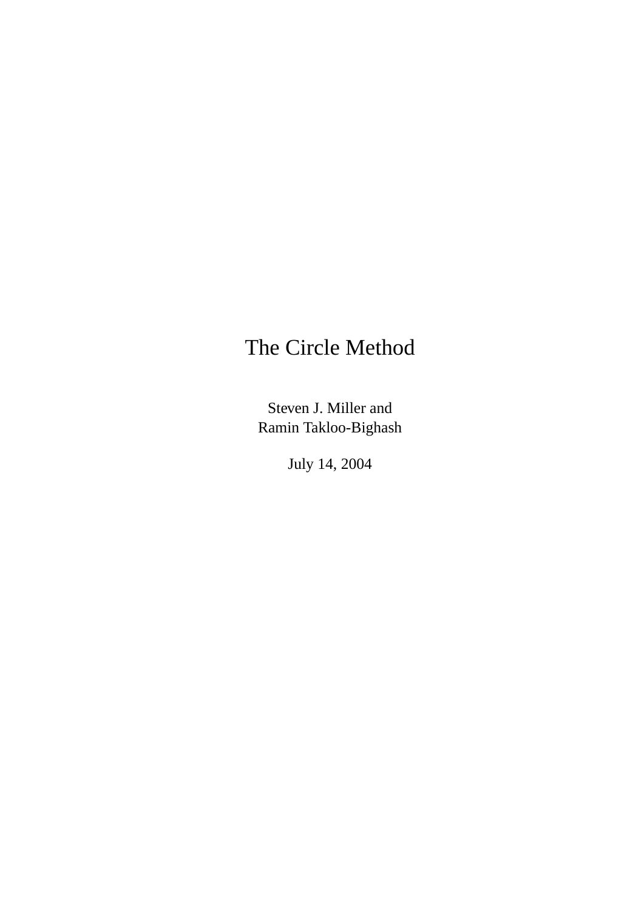# The Circle Method

Steven J. Miller and
Ramin Takloo-Bighash

July 14, 2004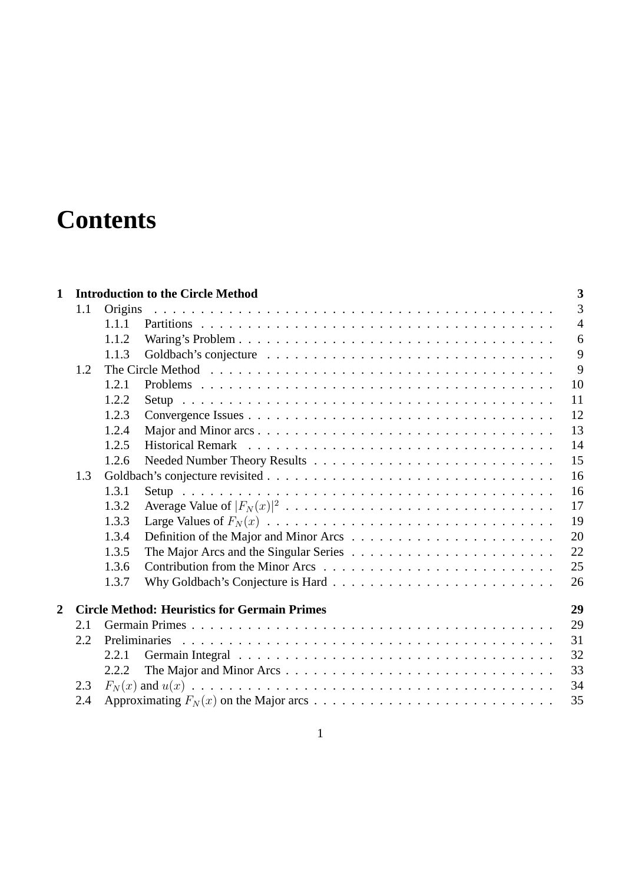# Contents

**1 Introduction to the Circle Method** — **3**

- 1.1 Origins — 3
  - 1.1.1 Partitions — 4
  - 1.1.2 Waring's Problem — 6
  - 1.1.3 Goldbach's conjecture — 9
- 1.2 The Circle Method — 9
  - 1.2.1 Problems — 10
  - 1.2.2 Setup — 11
  - 1.2.3 Convergence Issues — 12
  - 1.2.4 Major and Minor arcs — 13
  - 1.2.5 Historical Remark — 14
  - 1.2.6 Needed Number Theory Results — 15
- 1.3 Goldbach's conjecture revisited — 16
  - 1.3.1 Setup — 16
  - 1.3.2 Average Value of $|F_N(x)|^2$ — 17
  - 1.3.3 Large Values of $F_N(x)$ — 19
  - 1.3.4 Definition of the Major and Minor Arcs — 20
  - 1.3.5 The Major Arcs and the Singular Series — 22
  - 1.3.6 Contribution from the Minor Arcs — 25
  - 1.3.7 Why Goldbach's Conjecture is Hard — 26

**2 Circle Method: Heuristics for Germain Primes** — **29**

- 2.1 Germain Primes — 29
- 2.2 Preliminaries — 31
  - 2.2.1 Germain Integral — 32
  - 2.2.2 The Major and Minor Arcs — 33
- 2.3 $F_N(x)$ and $u(x)$ — 34
- 2.4 Approximating $F_N(x)$ on the Major arcs — 35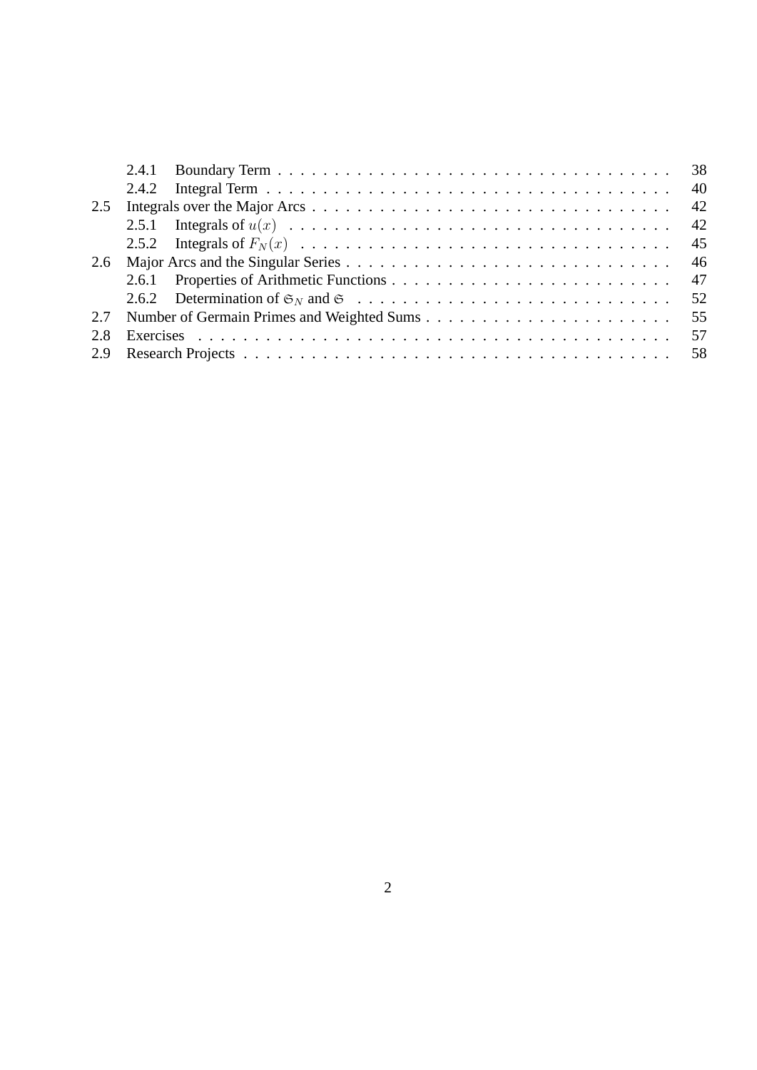- 2.4.1 Boundary Term . . . . . . . . . . 38
- 2.4.2 Integral Term . . . . . . . . . . 40
- 2.5 Integrals over the Major Arcs . . . . . . . . . . 42
  - 2.5.1 Integrals of $u(x)$ . . . . . . . . . . 42
  - 2.5.2 Integrals of $F_N(x)$ . . . . . . . . . . 45
- 2.6 Major Arcs and the Singular Series . . . . . . . . . . 46
  - 2.6.1 Properties of Arithmetic Functions . . . . . . . . . . 47
  - 2.6.2 Determination of $\mathfrak{S}_N$ and $\mathfrak{S}$ . . . . . . . . . . 52
- 2.7 Number of Germain Primes and Weighted Sums . . . . . . . . . . 55
- 2.8 Exercises . . . . . . . . . . 57
- 2.9 Research Projects . . . . . . . . . . 58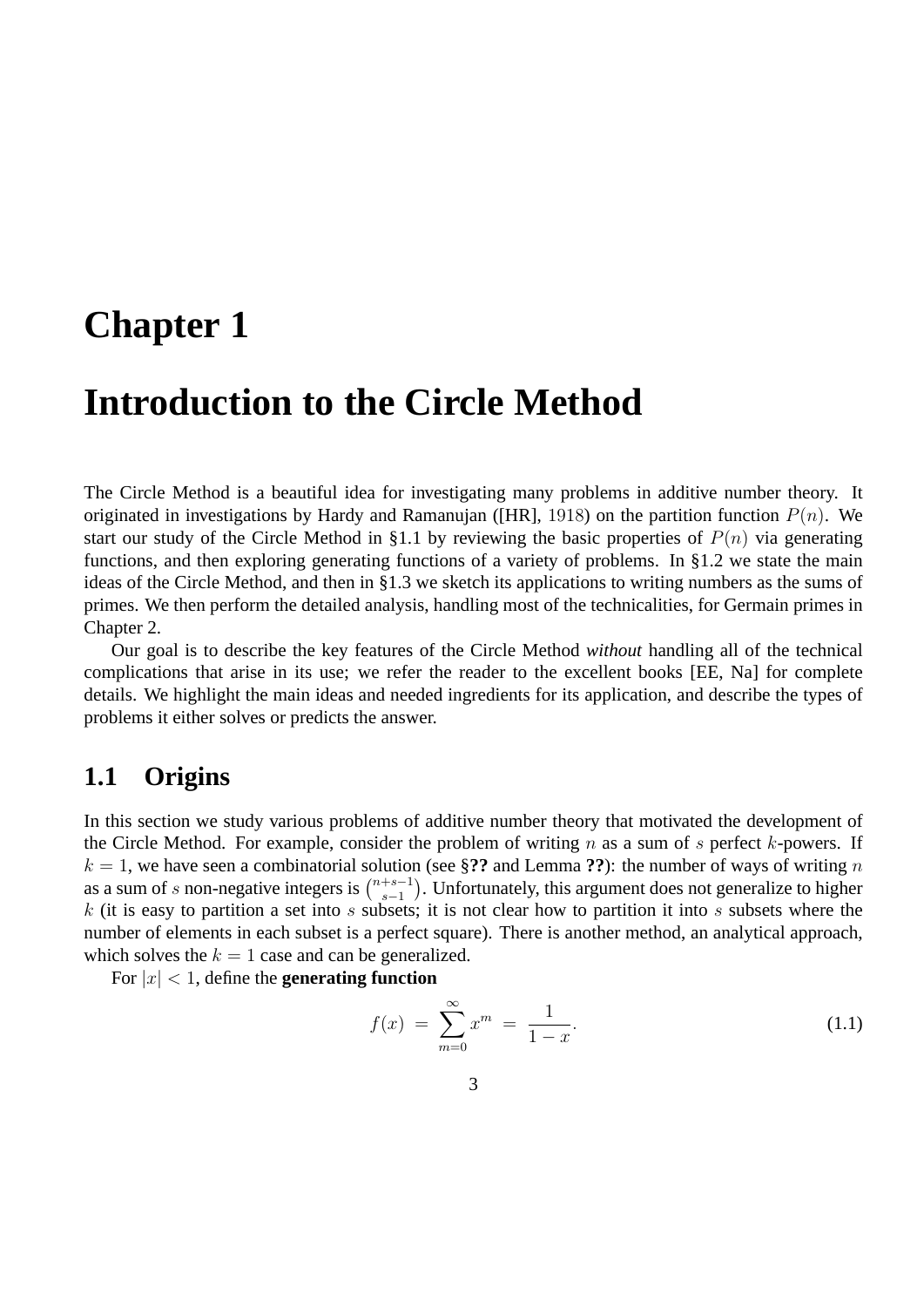# Chapter 1

# Introduction to the Circle Method

The Circle Method is a beautiful idea for investigating many problems in additive number theory. It originated in investigations by Hardy and Ramanujan ([HR], 1918) on the partition function $P(n)$. We start our study of the Circle Method in §1.1 by reviewing the basic properties of $P(n)$ via generating functions, and then exploring generating functions of a variety of problems. In §1.2 we state the main ideas of the Circle Method, and then in §1.3 we sketch its applications to writing numbers as the sums of primes. We then perform the detailed analysis, handling most of the technicalities, for Germain primes in Chapter 2.

Our goal is to describe the key features of the Circle Method *without* handling all of the technical complications that arise in its use; we refer the reader to the excellent books [EE, Na] for complete details. We highlight the main ideas and needed ingredients for its application, and describe the types of problems it either solves or predicts the answer.

## 1.1 Origins

In this section we study various problems of additive number theory that motivated the development of the Circle Method. For example, consider the problem of writing $n$ as a sum of $s$ perfect $k$-powers. If $k = 1$, we have seen a combinatorial solution (see §**??** and Lemma **??**): the number of ways of writing $n$ as a sum of $s$ non-negative integers is $\binom{n+s-1}{s-1}$. Unfortunately, this argument does not generalize to higher $k$ (it is easy to partition a set into $s$ subsets; it is not clear how to partition it into $s$ subsets where the number of elements in each subset is a perfect square). There is another method, an analytical approach, which solves the $k = 1$ case and can be generalized.

For $|x| < 1$, define the **generating function**

$$f(x) = \sum_{m=0}^{\infty} x^m = \frac{1}{1-x}. \tag{1.1}$$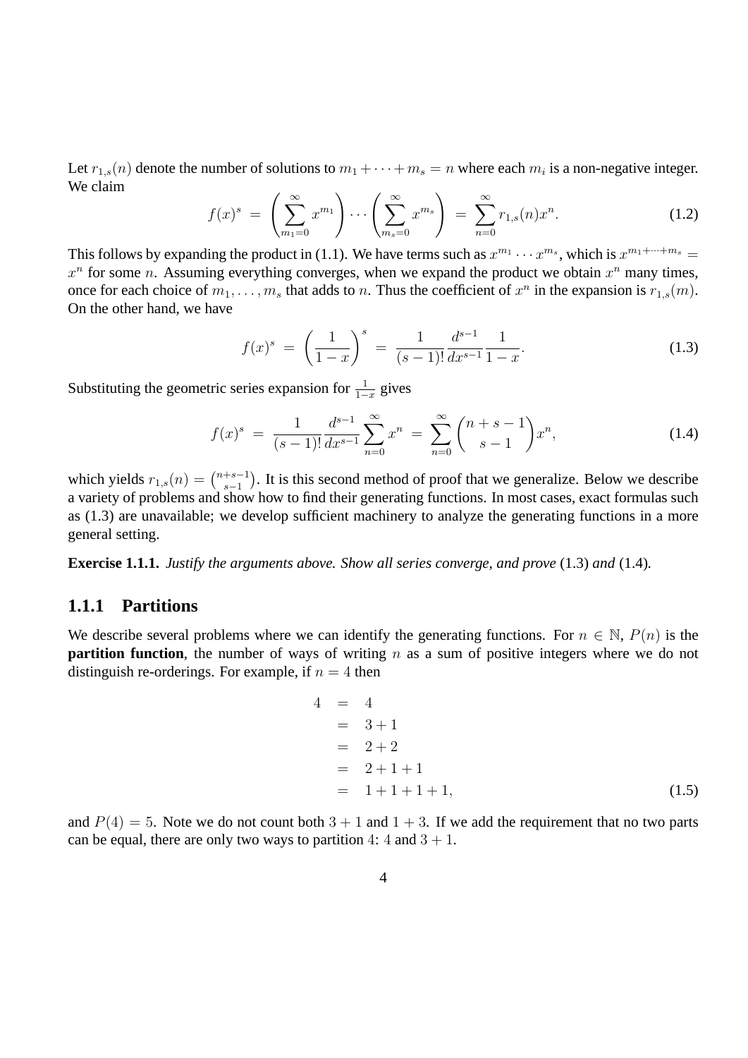Let $r_{1,s}(n)$ denote the number of solutions to $m_1 + \cdots + m_s = n$ where each $m_i$ is a non-negative integer. We claim

$$f(x)^s \;=\; \left(\sum_{m_1=0}^{\infty} x^{m_1}\right) \cdots \left(\sum_{m_s=0}^{\infty} x^{m_s}\right) \;=\; \sum_{n=0}^{\infty} r_{1,s}(n) x^n. \tag{1.2}$$

This follows by expanding the product in (1.1). We have terms such as $x^{m_1} \cdots x^{m_s}$, which is $x^{m_1+\cdots+m_s} = x^n$ for some $n$. Assuming everything converges, when we expand the product we obtain $x^n$ many times, once for each choice of $m_1, \ldots, m_s$ that adds to $n$. Thus the coefficient of $x^n$ in the expansion is $r_{1,s}(m)$. On the other hand, we have

$$f(x)^s \;=\; \left(\frac{1}{1-x}\right)^s \;=\; \frac{1}{(s-1)!} \frac{d^{s-1}}{dx^{s-1}} \frac{1}{1-x}. \tag{1.3}$$

Substituting the geometric series expansion for $\frac{1}{1-x}$ gives

$$f(x)^s \;=\; \frac{1}{(s-1)!} \frac{d^{s-1}}{dx^{s-1}} \sum_{n=0}^{\infty} x^n \;=\; \sum_{n=0}^{\infty} \binom{n+s-1}{s-1} x^n, \tag{1.4}$$

which yields $r_{1,s}(n) = \binom{n+s-1}{s-1}$. It is this second method of proof that we generalize. Below we describe a variety of problems and show how to find their generating functions. In most cases, exact formulas such as (1.3) are unavailable; we develop sufficient machinery to analyze the generating functions in a more general setting.

**Exercise 1.1.1.** *Justify the arguments above. Show all series converge, and prove* (1.3) *and* (1.4)*.*

### 1.1.1 Partitions

We describe several problems where we can identify the generating functions. For $n \in \mathbb{N}$, $P(n)$ is the **partition function**, the number of ways of writing $n$ as a sum of positive integers where we do not distinguish re-orderings. For example, if $n = 4$ then

$$\begin{aligned} 4 &= 4 \\ &= 3+1 \\ &= 2+2 \\ &= 2+1+1 \\ &= 1+1+1+1, \end{aligned} \tag{1.5}$$

and $P(4) = 5$. Note we do not count both $3+1$ and $1+3$. If we add the requirement that no two parts can be equal, there are only two ways to partition $4$: $4$ and $3+1$.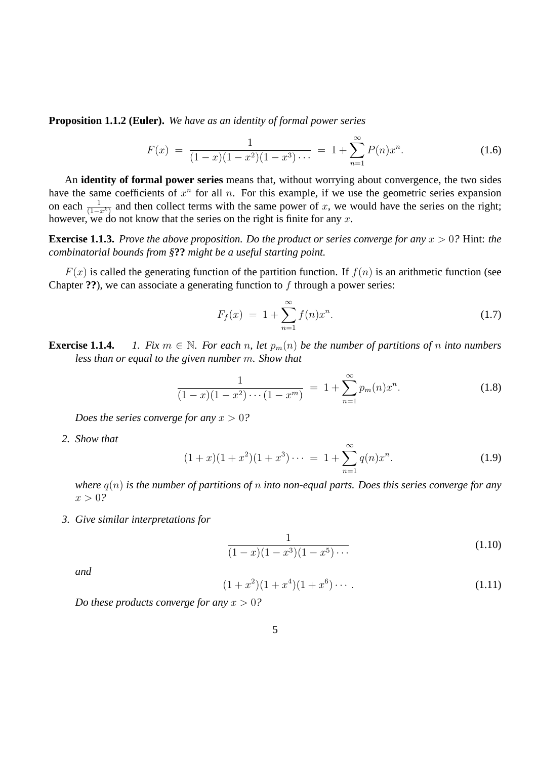**Proposition 1.1.2 (Euler).** *We have as an identity of formal power series*

$$F(x) \;=\; \frac{1}{(1-x)(1-x^2)(1-x^3)\cdots} \;=\; 1 + \sum_{n=1}^{\infty} P(n)x^n. \tag{1.6}$$

An **identity of formal power series** means that, without worrying about convergence, the two sides have the same coefficients of $x^n$ for all $n$. For this example, if we use the geometric series expansion on each $\frac{1}{(1-x^k)}$ and then collect terms with the same power of $x$, we would have the series on the right; however, we do not know that the series on the right is finite for any $x$.

**Exercise 1.1.3.** *Prove the above proposition. Do the product or series converge for any $x > 0$?* Hint: *the combinatorial bounds from §**??** might be a useful starting point.*

$F(x)$ is called the generating function of the partition function. If $f(n)$ is an arithmetic function (see Chapter **??**), we can associate a generating function to $f$ through a power series:

$$F_f(x) \;=\; 1 + \sum_{n=1}^{\infty} f(n)x^n. \tag{1.7}$$

**Exercise 1.1.4.**

1. *Fix $m \in \mathbb{N}$. For each $n$, let $p_m(n)$ be the number of partitions of $n$ into numbers less than or equal to the given number $m$. Show that*

$$\frac{1}{(1-x)(1-x^2)\cdots(1-x^m)} \;=\; 1 + \sum_{n=1}^{\infty} p_m(n)x^n. \tag{1.8}$$

   *Does the series converge for any $x > 0$?*

2. *Show that*

$$(1+x)(1+x^2)(1+x^3)\cdots \;=\; 1 + \sum_{n=1}^{\infty} q(n)x^n. \tag{1.9}$$

   *where $q(n)$ is the number of partitions of $n$ into non-equal parts. Does this series converge for any $x > 0$?*

3. *Give similar interpretations for*

$$\frac{1}{(1-x)(1-x^3)(1-x^5)\cdots} \tag{1.10}$$

   *and*

$$(1+x^2)(1+x^4)(1+x^6)\cdots. \tag{1.11}$$

   *Do these products converge for any $x > 0$?*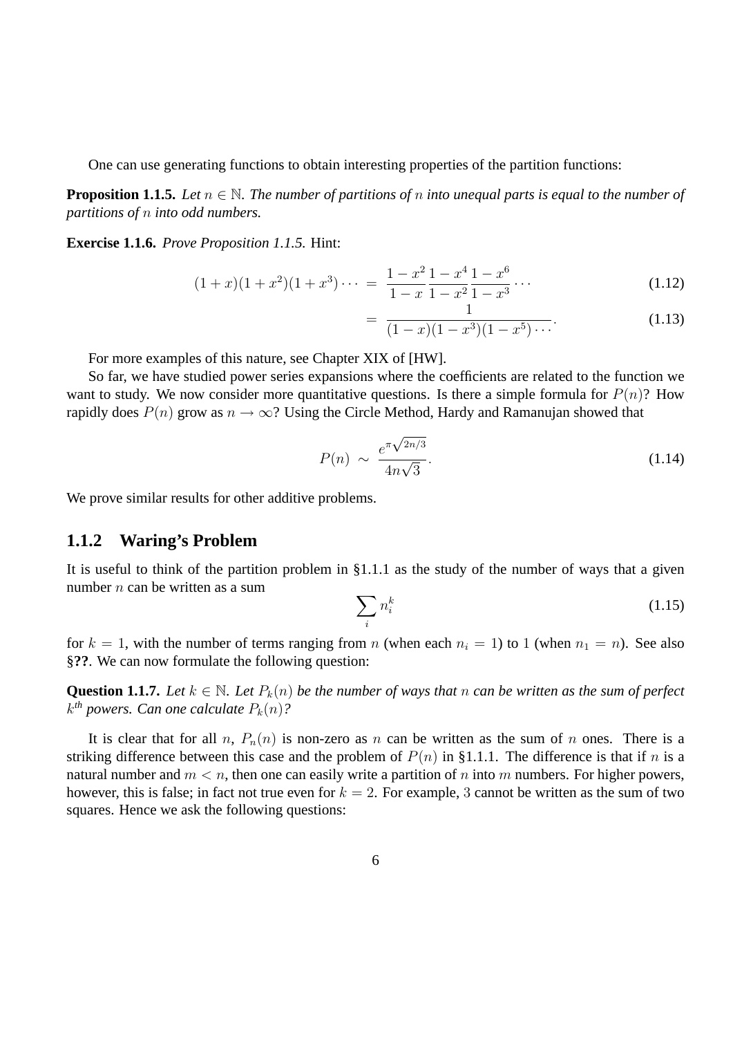One can use generating functions to obtain interesting properties of the partition functions:

**Proposition 1.1.5.** *Let $n \in \mathbb{N}$. The number of partitions of $n$ into unequal parts is equal to the number of partitions of $n$ into odd numbers.*

**Exercise 1.1.6.** *Prove Proposition 1.1.5.* Hint:

$$
\begin{aligned}
(1+x)(1+x^2)(1+x^3)\cdots &= \frac{1-x^2}{1-x}\frac{1-x^4}{1-x^2}\frac{1-x^6}{1-x^3}\cdots & (1.12)\\
&= \frac{1}{(1-x)(1-x^3)(1-x^5)\cdots}. & (1.13)
\end{aligned}
$$

For more examples of this nature, see Chapter XIX of [HW].

So far, we have studied power series expansions where the coefficients are related to the function we want to study. We now consider more quantitative questions. Is there a simple formula for $P(n)$? How rapidly does $P(n)$ grow as $n \to \infty$? Using the Circle Method, Hardy and Ramanujan showed that

$$
P(n) \sim \frac{e^{\pi\sqrt{2n/3}}}{4n\sqrt{3}}. \tag{1.14}
$$

We prove similar results for other additive problems.

### 1.1.2 Waring's Problem

It is useful to think of the partition problem in §1.1.1 as the study of the number of ways that a given number $n$ can be written as a sum

$$
\sum_i n_i^k \tag{1.15}
$$

for $k = 1$, with the number of terms ranging from $n$ (when each $n_i = 1$) to 1 (when $n_1 = n$). See also §**??**. We can now formulate the following question:

**Question 1.1.7.** *Let $k \in \mathbb{N}$. Let $P_k(n)$ be the number of ways that $n$ can be written as the sum of perfect $k^{th}$ powers. Can one calculate $P_k(n)$?*

It is clear that for all $n$, $P_n(n)$ is non-zero as $n$ can be written as the sum of $n$ ones. There is a striking difference between this case and the problem of $P(n)$ in §1.1.1. The difference is that if $n$ is a natural number and $m < n$, then one can easily write a partition of $n$ into $m$ numbers. For higher powers, however, this is false; in fact not true even for $k = 2$. For example, 3 cannot be written as the sum of two squares. Hence we ask the following questions: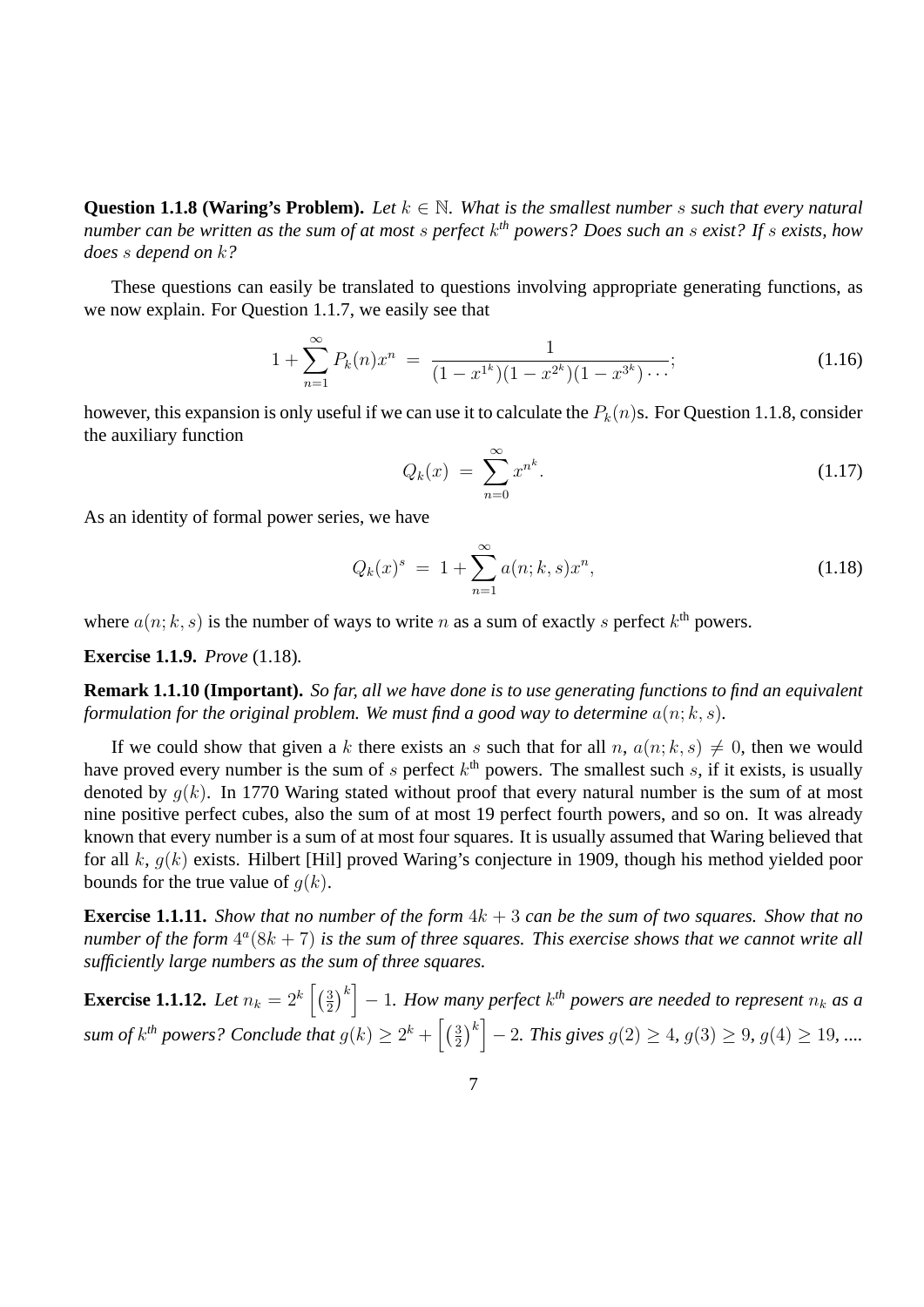**Question 1.1.8 (Waring's Problem).** *Let $k \in \mathbb{N}$. What is the smallest number $s$ such that every natural number can be written as the sum of at most $s$ perfect $k^{th}$ powers? Does such an $s$ exist? If $s$ exists, how does $s$ depend on $k$?*

These questions can easily be translated to questions involving appropriate generating functions, as we now explain. For Question 1.1.7, we easily see that

$$1 + \sum_{n=1}^{\infty} P_k(n) x^n \;=\; \frac{1}{(1-x^{1^k})(1-x^{2^k})(1-x^{3^k})\cdots}; \tag{1.16}$$

however, this expansion is only useful if we can use it to calculate the $P_k(n)$s. For Question 1.1.8, consider the auxiliary function

$$Q_k(x) \;=\; \sum_{n=0}^{\infty} x^{n^k}. \tag{1.17}$$

As an identity of formal power series, we have

$$Q_k(x)^s \;=\; 1 + \sum_{n=1}^{\infty} a(n;k,s) x^n, \tag{1.18}$$

where $a(n;k,s)$ is the number of ways to write $n$ as a sum of exactly $s$ perfect $k^{\text{th}}$ powers.

**Exercise 1.1.9.** *Prove* (1.18)*.*

**Remark 1.1.10 (Important).** *So far, all we have done is to use generating functions to find an equivalent formulation for the original problem. We must find a good way to determine $a(n;k,s)$.*

If we could show that given a $k$ there exists an $s$ such that for all $n$, $a(n;k,s) \neq 0$, then we would have proved every number is the sum of $s$ perfect $k^{\text{th}}$ powers. The smallest such $s$, if it exists, is usually denoted by $g(k)$. In 1770 Waring stated without proof that every natural number is the sum of at most nine positive perfect cubes, also the sum of at most 19 perfect fourth powers, and so on. It was already known that every number is a sum of at most four squares. It is usually assumed that Waring believed that for all $k$, $g(k)$ exists. Hilbert [Hil] proved Waring's conjecture in 1909, though his method yielded poor bounds for the true value of $g(k)$.

**Exercise 1.1.11.** *Show that no number of the form $4k+3$ can be the sum of two squares. Show that no number of the form $4^a(8k+7)$ is the sum of three squares. This exercise shows that we cannot write all sufficiently large numbers as the sum of three squares.*

**Exercise 1.1.12.** *Let $n_k = 2^k \left[\left(\frac{3}{2}\right)^k\right] - 1$. How many perfect $k^{th}$ powers are needed to represent $n_k$ as a sum of $k^{th}$ powers? Conclude that $g(k) \geq 2^k + \left[\left(\frac{3}{2}\right)^k\right] - 2$. This gives $g(2) \geq 4$, $g(3) \geq 9$, $g(4) \geq 19$, ....*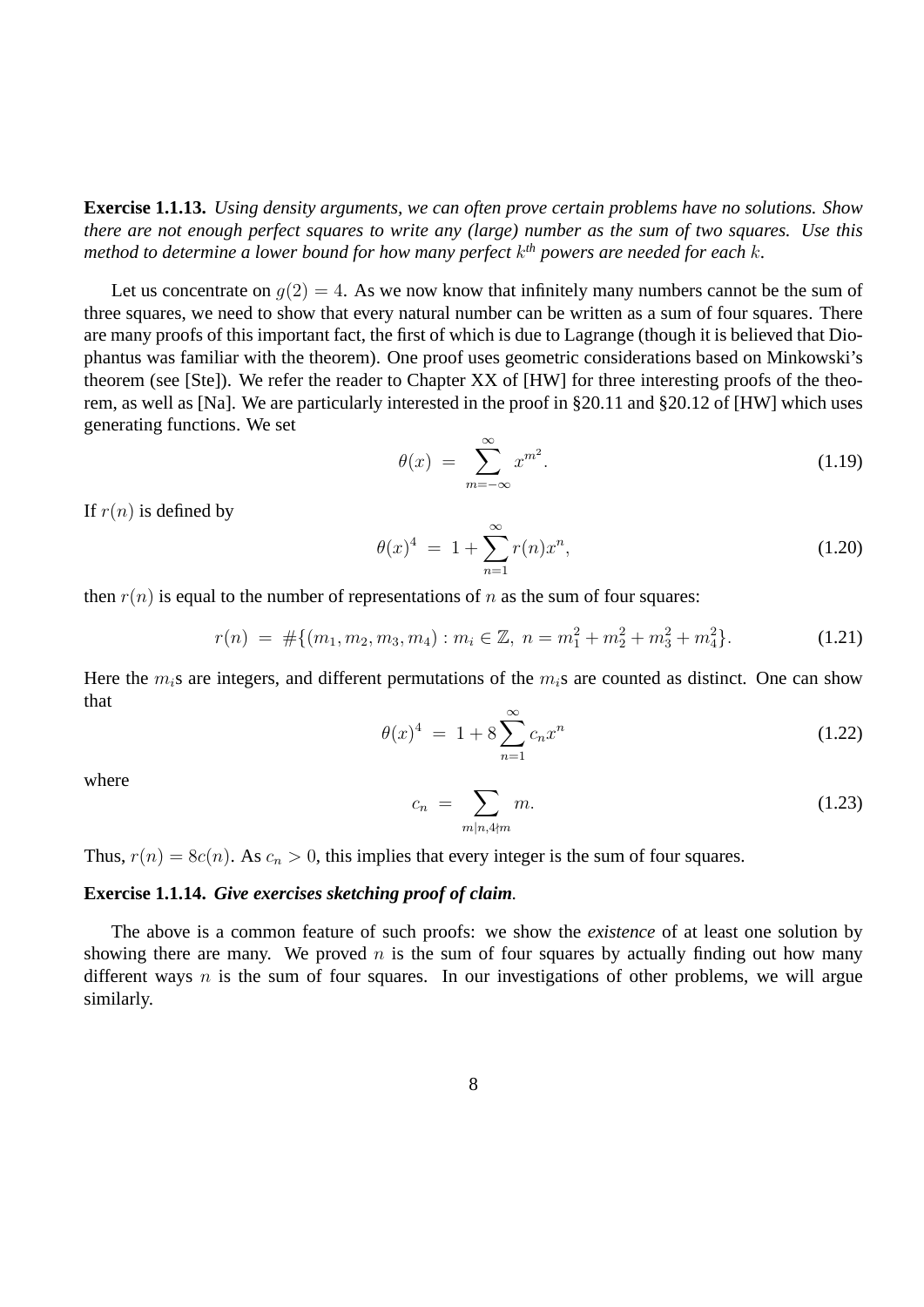**Exercise 1.1.13.** *Using density arguments, we can often prove certain problems have no solutions. Show there are not enough perfect squares to write any (large) number as the sum of two squares. Use this method to determine a lower bound for how many perfect $k^{th}$ powers are needed for each $k$.*

Let us concentrate on $g(2) = 4$. As we now know that infinitely many numbers cannot be the sum of three squares, we need to show that every natural number can be written as a sum of four squares. There are many proofs of this important fact, the first of which is due to Lagrange (though it is believed that Diophantus was familiar with the theorem). One proof uses geometric considerations based on Minkowski's theorem (see [Ste]). We refer the reader to Chapter XX of [HW] for three interesting proofs of the theorem, as well as [Na]. We are particularly interested in the proof in §20.11 and §20.12 of [HW] which uses generating functions. We set

$$\theta(x) \ = \ \sum_{m=-\infty}^{\infty} x^{m^2}. \tag{1.19}$$

If $r(n)$ is defined by

$$\theta(x)^4 \ = \ 1 + \sum_{n=1}^{\infty} r(n)x^n, \tag{1.20}$$

then $r(n)$ is equal to the number of representations of $n$ as the sum of four squares:

$$r(n) \ = \ \#\{(m_1, m_2, m_3, m_4) : m_i \in \mathbb{Z}, \ n = m_1^2 + m_2^2 + m_3^2 + m_4^2\}. \tag{1.21}$$

Here the $m_i$s are integers, and different permutations of the $m_i$s are counted as distinct. One can show that

$$\theta(x)^4 \ = \ 1 + 8\sum_{n=1}^{\infty} c_n x^n \tag{1.22}$$

where

$$c_n \ = \ \sum_{m|n, 4\nmid m} m. \tag{1.23}$$

Thus, $r(n) = 8c(n)$. As $c_n > 0$, this implies that every integer is the sum of four squares.

**Exercise 1.1.14.** ***Give exercises sketching proof of claim.***

The above is a common feature of such proofs: we show the *existence* of at least one solution by showing there are many. We proved $n$ is the sum of four squares by actually finding out how many different ways $n$ is the sum of four squares. In our investigations of other problems, we will argue similarly.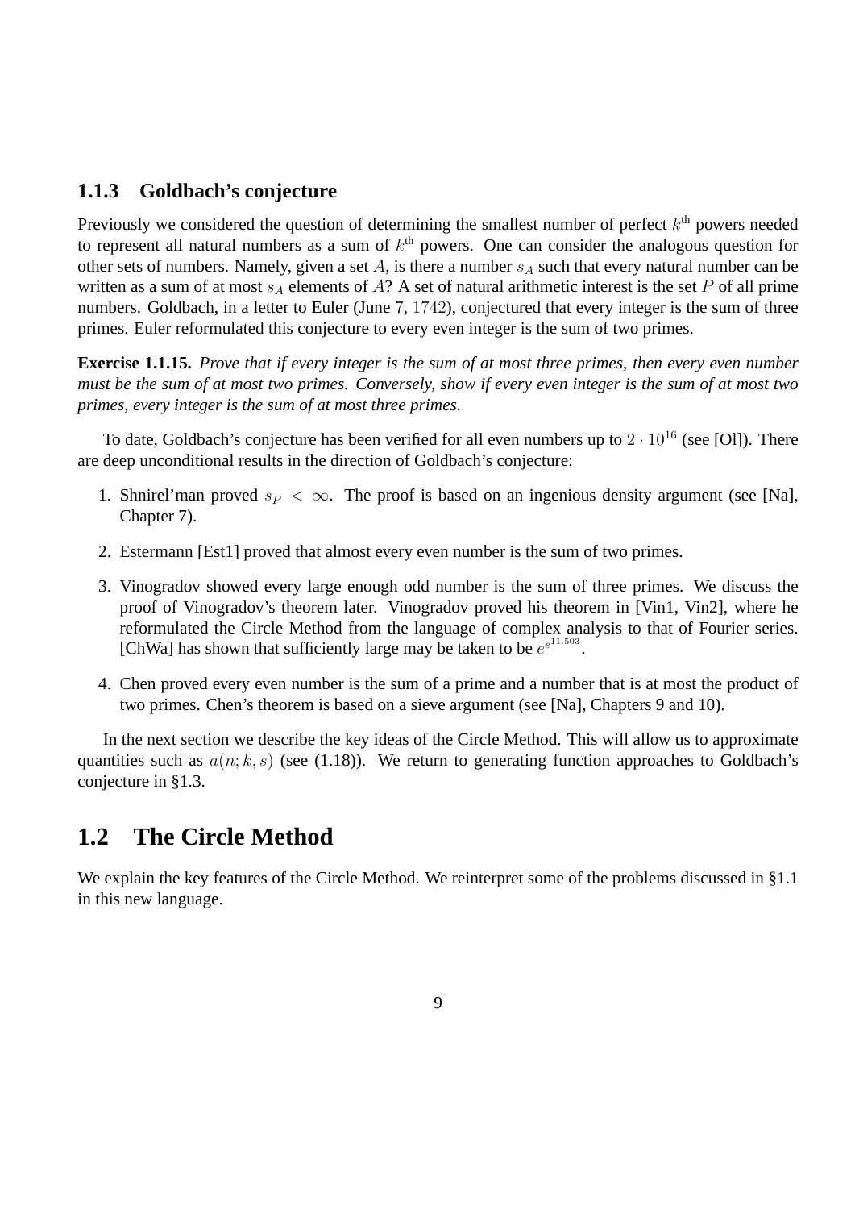### 1.1.3 Goldbach's conjecture

Previously we considered the question of determining the smallest number of perfect $k^{\text{th}}$ powers needed to represent all natural numbers as a sum of $k^{\text{th}}$ powers. One can consider the analogous question for other sets of numbers. Namely, given a set $A$, is there a number $s_A$ such that every natural number can be written as a sum of at most $s_A$ elements of $A$? A set of natural arithmetic interest is the set $P$ of all prime numbers. Goldbach, in a letter to Euler (June $7$, $1742$), conjectured that every integer is the sum of three primes. Euler reformulated this conjecture to every even integer is the sum of two primes.

**Exercise 1.1.15.** *Prove that if every integer is the sum of at most three primes, then every even number must be the sum of at most two primes. Conversely, show if every even integer is the sum of at most two primes, every integer is the sum of at most three primes.*

To date, Goldbach's conjecture has been verified for all even numbers up to $2 \cdot 10^{16}$ (see [Ol]). There are deep unconditional results in the direction of Goldbach's conjecture:

1. Shnirel'man proved $s_P < \infty$. The proof is based on an ingenious density argument (see [Na], Chapter 7).
2. Estermann [Est1] proved that almost every even number is the sum of two primes.
3. Vinogradov showed every large enough odd number is the sum of three primes. We discuss the proof of Vinogradov's theorem later. Vinogradov proved his theorem in [Vin1, Vin2], where he reformulated the Circle Method from the language of complex analysis to that of Fourier series. [ChWa] has shown that sufficiently large may be taken to be $e^{e^{11.503}}$.
4. Chen proved every even number is the sum of a prime and a number that is at most the product of two primes. Chen's theorem is based on a sieve argument (see [Na], Chapters 9 and 10).

In the next section we describe the key ideas of the Circle Method. This will allow us to approximate quantities such as $a(n; k, s)$ (see (1.18)). We return to generating function approaches to Goldbach's conjecture in §1.3.

## 1.2 The Circle Method

We explain the key features of the Circle Method. We reinterpret some of the problems discussed in §1.1 in this new language.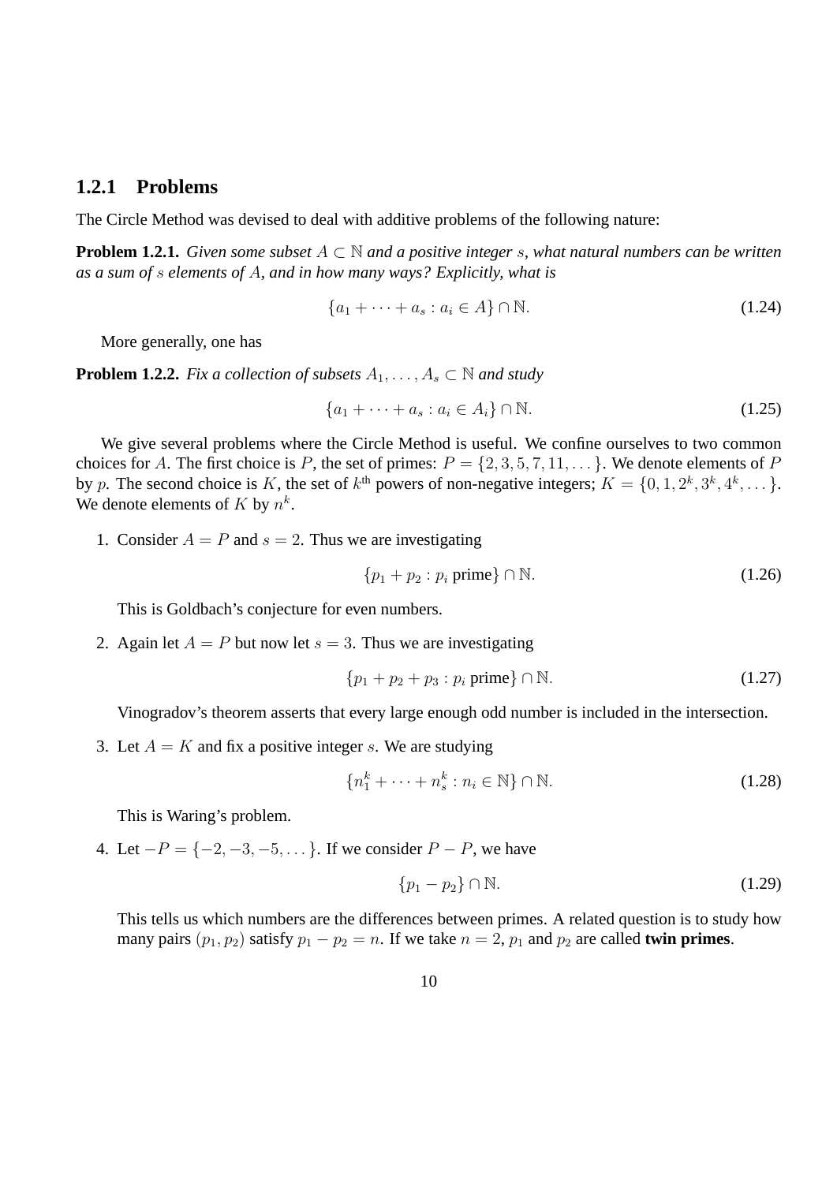### 1.2.1 Problems

The Circle Method was devised to deal with additive problems of the following nature:

**Problem 1.2.1.** *Given some subset $A \subset \mathbb{N}$ and a positive integer $s$, what natural numbers can be written as a sum of $s$ elements of $A$, and in how many ways? Explicitly, what is*

$$\{a_1 + \cdots + a_s : a_i \in A\} \cap \mathbb{N}. \tag{1.24}$$

More generally, one has

**Problem 1.2.2.** *Fix a collection of subsets $A_1, \ldots, A_s \subset \mathbb{N}$ and study*

$$\{a_1 + \cdots + a_s : a_i \in A_i\} \cap \mathbb{N}. \tag{1.25}$$

We give several problems where the Circle Method is useful. We confine ourselves to two common choices for $A$. The first choice is $P$, the set of primes: $P = \{2, 3, 5, 7, 11, \ldots\}$. We denote elements of $P$ by $p$. The second choice is $K$, the set of $k^{\text{th}}$ powers of non-negative integers; $K = \{0, 1, 2^k, 3^k, 4^k, \ldots\}$. We denote elements of $K$ by $n^k$.

1. Consider $A = P$ and $s = 2$. Thus we are investigating

   $$\{p_1 + p_2 : p_i \text{ prime}\} \cap \mathbb{N}. \tag{1.26}$$

   This is Goldbach's conjecture for even numbers.

2. Again let $A = P$ but now let $s = 3$. Thus we are investigating

   $$\{p_1 + p_2 + p_3 : p_i \text{ prime}\} \cap \mathbb{N}. \tag{1.27}$$

   Vinogradov's theorem asserts that every large enough odd number is included in the intersection.

3. Let $A = K$ and fix a positive integer $s$. We are studying

   $$\{n_1^k + \cdots + n_s^k : n_i \in \mathbb{N}\} \cap \mathbb{N}. \tag{1.28}$$

   This is Waring's problem.

4. Let $-P = \{-2, -3, -5, \ldots\}$. If we consider $P - P$, we have

   $$\{p_1 - p_2\} \cap \mathbb{N}. \tag{1.29}$$

   This tells us which numbers are the differences between primes. A related question is to study how many pairs $(p_1, p_2)$ satisfy $p_1 - p_2 = n$. If we take $n = 2$, $p_1$ and $p_2$ are called **twin primes**.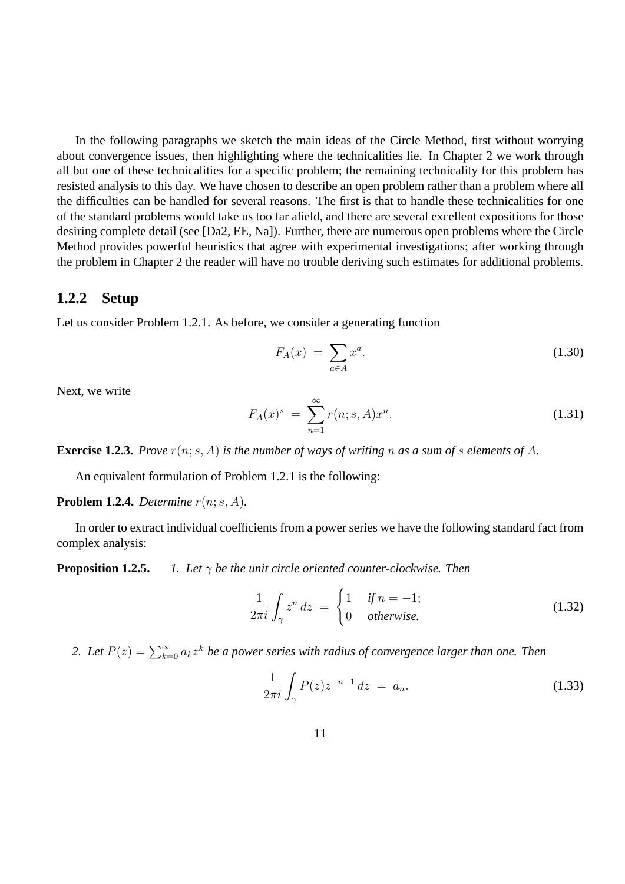In the following paragraphs we sketch the main ideas of the Circle Method, first without worrying about convergence issues, then highlighting where the technicalities lie. In Chapter 2 we work through all but one of these technicalities for a specific problem; the remaining technicality for this problem has resisted analysis to this day. We have chosen to describe an open problem rather than a problem where all the difficulties can be handled for several reasons. The first is that to handle these technicalities for one of the standard problems would take us too far afield, and there are several excellent expositions for those desiring complete detail (see [Da2, EE, Na]). Further, there are numerous open problems where the Circle Method provides powerful heuristics that agree with experimental investigations; after working through the problem in Chapter 2 the reader will have no trouble deriving such estimates for additional problems.

### 1.2.2 Setup

Let us consider Problem 1.2.1. As before, we consider a generating function

$$F_A(x) \;=\; \sum_{a\in A} x^a. \tag{1.30}$$

Next, we write

$$F_A(x)^s \;=\; \sum_{n=1}^{\infty} r(n;s,A)x^n. \tag{1.31}$$

**Exercise 1.2.3.** *Prove $r(n;s,A)$ is the number of ways of writing $n$ as a sum of $s$ elements of $A$.*

An equivalent formulation of Problem 1.2.1 is the following:

**Problem 1.2.4.** *Determine $r(n;s,A)$.*

In order to extract individual coefficients from a power series we have the following standard fact from complex analysis:

**Proposition 1.2.5.**

1. *Let $\gamma$ be the unit circle oriented counter-clockwise. Then*

$$\frac{1}{2\pi i}\int_{\gamma} z^n\,dz \;=\; \begin{cases} 1 & \text{if } n=-1; \\ 0 & \text{otherwise.} \end{cases} \tag{1.32}$$

2. *Let $P(z)=\sum_{k=0}^{\infty} a_k z^k$ be a power series with radius of convergence larger than one. Then*

$$\frac{1}{2\pi i}\int_{\gamma} P(z)z^{-n-1}\,dz \;=\; a_n. \tag{1.33}$$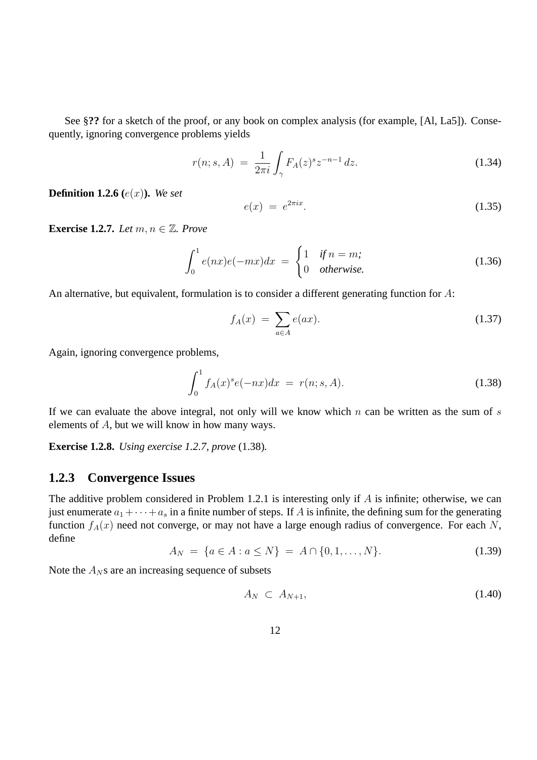See §**??** for a sketch of the proof, or any book on complex analysis (for example, [Al, La5]). Consequently, ignoring convergence problems yields

$$r(n; s, A) \;=\; \frac{1}{2\pi i}\int_\gamma F_A(z)^s z^{-n-1}\,dz. \tag{1.34}$$

**Definition 1.2.6 ($e(x)$).** *We set*

$$e(x) \;=\; e^{2\pi i x}. \tag{1.35}$$

**Exercise 1.2.7.** *Let $m, n \in \mathbb{Z}$. Prove*

$$\int_0^1 e(nx)e(-mx)dx \;=\; \begin{cases} 1 & \text{if } n = m; \\ 0 & \text{otherwise.} \end{cases} \tag{1.36}$$

An alternative, but equivalent, formulation is to consider a different generating function for $A$:

$$f_A(x) \;=\; \sum_{a \in A} e(ax). \tag{1.37}$$

Again, ignoring convergence problems,

$$\int_0^1 f_A(x)^s e(-nx)dx \;=\; r(n; s, A). \tag{1.38}$$

If we can evaluate the above integral, not only will we know which $n$ can be written as the sum of $s$ elements of $A$, but we will know in how many ways.

**Exercise 1.2.8.** *Using exercise 1.2.7, prove* (1.38)*.*

### 1.2.3 Convergence Issues

The additive problem considered in Problem 1.2.1 is interesting only if $A$ is infinite; otherwise, we can just enumerate $a_1 + \cdots + a_s$ in a finite number of steps. If $A$ is infinite, the defining sum for the generating function $f_A(x)$ need not converge, or may not have a large enough radius of convergence. For each $N$, define

$$A_N \;=\; \{a \in A : a \le N\} \;=\; A \cap \{0, 1, \ldots, N\}. \tag{1.39}$$

Note the $A_N$s are an increasing sequence of subsets

$$A_N \;\subset\; A_{N+1}, \tag{1.40}$$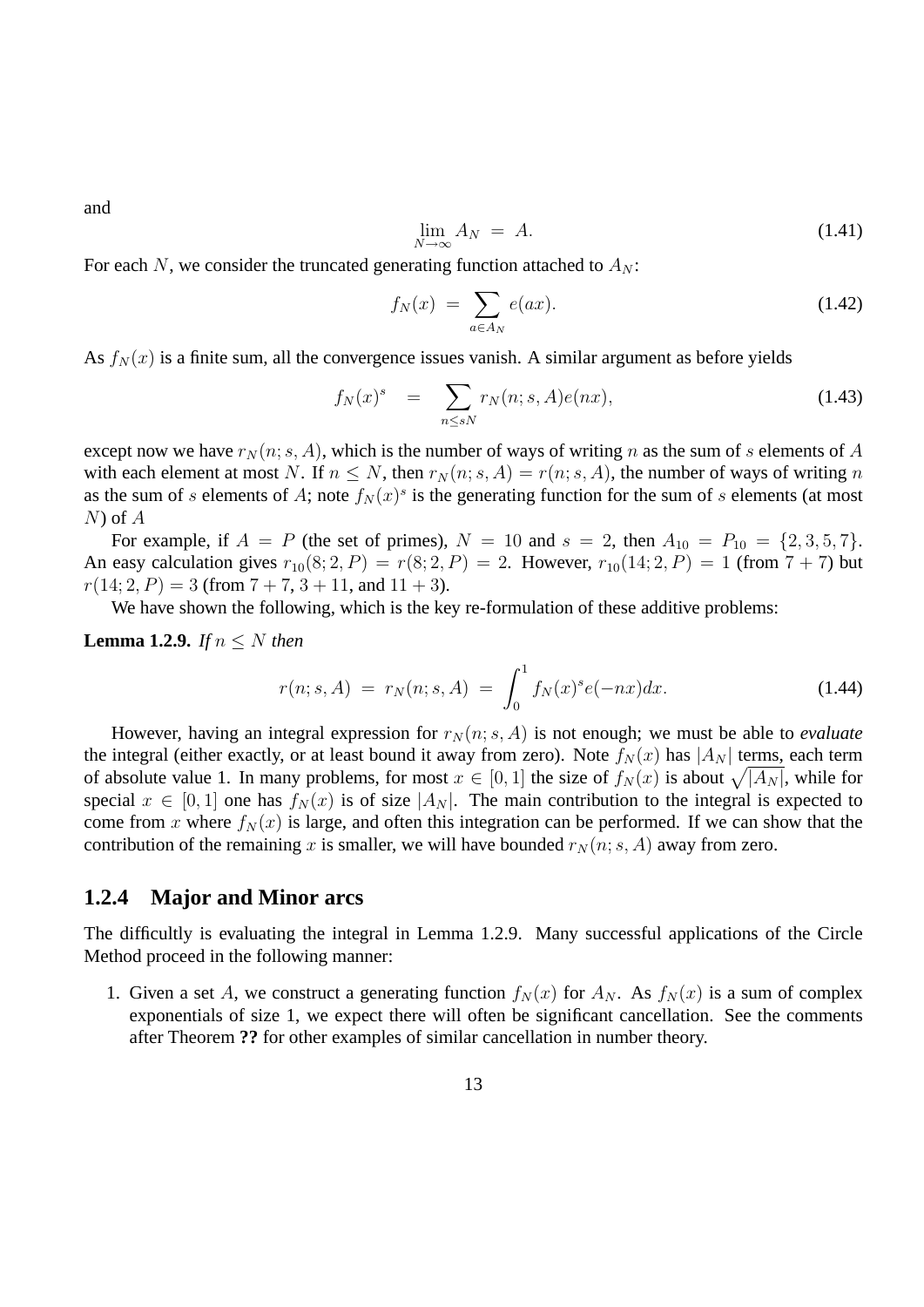and

$$\lim_{N\to\infty} A_N \ = \ A. \tag{1.41}$$

For each $N$, we consider the truncated generating function attached to $A_N$:

$$f_N(x) \ = \ \sum_{a\in A_N} e(ax). \tag{1.42}$$

As $f_N(x)$ is a finite sum, all the convergence issues vanish. A similar argument as before yields

$$f_N(x)^s \quad = \quad \sum_{n\le sN} r_N(n;s,A)e(nx), \tag{1.43}$$

except now we have $r_N(n;s,A)$, which is the number of ways of writing $n$ as the sum of $s$ elements of $A$ with each element at most $N$. If $n \le N$, then $r_N(n;s,A) = r(n;s,A)$, the number of ways of writing $n$ as the sum of $s$ elements of $A$; note $f_N(x)^s$ is the generating function for the sum of $s$ elements (at most $N$) of $A$

For example, if $A = P$ (the set of primes), $N = 10$ and $s = 2$, then $A_{10} = P_{10} = \{2,3,5,7\}$. An easy calculation gives $r_{10}(8;2,P) = r(8;2,P) = 2$. However, $r_{10}(14;2,P) = 1$ (from $7+7$) but $r(14;2,P) = 3$ (from $7+7$, $3+11$, and $11+3$).

We have shown the following, which is the key re-formulation of these additive problems:

**Lemma 1.2.9.** *If $n \le N$ then*

$$r(n;s,A) \ = \ r_N(n;s,A) \ = \ \int_0^1 f_N(x)^s e(-nx)dx. \tag{1.44}$$

However, having an integral expression for $r_N(n;s,A)$ is not enough; we must be able to *evaluate* the integral (either exactly, or at least bound it away from zero). Note $f_N(x)$ has $|A_N|$ terms, each term of absolute value 1. In many problems, for most $x \in [0,1]$ the size of $f_N(x)$ is about $\sqrt{|A_N|}$, while for special $x \in [0,1]$ one has $f_N(x)$ is of size $|A_N|$. The main contribution to the integral is expected to come from $x$ where $f_N(x)$ is large, and often this integration can be performed. If we can show that the contribution of the remaining $x$ is smaller, we will have bounded $r_N(n;s,A)$ away from zero.

### 1.2.4 Major and Minor arcs

The difficultly is evaluating the integral in Lemma 1.2.9. Many successful applications of the Circle Method proceed in the following manner:

1. Given a set $A$, we construct a generating function $f_N(x)$ for $A_N$. As $f_N(x)$ is a sum of complex exponentials of size 1, we expect there will often be significant cancellation. See the comments after Theorem **??** for other examples of similar cancellation in number theory.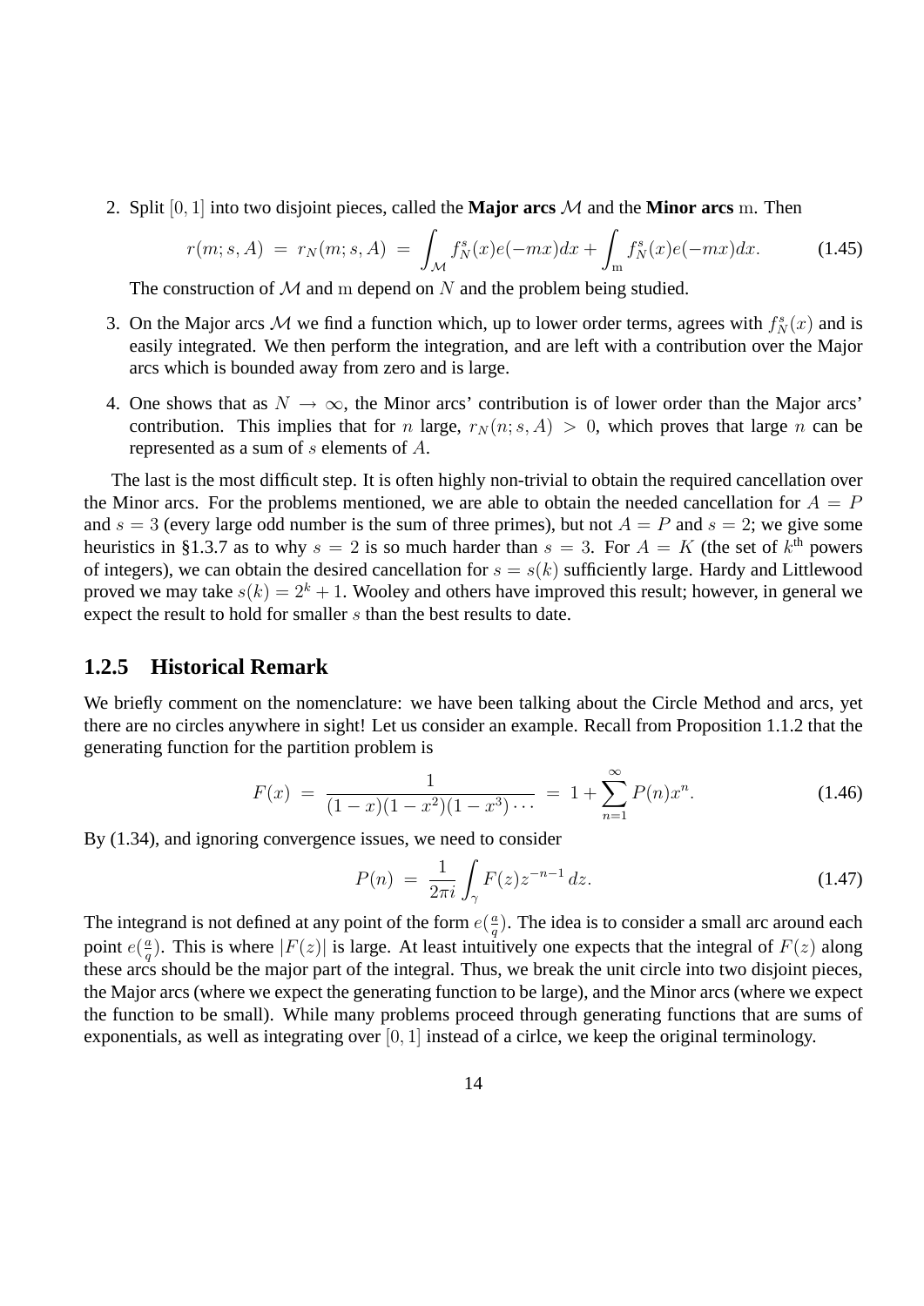2. Split $[0,1]$ into two disjoint pieces, called the **Major arcs** $\mathcal{M}$ and the **Minor arcs** $\mathrm{m}$. Then

$$r(m;s,A) \ = \ r_N(m;s,A) \ = \ \int_{\mathcal{M}} f_N^s(x)e(-mx)dx + \int_{\mathrm{m}} f_N^s(x)e(-mx)dx. \tag{1.45}$$

The construction of $\mathcal{M}$ and $\mathrm{m}$ depend on $N$ and the problem being studied.

3. On the Major arcs $\mathcal{M}$ we find a function which, up to lower order terms, agrees with $f_N^s(x)$ and is easily integrated. We then perform the integration, and are left with a contribution over the Major arcs which is bounded away from zero and is large.

4. One shows that as $N \to \infty$, the Minor arcs' contribution is of lower order than the Major arcs' contribution. This implies that for $n$ large, $r_N(n;s,A) > 0$, which proves that large $n$ can be represented as a sum of $s$ elements of $A$.

The last is the most difficult step. It is often highly non-trivial to obtain the required cancellation over the Minor arcs. For the problems mentioned, we are able to obtain the needed cancellation for $A = P$ and $s = 3$ (every large odd number is the sum of three primes), but not $A = P$ and $s = 2$; we give some heuristics in §1.3.7 as to why $s = 2$ is so much harder than $s = 3$. For $A = K$ (the set of $k^{\text{th}}$ powers of integers), we can obtain the desired cancellation for $s = s(k)$ sufficiently large. Hardy and Littlewood proved we may take $s(k) = 2^k + 1$. Wooley and others have improved this result; however, in general we expect the result to hold for smaller $s$ than the best results to date.

### 1.2.5 Historical Remark

We briefly comment on the nomenclature: we have been talking about the Circle Method and arcs, yet there are no circles anywhere in sight! Let us consider an example. Recall from Proposition 1.1.2 that the generating function for the partition problem is

$$F(x) \ = \ \frac{1}{(1-x)(1-x^2)(1-x^3)\cdots} \ = \ 1 + \sum_{n=1}^{\infty} P(n)x^n. \tag{1.46}$$

By (1.34), and ignoring convergence issues, we need to consider

$$P(n) \ = \ \frac{1}{2\pi i}\int_{\gamma} F(z)z^{-n-1}\,dz. \tag{1.47}$$

The integrand is not defined at any point of the form $e(\frac{a}{q})$. The idea is to consider a small arc around each point $e(\frac{a}{q})$. This is where $|F(z)|$ is large. At least intuitively one expects that the integral of $F(z)$ along these arcs should be the major part of the integral. Thus, we break the unit circle into two disjoint pieces, the Major arcs (where we expect the generating function to be large), and the Minor arcs (where we expect the function to be small). While many problems proceed through generating functions that are sums of exponentials, as well as integrating over $[0,1]$ instead of a cirlce, we keep the original terminology.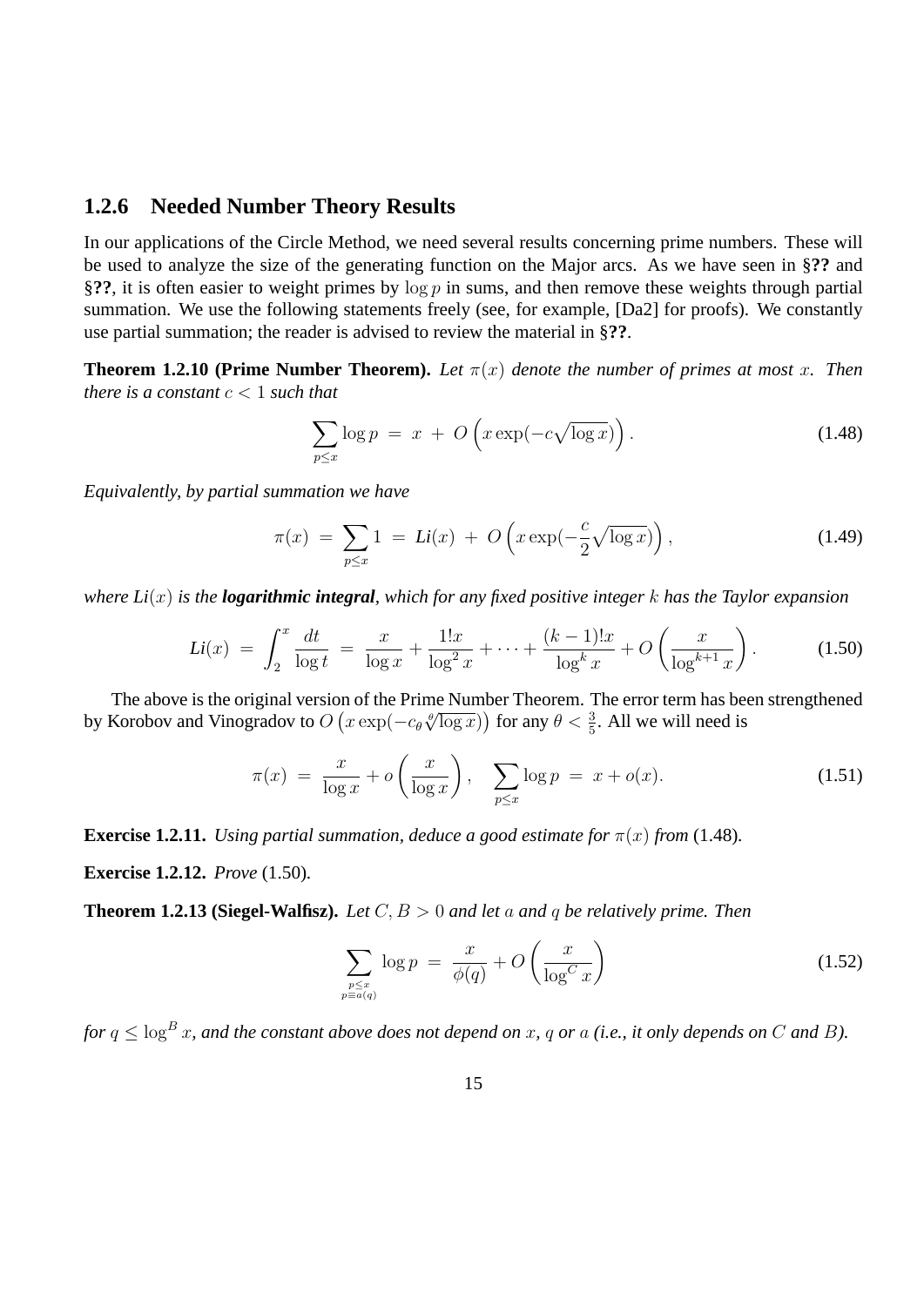### 1.2.6 Needed Number Theory Results

In our applications of the Circle Method, we need several results concerning prime numbers. These will be used to analyze the size of the generating function on the Major arcs. As we have seen in §**??** and §**??**, it is often easier to weight primes by $\log p$ in sums, and then remove these weights through partial summation. We use the following statements freely (see, for example, [Da2] for proofs). We constantly use partial summation; the reader is advised to review the material in §**??**.

**Theorem 1.2.10 (Prime Number Theorem).** *Let $\pi(x)$ denote the number of primes at most $x$. Then there is a constant $c < 1$ such that*

$$\sum_{p \leq x} \log p \;=\; x \;+\; O\left(x \exp(-c\sqrt{\log x})\right). \tag{1.48}$$

*Equivalently, by partial summation we have*

$$\pi(x) \;=\; \sum_{p \leq x} 1 \;=\; Li(x) \;+\; O\left(x \exp(-\frac{c}{2}\sqrt{\log x})\right), \tag{1.49}$$

*where $Li(x)$ is the **logarithmic integral**, which for any fixed positive integer $k$ has the Taylor expansion*

$$Li(x) \;=\; \int_2^x \frac{dt}{\log t} \;=\; \frac{x}{\log x} + \frac{1!x}{\log^2 x} + \cdots + \frac{(k-1)!x}{\log^k x} + O\left(\frac{x}{\log^{k+1} x}\right). \tag{1.50}$$

The above is the original version of the Prime Number Theorem. The error term has been strengthened by Korobov and Vinogradov to $O\left(x \exp(-c_\theta \sqrt[\theta]{\log x})\right)$ for any $\theta < \frac{3}{5}$. All we will need is

$$\pi(x) \;=\; \frac{x}{\log x} + o\left(\frac{x}{\log x}\right), \quad \sum_{p \leq x} \log p \;=\; x + o(x). \tag{1.51}$$

**Exercise 1.2.11.** *Using partial summation, deduce a good estimate for $\pi(x)$ from* (1.48)*.*

**Exercise 1.2.12.** *Prove* (1.50)*.*

**Theorem 1.2.13 (Siegel-Walfisz).** *Let $C, B > 0$ and let $a$ and $q$ be relatively prime. Then*

$$\sum_{\substack{p \leq x \\ p \equiv a(q)}} \log p \;=\; \frac{x}{\phi(q)} + O\left(\frac{x}{\log^C x}\right) \tag{1.52}$$

*for $q \leq \log^B x$, and the constant above does not depend on $x$, $q$ or $a$ (i.e., it only depends on $C$ and $B$).*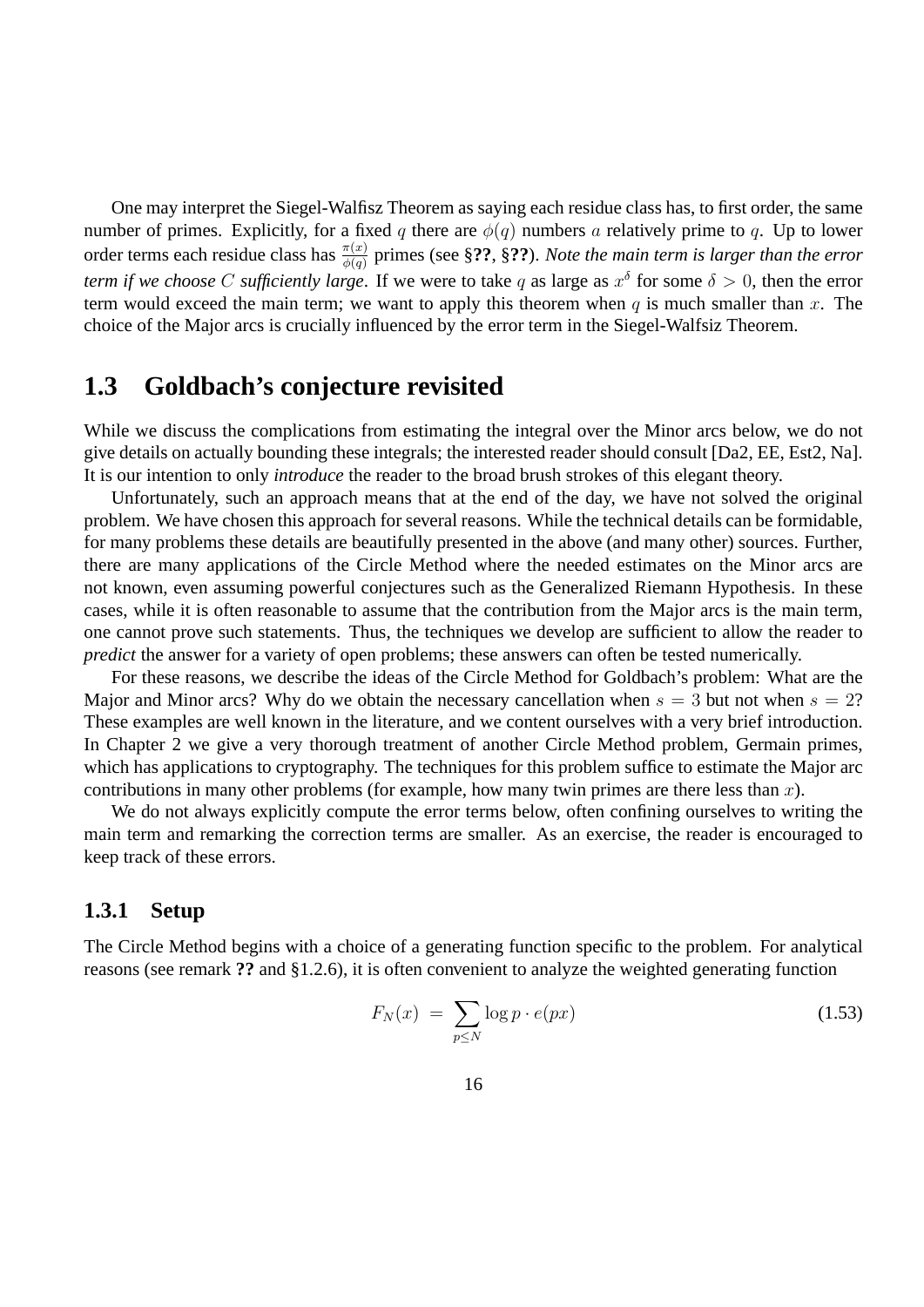One may interpret the Siegel-Walfisz Theorem as saying each residue class has, to first order, the same number of primes. Explicitly, for a fixed $q$ there are $\phi(q)$ numbers $a$ relatively prime to $q$. Up to lower order terms each residue class has $\frac{\pi(x)}{\phi(q)}$ primes (see §**??**, §**??**). *Note the main term is larger than the error term if we choose $C$ sufficiently large*. If we were to take $q$ as large as $x^\delta$ for some $\delta > 0$, then the error term would exceed the main term; we want to apply this theorem when $q$ is much smaller than $x$. The choice of the Major arcs is crucially influenced by the error term in the Siegel-Walfsiz Theorem.

## 1.3 Goldbach's conjecture revisited

While we discuss the complications from estimating the integral over the Minor arcs below, we do not give details on actually bounding these integrals; the interested reader should consult [Da2, EE, Est2, Na]. It is our intention to only *introduce* the reader to the broad brush strokes of this elegant theory.

Unfortunately, such an approach means that at the end of the day, we have not solved the original problem. We have chosen this approach for several reasons. While the technical details can be formidable, for many problems these details are beautifully presented in the above (and many other) sources. Further, there are many applications of the Circle Method where the needed estimates on the Minor arcs are not known, even assuming powerful conjectures such as the Generalized Riemann Hypothesis. In these cases, while it is often reasonable to assume that the contribution from the Major arcs is the main term, one cannot prove such statements. Thus, the techniques we develop are sufficient to allow the reader to *predict* the answer for a variety of open problems; these answers can often be tested numerically.

For these reasons, we describe the ideas of the Circle Method for Goldbach's problem: What are the Major and Minor arcs? Why do we obtain the necessary cancellation when $s = 3$ but not when $s = 2$? These examples are well known in the literature, and we content ourselves with a very brief introduction. In Chapter 2 we give a very thorough treatment of another Circle Method problem, Germain primes, which has applications to cryptography. The techniques for this problem suffice to estimate the Major arc contributions in many other problems (for example, how many twin primes are there less than $x$).

We do not always explicitly compute the error terms below, often confining ourselves to writing the main term and remarking the correction terms are smaller. As an exercise, the reader is encouraged to keep track of these errors.

### 1.3.1 Setup

The Circle Method begins with a choice of a generating function specific to the problem. For analytical reasons (see remark **??** and §1.2.6), it is often convenient to analyze the weighted generating function

$$F_N(x) \;=\; \sum_{p \le N} \log p \cdot e(px) \tag{1.53}$$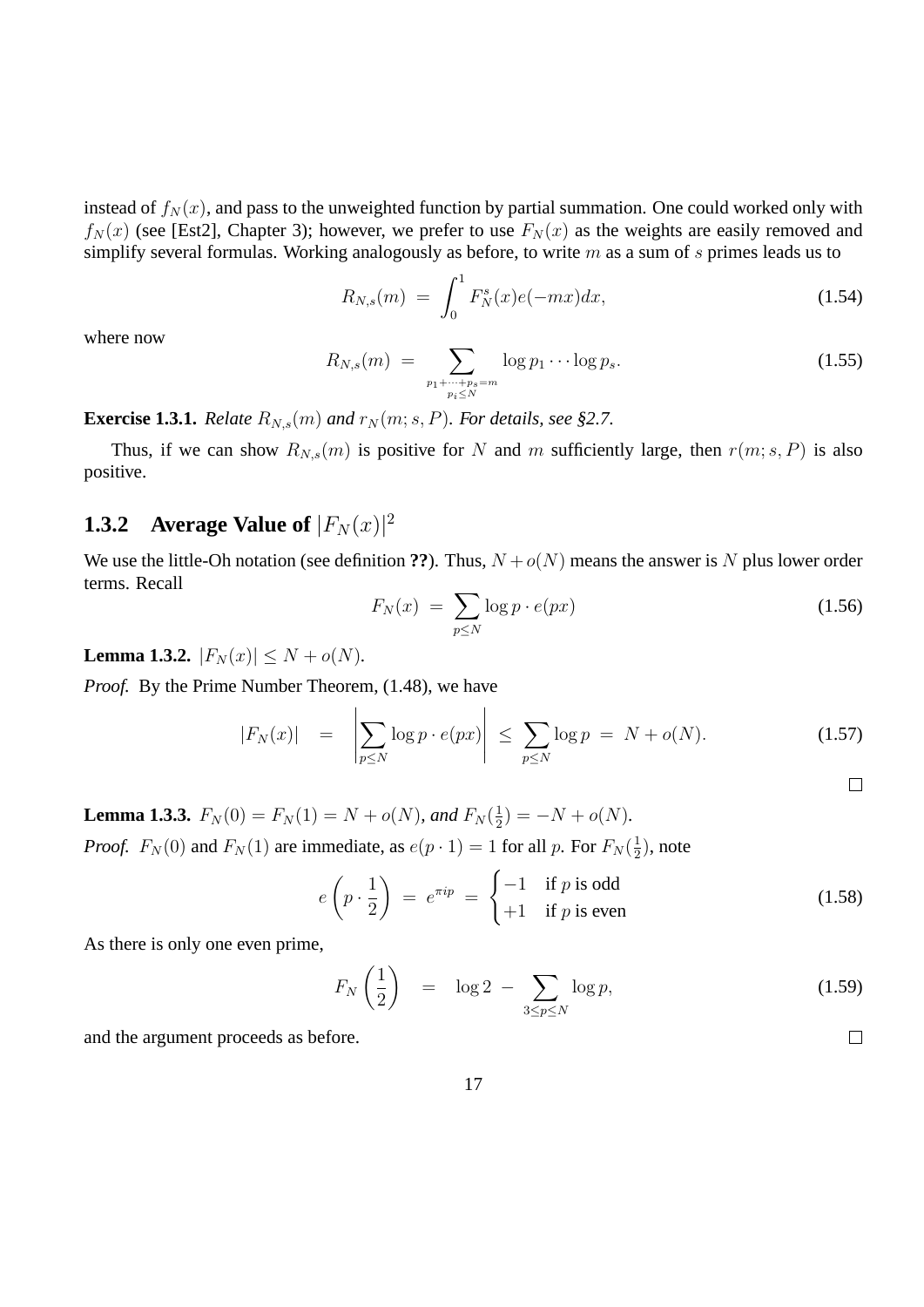instead of $f_N(x)$, and pass to the unweighted function by partial summation. One could worked only with $f_N(x)$ (see [Est2], Chapter 3); however, we prefer to use $F_N(x)$ as the weights are easily removed and simplify several formulas. Working analogously as before, to write $m$ as a sum of $s$ primes leads us to

$$R_{N,s}(m) \;=\; \int_0^1 F_N^s(x) e(-mx) dx, \tag{1.54}$$

where now

$$R_{N,s}(m) \;=\; \sum_{\substack{p_1+\cdots+p_s=m \\ p_i \leq N}} \log p_1 \cdots \log p_s. \tag{1.55}$$

**Exercise 1.3.1.** *Relate $R_{N,s}(m)$ and $r_N(m; s, P)$. For details, see §2.7.*

Thus, if we can show $R_{N,s}(m)$ is positive for $N$ and $m$ sufficiently large, then $r(m; s, P)$ is also positive.

### 1.3.2 Average Value of $|F_N(x)|^2$

We use the little-Oh notation (see definition **??**). Thus, $N + o(N)$ means the answer is $N$ plus lower order terms. Recall

$$F_N(x) \;=\; \sum_{p \leq N} \log p \cdot e(px) \tag{1.56}$$

**Lemma 1.3.2.** *$|F_N(x)| \leq N + o(N)$.*

*Proof.* By the Prime Number Theorem, (1.48), we have

$$|F_N(x)| \;\;=\;\; \left| \sum_{p \leq N} \log p \cdot e(px) \right| \;\leq\; \sum_{p \leq N} \log p \;=\; N + o(N). \tag{1.57}$$

□

**Lemma 1.3.3.** *$F_N(0) = F_N(1) = N + o(N)$, and $F_N(\frac{1}{2}) = -N + o(N)$.*

*Proof.* $F_N(0)$ and $F_N(1)$ are immediate, as $e(p \cdot 1) = 1$ for all $p$. For $F_N(\frac{1}{2})$, note

$$e\left(p \cdot \frac{1}{2}\right) \;=\; e^{\pi i p} \;=\; \begin{cases} -1 & \text{if } p \text{ is odd} \\ +1 & \text{if } p \text{ is even} \end{cases} \tag{1.58}$$

As there is only one even prime,

$$F_N\left(\frac{1}{2}\right) \;\;=\;\; \log 2 \;-\; \sum_{3 \leq p \leq N} \log p, \tag{1.59}$$

and the argument proceeds as before. □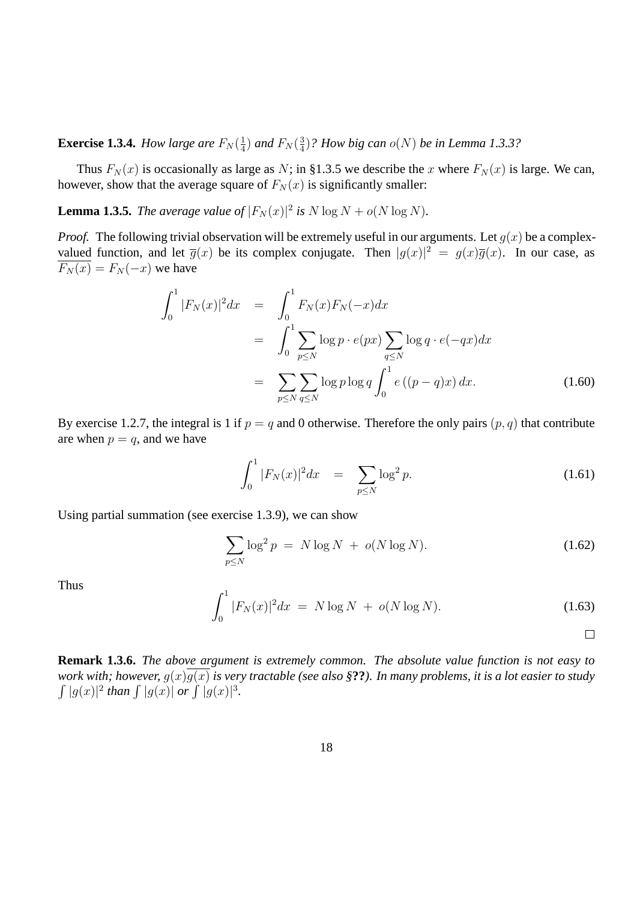**Exercise 1.3.4.** *How large are $F_N(\frac{1}{4})$ and $F_N(\frac{3}{4})$? How big can $o(N)$ be in Lemma 1.3.3?*

Thus $F_N(x)$ is occasionally as large as $N$; in §1.3.5 we describe the $x$ where $F_N(x)$ is large. We can, however, show that the average square of $F_N(x)$ is significantly smaller:

**Lemma 1.3.5.** *The average value of $|F_N(x)|^2$ is $N \log N + o(N \log N)$.*

*Proof.* The following trivial observation will be extremely useful in our arguments. Let $g(x)$ be a complex-valued function, and let $\overline{g}(x)$ be its complex conjugate. Then $|g(x)|^2 = g(x)\overline{g}(x)$. In our case, as $\overline{F_N(x)} = F_N(-x)$ we have

$$\begin{aligned} \int_0^1 |F_N(x)|^2 dx &= \int_0^1 F_N(x) F_N(-x) dx \\ &= \int_0^1 \sum_{p \le N} \log p \cdot e(px) \sum_{q \le N} \log q \cdot e(-qx) dx \\ &= \sum_{p \le N} \sum_{q \le N} \log p \log q \int_0^1 e\left((p-q)x\right) dx. \end{aligned} \tag{1.60}$$

By exercise 1.2.7, the integral is 1 if $p = q$ and 0 otherwise. Therefore the only pairs $(p, q)$ that contribute are when $p = q$, and we have

$$\int_0^1 |F_N(x)|^2 dx = \sum_{p \le N} \log^2 p. \tag{1.61}$$

Using partial summation (see exercise 1.3.9), we can show

$$\sum_{p \le N} \log^2 p = N \log N + o(N \log N). \tag{1.62}$$

Thus

$$\int_0^1 |F_N(x)|^2 dx = N \log N + o(N \log N). \tag{1.63}$$

$\square$

**Remark 1.3.6.** *The above argument is extremely common. The absolute value function is not easy to work with; however, $g(x)\overline{g(x)}$ is very tractable (see also §**??**). In many problems, it is a lot easier to study $\int |g(x)|^2$ than $\int |g(x)|$ or $\int |g(x)|^3$.*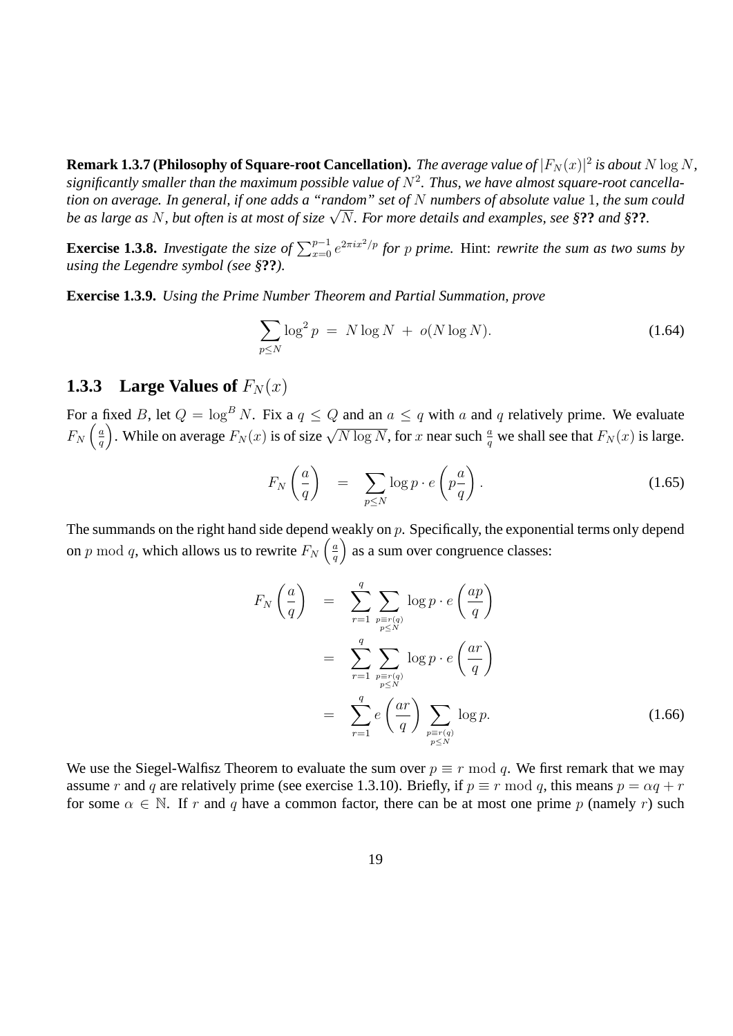**Remark 1.3.7 (Philosophy of Square-root Cancellation).** *The average value of $|F_N(x)|^2$ is about $N \log N$, significantly smaller than the maximum possible value of $N^2$. Thus, we have almost square-root cancellation on average. In general, if one adds a "random" set of $N$ numbers of absolute value $1$, the sum could be as large as $N$, but often is at most of size $\sqrt{N}$. For more details and examples, see §**??** and §**??**.*

**Exercise 1.3.8.** *Investigate the size of $\sum_{x=0}^{p-1} e^{2\pi i x^2/p}$ for $p$ prime.* Hint: *rewrite the sum as two sums by using the Legendre symbol (see §**??**).*

**Exercise 1.3.9.** *Using the Prime Number Theorem and Partial Summation, prove*

$$\sum_{p \leq N} \log^2 p \;=\; N \log N \;+\; o(N \log N). \tag{1.64}$$

### 1.3.3 Large Values of $F_N(x)$

For a fixed $B$, let $Q = \log^B N$. Fix a $q \leq Q$ and an $a \leq q$ with $a$ and $q$ relatively prime. We evaluate $F_N\left(\frac{a}{q}\right)$. While on average $F_N(x)$ is of size $\sqrt{N \log N}$, for $x$ near such $\frac{a}{q}$ we shall see that $F_N(x)$ is large.

$$F_N\left(\frac{a}{q}\right) \quad = \quad \sum_{p \leq N} \log p \cdot e\left(p \frac{a}{q}\right). \tag{1.65}$$

The summands on the right hand side depend weakly on $p$. Specifically, the exponential terms only depend on $p \bmod q$, which allows us to rewrite $F_N\left(\frac{a}{q}\right)$ as a sum over congruence classes:

$$\begin{aligned}
F_N\left(\frac{a}{q}\right) &= \sum_{r=1}^{q} \sum_{\substack{p \equiv r(q) \\ p \leq N}} \log p \cdot e\left(\frac{ap}{q}\right) \\
&= \sum_{r=1}^{q} \sum_{\substack{p \equiv r(q) \\ p \leq N}} \log p \cdot e\left(\frac{ar}{q}\right) \\
&= \sum_{r=1}^{q} e\left(\frac{ar}{q}\right) \sum_{\substack{p \equiv r(q) \\ p \leq N}} \log p.
\end{aligned} \tag{1.66}$$

We use the Siegel-Walfisz Theorem to evaluate the sum over $p \equiv r \bmod q$. We first remark that we may assume $r$ and $q$ are relatively prime (see exercise 1.3.10). Briefly, if $p \equiv r \bmod q$, this means $p = \alpha q + r$ for some $\alpha \in \mathbb{N}$. If $r$ and $q$ have a common factor, there can be at most one prime $p$ (namely $r$) such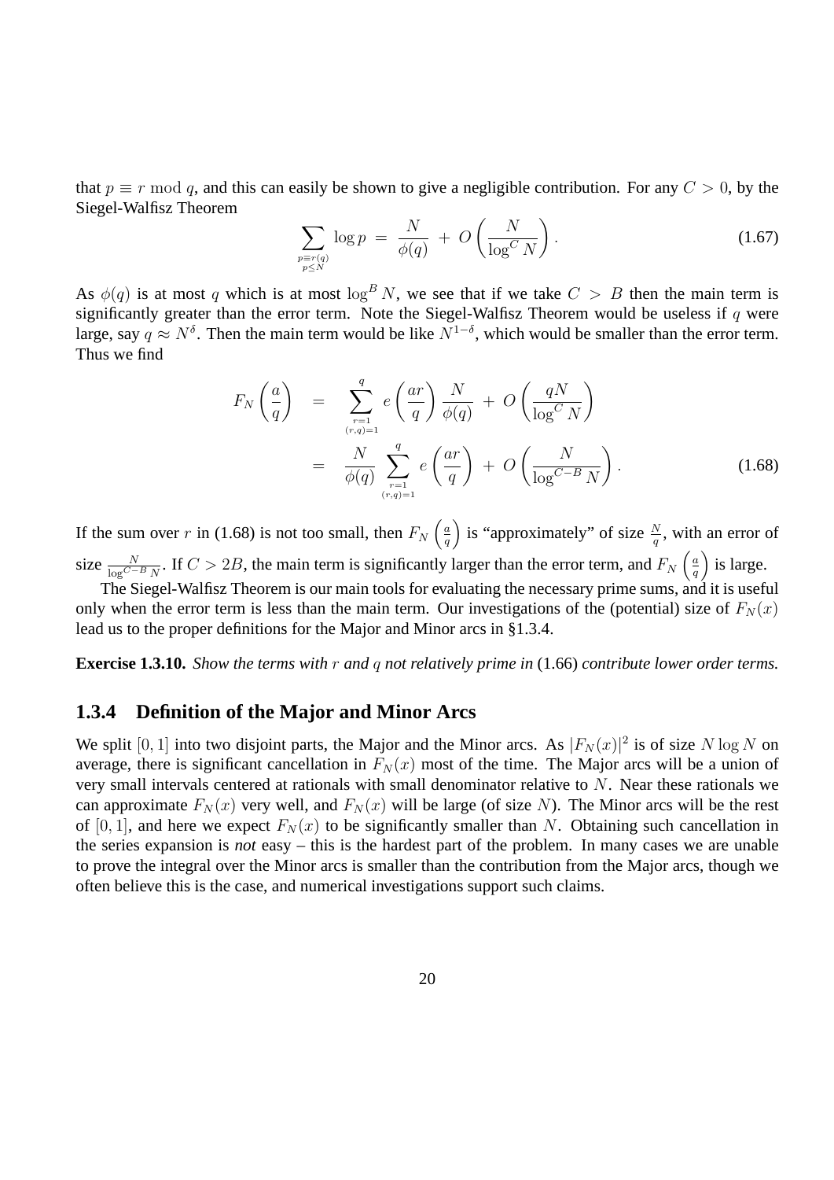that $p \equiv r \bmod q$, and this can easily be shown to give a negligible contribution. For any $C > 0$, by the Siegel-Walfisz Theorem

$$\sum_{\substack{p \equiv r(q) \\ p \leq N}} \log p \;=\; \frac{N}{\phi(q)} \;+\; O\left(\frac{N}{\log^C N}\right). \tag{1.67}$$

As $\phi(q)$ is at most $q$ which is at most $\log^B N$, we see that if we take $C > B$ then the main term is significantly greater than the error term. Note the Siegel-Walfisz Theorem would be useless if $q$ were large, say $q \approx N^\delta$. Then the main term would be like $N^{1-\delta}$, which would be smaller than the error term. Thus we find

$$\begin{aligned} F_N\left(\frac{a}{q}\right) &= \sum_{\substack{r=1 \\ (r,q)=1}}^{q} e\left(\frac{ar}{q}\right)\frac{N}{\phi(q)} \;+\; O\left(\frac{qN}{\log^C N}\right) \\ &= \frac{N}{\phi(q)} \sum_{\substack{r=1 \\ (r,q)=1}}^{q} e\left(\frac{ar}{q}\right) \;+\; O\left(\frac{N}{\log^{C-B} N}\right). \end{aligned} \tag{1.68}$$

If the sum over $r$ in (1.68) is not too small, then $F_N\left(\frac{a}{q}\right)$ is "approximately" of size $\frac{N}{q}$, with an error of size $\frac{N}{\log^{C-B} N}$. If $C > 2B$, the main term is significantly larger than the error term, and $F_N\left(\frac{a}{q}\right)$ is large.

The Siegel-Walfisz Theorem is our main tools for evaluating the necessary prime sums, and it is useful only when the error term is less than the main term. Our investigations of the (potential) size of $F_N(x)$ lead us to the proper definitions for the Major and Minor arcs in §1.3.4.

**Exercise 1.3.10.** *Show the terms with $r$ and $q$ not relatively prime in* (1.66) *contribute lower order terms.*

### 1.3.4 Definition of the Major and Minor Arcs

We split $[0,1]$ into two disjoint parts, the Major and the Minor arcs. As $|F_N(x)|^2$ is of size $N \log N$ on average, there is significant cancellation in $F_N(x)$ most of the time. The Major arcs will be a union of very small intervals centered at rationals with small denominator relative to $N$. Near these rationals we can approximate $F_N(x)$ very well, and $F_N(x)$ will be large (of size $N$). The Minor arcs will be the rest of $[0,1]$, and here we expect $F_N(x)$ to be significantly smaller than $N$. Obtaining such cancellation in the series expansion is *not* easy – this is the hardest part of the problem. In many cases we are unable to prove the integral over the Minor arcs is smaller than the contribution from the Major arcs, though we often believe this is the case, and numerical investigations support such claims.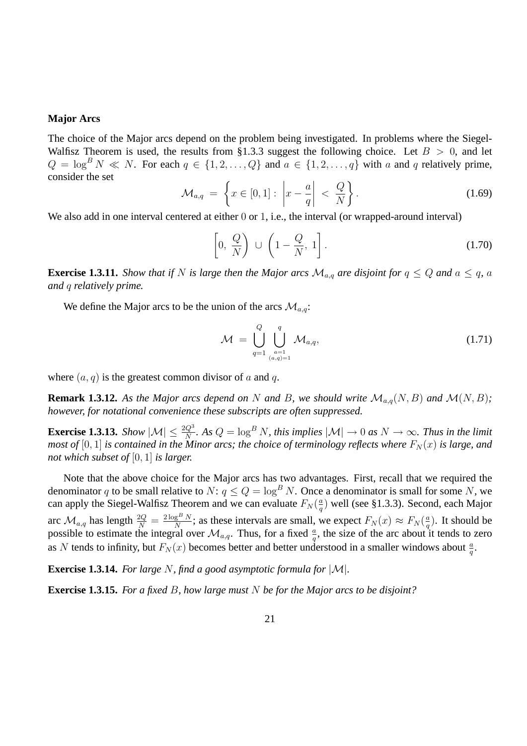**Major Arcs**

The choice of the Major arcs depend on the problem being investigated. In problems where the Siegel-Walfisz Theorem is used, the results from §1.3.3 suggest the following choice. Let $B > 0$, and let $Q = \log^B N \ll N$. For each $q \in \{1, 2, \dots, Q\}$ and $a \in \{1, 2, \dots, q\}$ with $a$ and $q$ relatively prime, consider the set

$$\mathcal{M}_{a,q} \ = \ \left\{ x \in [0,1] : \ \left| x - \frac{a}{q} \right| \ < \ \frac{Q}{N} \right\}. \tag{1.69}$$

We also add in one interval centered at either $0$ or $1$, i.e., the interval (or wrapped-around interval)

$$\left[0, \ \frac{Q}{N}\right) \ \cup \ \left(1 - \frac{Q}{N}, \ 1\right]. \tag{1.70}$$

**Exercise 1.3.11.** *Show that if $N$ is large then the Major arcs $\mathcal{M}_{a,q}$ are disjoint for $q \leq Q$ and $a \leq q$, $a$ and $q$ relatively prime.*

We define the Major arcs to be the union of the arcs $\mathcal{M}_{a,q}$:

$$\mathcal{M} \ = \ \bigcup_{q=1}^{Q} \ \bigcup_{\substack{a=1 \\ (a,q)=1}}^{q} \ \mathcal{M}_{a,q}, \tag{1.71}$$

where $(a, q)$ is the greatest common divisor of $a$ and $q$.

**Remark 1.3.12.** *As the Major arcs depend on $N$ and $B$, we should write $\mathcal{M}_{a,q}(N, B)$ and $\mathcal{M}(N, B)$; however, for notational convenience these subscripts are often suppressed.*

**Exercise 1.3.13.** *Show $|\mathcal{M}| \leq \frac{2Q^3}{N}$. As $Q = \log^B N$, this implies $|\mathcal{M}| \to 0$ as $N \to \infty$. Thus in the limit most of $[0, 1]$ is contained in the Minor arcs; the choice of terminology reflects where $F_N(x)$ is large, and not which subset of $[0, 1]$ is larger.*

Note that the above choice for the Major arcs has two advantages. First, recall that we required the denominator $q$ to be small relative to $N$: $q \leq Q = \log^B N$. Once a denominator is small for some $N$, we can apply the Siegel-Walfisz Theorem and we can evaluate $F_N(\frac{a}{q})$ well (see §1.3.3). Second, each Major arc $\mathcal{M}_{a,q}$ has length $\frac{2Q}{N} = \frac{2 \log^B N}{N}$; as these intervals are small, we expect $F_N(x) \approx F_N(\frac{a}{q})$. It should be possible to estimate the integral over $\mathcal{M}_{a,q}$. Thus, for a fixed $\frac{a}{q}$, the size of the arc about it tends to zero as $N$ tends to infinity, but $F_N(x)$ becomes better and better understood in a smaller windows about $\frac{a}{q}$.

**Exercise 1.3.14.** *For large $N$, find a good asymptotic formula for $|\mathcal{M}|$.*

**Exercise 1.3.15.** *For a fixed $B$, how large must $N$ be for the Major arcs to be disjoint?*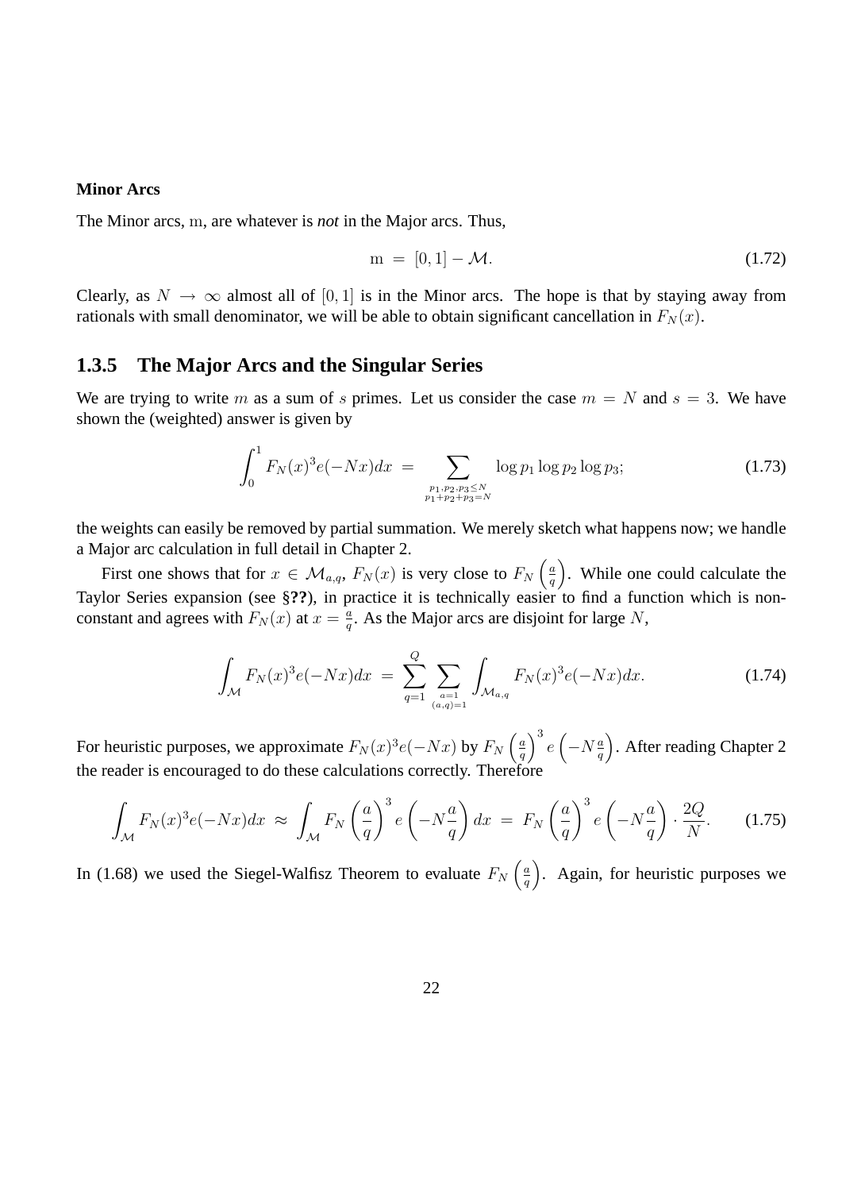**Minor Arcs**

The Minor arcs, $\mathrm{m}$, are whatever is *not* in the Major arcs. Thus,

$$\mathrm{m} \ = \ [0,1] - \mathcal{M}. \tag{1.72}$$

Clearly, as $N \to \infty$ almost all of $[0,1]$ is in the Minor arcs. The hope is that by staying away from rationals with small denominator, we will be able to obtain significant cancellation in $F_N(x)$.

### 1.3.5 The Major Arcs and the Singular Series

We are trying to write $m$ as a sum of $s$ primes. Let us consider the case $m = N$ and $s = 3$. We have shown the (weighted) answer is given by

$$\int_0^1 F_N(x)^3 e(-Nx)dx \ = \sum_{\substack{p_1,p_2,p_3 \le N \\ p_1+p_2+p_3=N}} \log p_1 \log p_2 \log p_3; \tag{1.73}$$

the weights can easily be removed by partial summation. We merely sketch what happens now; we handle a Major arc calculation in full detail in Chapter 2.

First one shows that for $x \in \mathcal{M}_{a,q}$, $F_N(x)$ is very close to $F_N\left(\frac{a}{q}\right)$. While one could calculate the Taylor Series expansion (see §**??**), in practice it is technically easier to find a function which is non-constant and agrees with $F_N(x)$ at $x = \frac{a}{q}$. As the Major arcs are disjoint for large $N$,

$$\int_{\mathcal{M}} F_N(x)^3 e(-Nx)dx \ = \ \sum_{q=1}^{Q} \sum_{\substack{a=1 \\ (a,q)=1}} \int_{\mathcal{M}_{a,q}} F_N(x)^3 e(-Nx)dx. \tag{1.74}$$

For heuristic purposes, we approximate $F_N(x)^3 e(-Nx)$ by $F_N\left(\frac{a}{q}\right)^3 e\left(-N\frac{a}{q}\right)$. After reading Chapter 2 the reader is encouraged to do these calculations correctly. Therefore

$$\int_{\mathcal{M}} F_N(x)^3 e(-Nx)dx \ \approx \ \int_{\mathcal{M}} F_N\left(\frac{a}{q}\right)^3 e\left(-N\frac{a}{q}\right)dx \ = \ F_N\left(\frac{a}{q}\right)^3 e\left(-N\frac{a}{q}\right) \cdot \frac{2Q}{N}. \tag{1.75}$$

In (1.68) we used the Siegel-Walfisz Theorem to evaluate $F_N\left(\frac{a}{q}\right)$. Again, for heuristic purposes we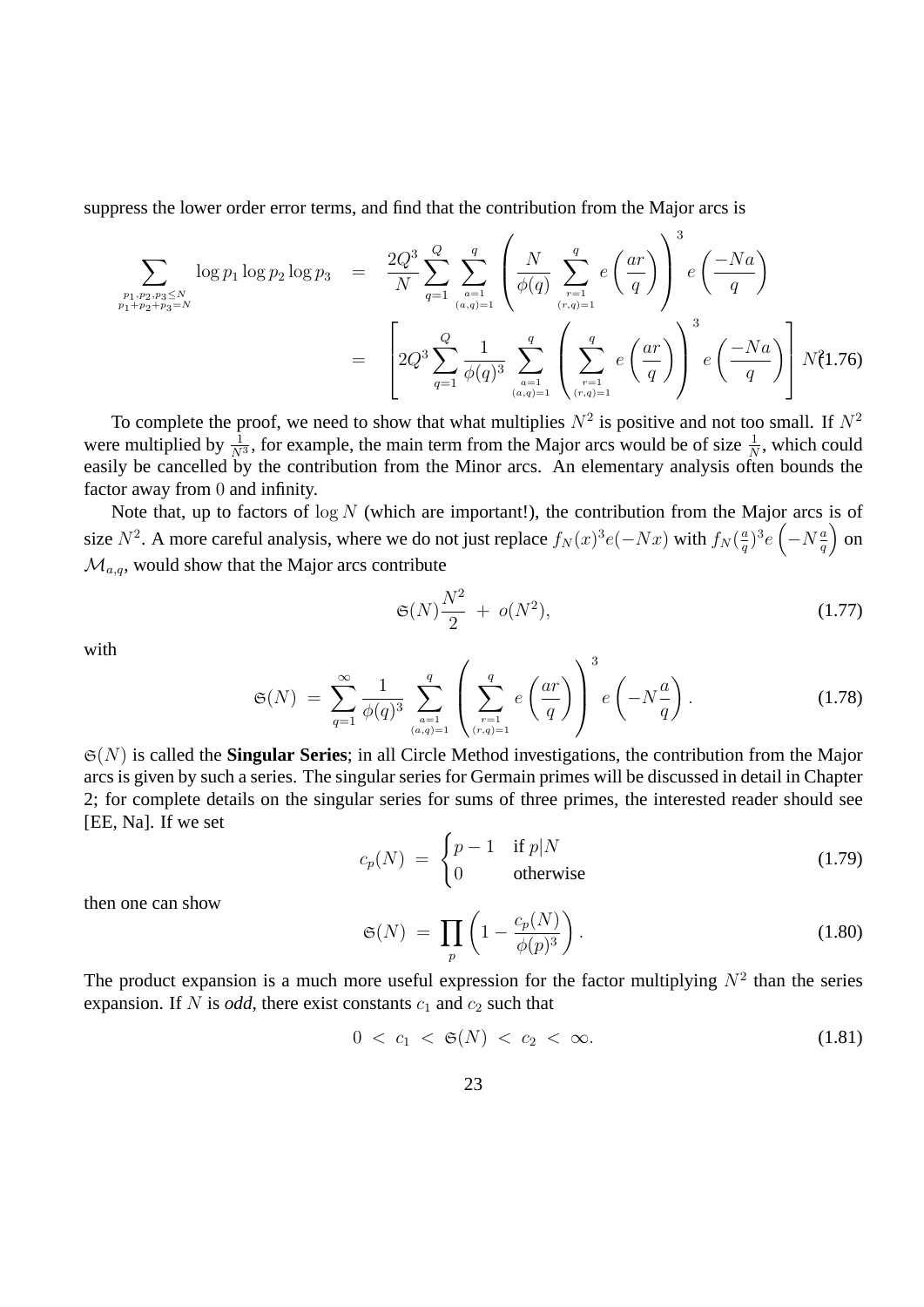suppress the lower order error terms, and find that the contribution from the Major arcs is

$$\begin{aligned}
\sum_{\substack{p_1,p_2,p_3 \le N \\ p_1+p_2+p_3=N}} \log p_1 \log p_2 \log p_3 &= \frac{2Q^3}{N} \sum_{q=1}^{Q} \sum_{\substack{a=1 \\ (a,q)=1}}^{q} \left( \frac{N}{\phi(q)} \sum_{\substack{r=1 \\ (r,q)=1}}^{q} e\left(\frac{ar}{q}\right) \right)^3 e\left(\frac{-Na}{q}\right) \\
&= \left[ 2Q^3 \sum_{q=1}^{Q} \frac{1}{\phi(q)^3} \sum_{\substack{a=1 \\ (a,q)=1}}^{q} \left( \sum_{\substack{r=1 \\ (r,q)=1}}^{q} e\left(\frac{ar}{q}\right) \right)^3 e\left(\frac{-Na}{q}\right) \right] N^2 \qquad (1.76)
\end{aligned}$$

To complete the proof, we need to show that what multiplies $N^2$ is positive and not too small. If $N^2$ were multiplied by $\frac{1}{N^3}$, for example, the main term from the Major arcs would be of size $\frac{1}{N}$, which could easily be cancelled by the contribution from the Minor arcs. An elementary analysis often bounds the factor away from $0$ and infinity.

Note that, up to factors of $\log N$ (which are important!), the contribution from the Major arcs is of size $N^2$. A more careful analysis, where we do not just replace $f_N(x)^3 e(-Nx)$ with $f_N(\frac{a}{q})^3 e\left(-N\frac{a}{q}\right)$ on $\mathcal{M}_{a,q}$, would show that the Major arcs contribute

$$\mathfrak{S}(N)\frac{N^2}{2} \ + \ o(N^2), \tag{1.77}$$

with

$$\mathfrak{S}(N) \ = \ \sum_{q=1}^{\infty} \frac{1}{\phi(q)^3} \sum_{\substack{a=1 \\ (a,q)=1}}^{q} \left( \sum_{\substack{r=1 \\ (r,q)=1}}^{q} e\left(\frac{ar}{q}\right) \right)^3 e\left(-N\frac{a}{q}\right). \tag{1.78}$$

$\mathfrak{S}(N)$ is called the **Singular Series**; in all Circle Method investigations, the contribution from the Major arcs is given by such a series. The singular series for Germain primes will be discussed in detail in Chapter 2; for complete details on the singular series for sums of three primes, the interested reader should see [EE, Na]. If we set

$$c_p(N) \ = \ \begin{cases} p-1 & \text{if } p|N \\ 0 & \text{otherwise} \end{cases} \tag{1.79}$$

then one can show

$$\mathfrak{S}(N) \ = \ \prod_p \left(1 - \frac{c_p(N)}{\phi(p)^3}\right). \tag{1.80}$$

The product expansion is a much more useful expression for the factor multiplying $N^2$ than the series expansion. If $N$ is *odd*, there exist constants $c_1$ and $c_2$ such that

$$0 \ < \ c_1 \ < \ \mathfrak{S}(N) \ < \ c_2 \ < \ \infty. \tag{1.81}$$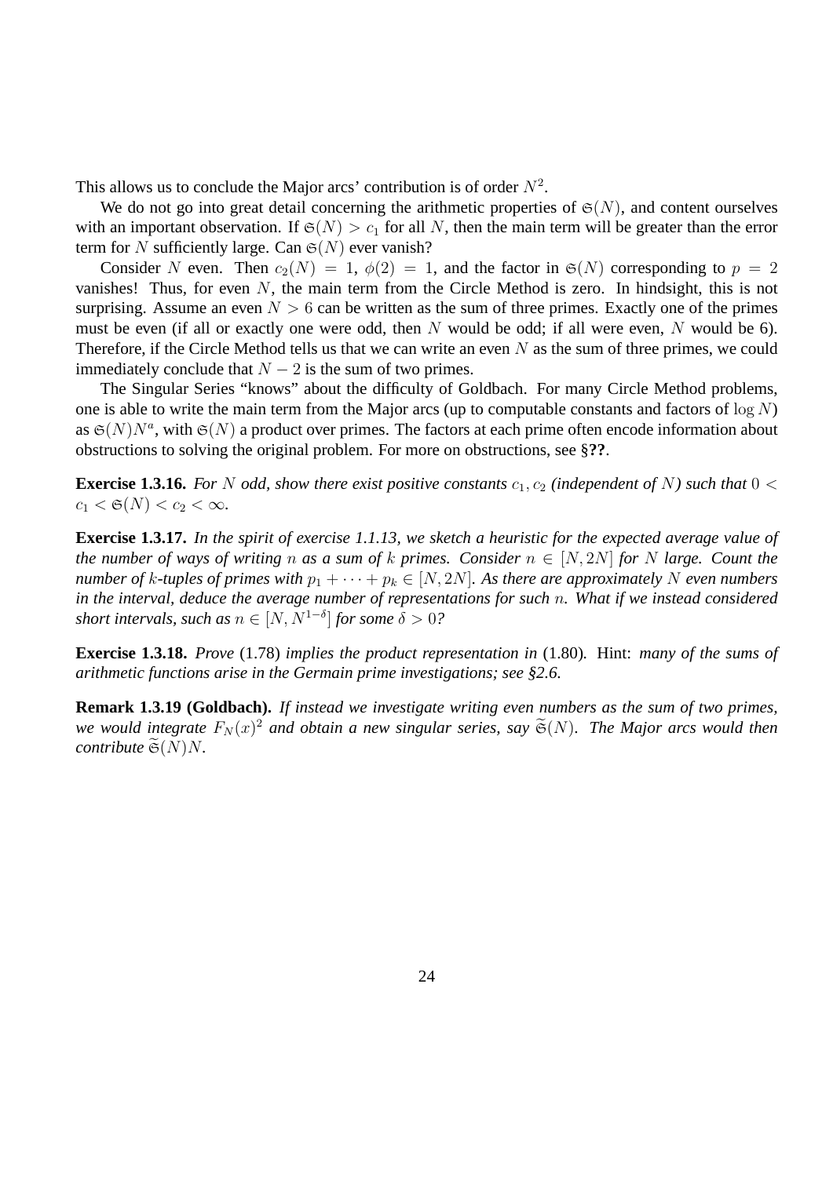This allows us to conclude the Major arcs' contribution is of order $N^2$.

We do not go into great detail concerning the arithmetic properties of $\mathfrak{S}(N)$, and content ourselves with an important observation. If $\mathfrak{S}(N) > c_1$ for all $N$, then the main term will be greater than the error term for $N$ sufficiently large. Can $\mathfrak{S}(N)$ ever vanish?

Consider $N$ even. Then $c_2(N) = 1$, $\phi(2) = 1$, and the factor in $\mathfrak{S}(N)$ corresponding to $p = 2$ vanishes! Thus, for even $N$, the main term from the Circle Method is zero. In hindsight, this is not surprising. Assume an even $N > 6$ can be written as the sum of three primes. Exactly one of the primes must be even (if all or exactly one were odd, then $N$ would be odd; if all were even, $N$ would be 6). Therefore, if the Circle Method tells us that we can write an even $N$ as the sum of three primes, we could immediately conclude that $N - 2$ is the sum of two primes.

The Singular Series "knows" about the difficulty of Goldbach. For many Circle Method problems, one is able to write the main term from the Major arcs (up to computable constants and factors of $\log N$) as $\mathfrak{S}(N)N^a$, with $\mathfrak{S}(N)$ a product over primes. The factors at each prime often encode information about obstructions to solving the original problem. For more on obstructions, see §**??**.

**Exercise 1.3.16.** *For $N$ odd, show there exist positive constants $c_1, c_2$ (independent of $N$) such that $0 < c_1 < \mathfrak{S}(N) < c_2 < \infty$.*

**Exercise 1.3.17.** *In the spirit of exercise 1.1.13, we sketch a heuristic for the expected average value of the number of ways of writing $n$ as a sum of $k$ primes. Consider $n \in [N, 2N]$ for $N$ large. Count the number of $k$-tuples of primes with $p_1 + \cdots + p_k \in [N, 2N]$. As there are approximately $N$ even numbers in the interval, deduce the average number of representations for such $n$. What if we instead considered short intervals, such as $n \in [N, N^{1-\delta}]$ for some $\delta > 0$?*

**Exercise 1.3.18.** *Prove* (1.78) *implies the product representation in* (1.80)*.* Hint: *many of the sums of arithmetic functions arise in the Germain prime investigations; see §2.6.*

**Remark 1.3.19 (Goldbach).** *If instead we investigate writing even numbers as the sum of two primes, we would integrate $F_N(x)^2$ and obtain a new singular series, say $\widetilde{\mathfrak{S}}(N)$. The Major arcs would then contribute $\widetilde{\mathfrak{S}}(N)N$.*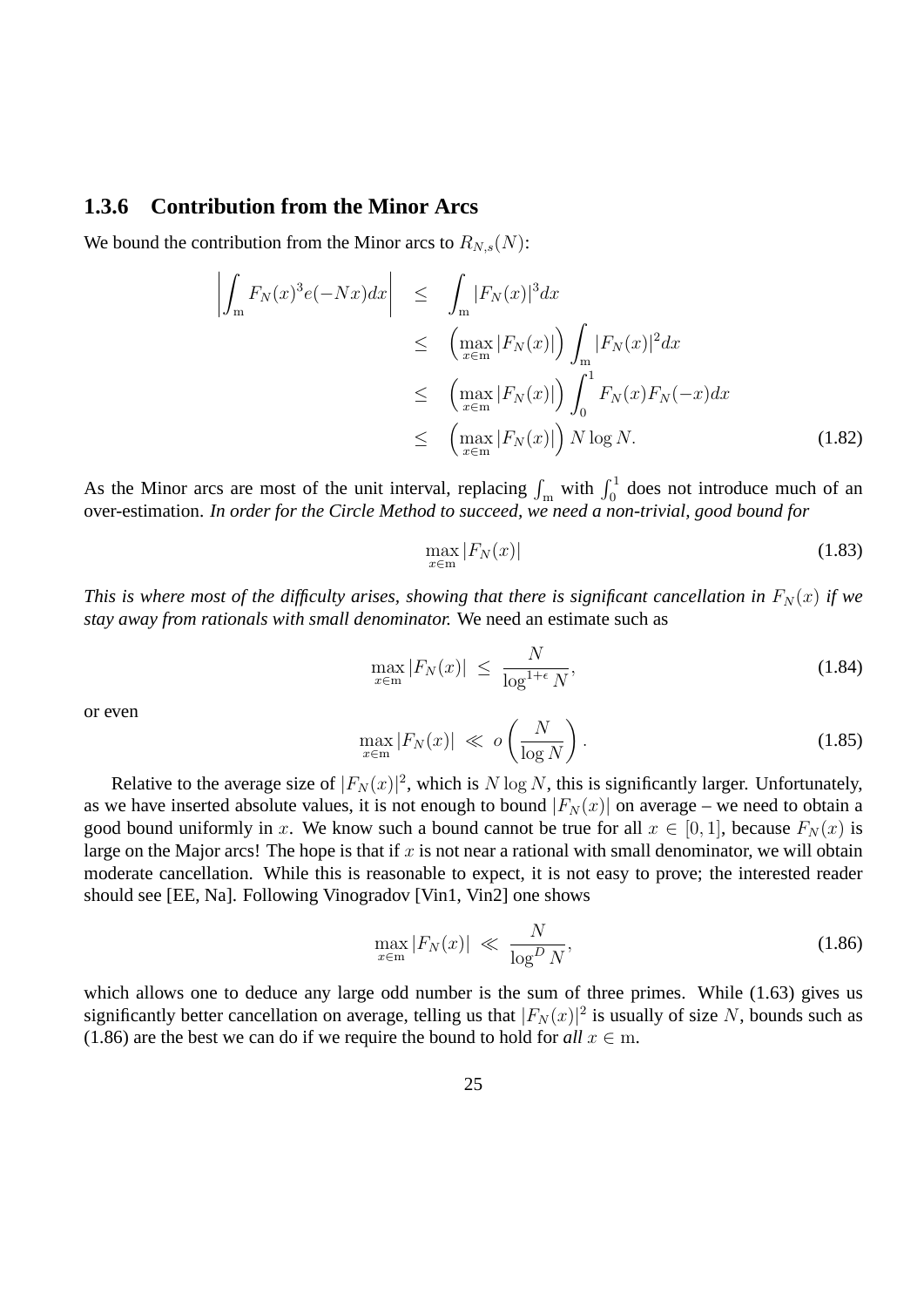### 1.3.6 Contribution from the Minor Arcs

We bound the contribution from the Minor arcs to $R_{N,s}(N)$:

$$
\begin{aligned}
\left| \int_{\mathrm{m}} F_N(x)^3 e(-Nx) dx \right| &\leq \int_{\mathrm{m}} |F_N(x)|^3 dx \\
&\leq \left( \max_{x \in \mathrm{m}} |F_N(x)| \right) \int_{\mathrm{m}} |F_N(x)|^2 dx \\
&\leq \left( \max_{x \in \mathrm{m}} |F_N(x)| \right) \int_0^1 F_N(x) F_N(-x) dx \\
&\leq \left( \max_{x \in \mathrm{m}} |F_N(x)| \right) N \log N. \qquad (1.82)
\end{aligned}
$$

As the Minor arcs are most of the unit interval, replacing $\int_{\mathrm{m}}$ with $\int_0^1$ does not introduce much of an over-estimation. *In order for the Circle Method to succeed, we need a non-trivial, good bound for*

$$\max_{x \in \mathrm{m}} |F_N(x)| \qquad (1.83)$$

*This is where most of the difficulty arises, showing that there is significant cancellation in $F_N(x)$ if we stay away from rationals with small denominator.* We need an estimate such as

$$\max_{x \in \mathrm{m}} |F_N(x)| \leq \frac{N}{\log^{1+\epsilon} N}, \qquad (1.84)$$

or even

$$\max_{x \in \mathrm{m}} |F_N(x)| \ll o\left( \frac{N}{\log N} \right). \qquad (1.85)$$

Relative to the average size of $|F_N(x)|^2$, which is $N \log N$, this is significantly larger. Unfortunately, as we have inserted absolute values, it is not enough to bound $|F_N(x)|$ on average – we need to obtain a good bound uniformly in $x$. We know such a bound cannot be true for all $x \in [0, 1]$, because $F_N(x)$ is large on the Major arcs! The hope is that if $x$ is not near a rational with small denominator, we will obtain moderate cancellation. While this is reasonable to expect, it is not easy to prove; the interested reader should see [EE, Na]. Following Vinogradov [Vin1, Vin2] one shows

$$\max_{x \in \mathrm{m}} |F_N(x)| \ll \frac{N}{\log^D N}, \qquad (1.86)$$

which allows one to deduce any large odd number is the sum of three primes. While (1.63) gives us significantly better cancellation on average, telling us that $|F_N(x)|^2$ is usually of size $N$, bounds such as (1.86) are the best we can do if we require the bound to hold for *all* $x \in \mathrm{m}$.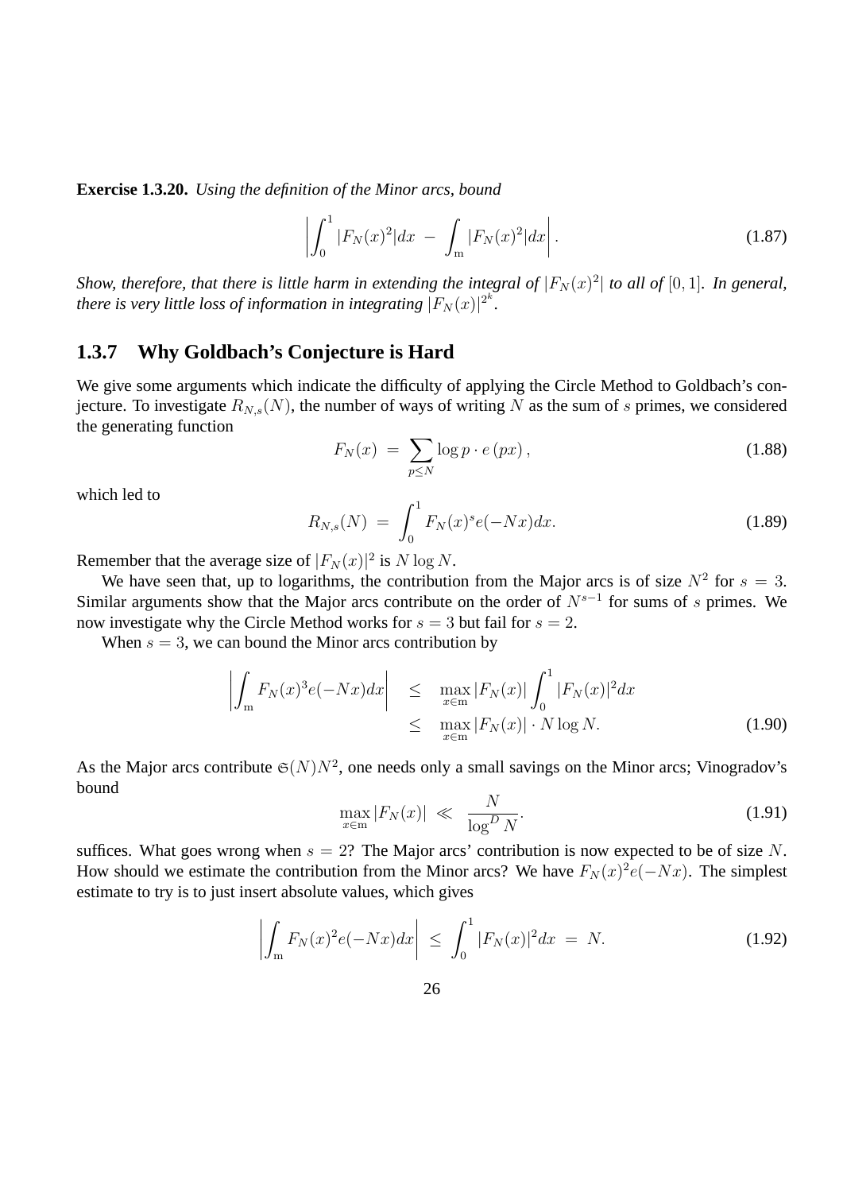**Exercise 1.3.20.** *Using the definition of the Minor arcs, bound*

$$\left| \int_0^1 |F_N(x)^2| dx \ - \ \int_{\mathrm{m}} |F_N(x)^2| dx \right|. \tag{1.87}$$

*Show, therefore, that there is little harm in extending the integral of $|F_N(x)^2|$ to all of $[0, 1]$. In general, there is very little loss of information in integrating $|F_N(x)|^{2^k}$.*

### 1.3.7 Why Goldbach's Conjecture is Hard

We give some arguments which indicate the difficulty of applying the Circle Method to Goldbach's conjecture. To investigate $R_{N,s}(N)$, the number of ways of writing $N$ as the sum of $s$ primes, we considered the generating function

$$F_N(x) \ = \ \sum_{p \le N} \log p \cdot e\left(px\right), \tag{1.88}$$

which led to

$$R_{N,s}(N) \ = \ \int_0^1 F_N(x)^s e(-Nx) dx. \tag{1.89}$$

Remember that the average size of $|F_N(x)|^2$ is $N \log N$.

We have seen that, up to logarithms, the contribution from the Major arcs is of size $N^2$ for $s = 3$. Similar arguments show that the Major arcs contribute on the order of $N^{s-1}$ for sums of $s$ primes. We now investigate why the Circle Method works for $s = 3$ but fail for $s = 2$.

When $s = 3$, we can bound the Minor arcs contribution by

$$\begin{aligned} \left| \int_{\mathrm{m}} F_N(x)^3 e(-Nx) dx \right| \quad &\le \quad \max_{x \in \mathrm{m}} |F_N(x)| \int_0^1 |F_N(x)|^2 dx \\ &\le \quad \max_{x \in \mathrm{m}} |F_N(x)| \cdot N \log N. \end{aligned} \tag{1.90}$$

As the Major arcs contribute $\mathfrak{S}(N) N^2$, one needs only a small savings on the Minor arcs; Vinogradov's bound

$$\max_{x \in \mathrm{m}} |F_N(x)| \ \ll \ \frac{N}{\log^D N}. \tag{1.91}$$

suffices. What goes wrong when $s = 2$? The Major arcs' contribution is now expected to be of size $N$. How should we estimate the contribution from the Minor arcs? We have $F_N(x)^2 e(-Nx)$. The simplest estimate to try is to just insert absolute values, which gives

$$\left| \int_{\mathrm{m}} F_N(x)^2 e(-Nx) dx \right| \ \le \ \int_0^1 |F_N(x)|^2 dx \ = \ N. \tag{1.92}$$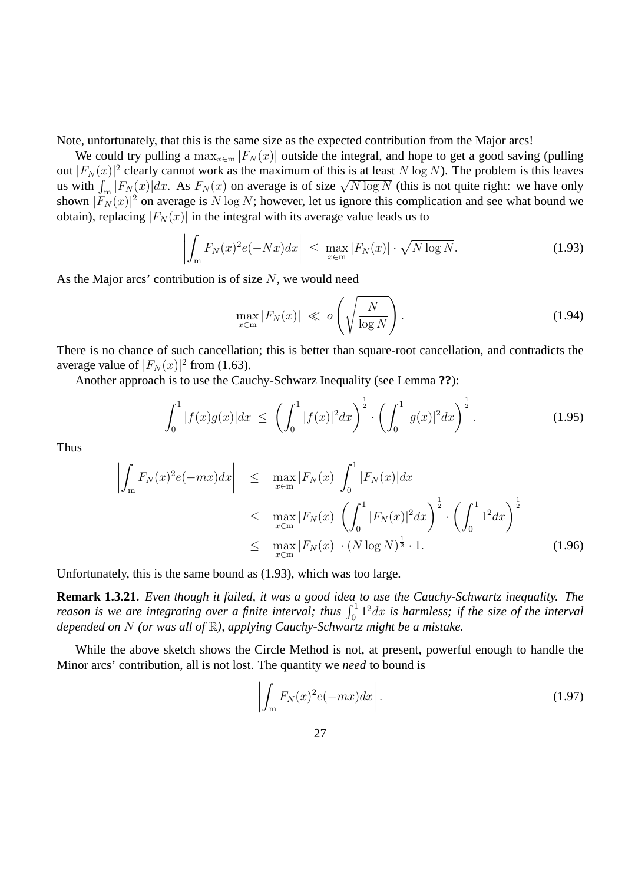Note, unfortunately, that this is the same size as the expected contribution from the Major arcs!

We could try pulling a $\max_{x \in \mathrm{m}} |F_N(x)|$ outside the integral, and hope to get a good saving (pulling out $|F_N(x)|^2$ clearly cannot work as the maximum of this is at least $N \log N$). The problem is this leaves us with $\int_{\mathrm{m}} |F_N(x)| dx$. As $F_N(x)$ on average is of size $\sqrt{N \log N}$ (this is not quite right: we have only shown $|F_N(x)|^2$ on average is $N \log N$; however, let us ignore this complication and see what bound we obtain), replacing $|F_N(x)|$ in the integral with its average value leads us to

$$\left| \int_{\mathrm{m}} F_N(x)^2 e(-Nx) dx \right| \;\leq\; \max_{x \in \mathrm{m}} |F_N(x)| \cdot \sqrt{N \log N}. \tag{1.93}$$

As the Major arcs' contribution is of size $N$, we would need

$$\max_{x \in \mathrm{m}} |F_N(x)| \;\ll\; o\left( \sqrt{\frac{N}{\log N}} \right). \tag{1.94}$$

There is no chance of such cancellation; this is better than square-root cancellation, and contradicts the average value of $|F_N(x)|^2$ from (1.63).

Another approach is to use the Cauchy-Schwarz Inequality (see Lemma **??**):

$$\int_0^1 |f(x)g(x)| dx \;\leq\; \left( \int_0^1 |f(x)|^2 dx \right)^{\frac{1}{2}} \cdot \left( \int_0^1 |g(x)|^2 dx \right)^{\frac{1}{2}}. \tag{1.95}$$

Thus

$$\begin{aligned} \left| \int_{\mathrm{m}} F_N(x)^2 e(-mx) dx \right| &\leq \max_{x \in \mathrm{m}} |F_N(x)| \int_0^1 |F_N(x)| dx \\ &\leq \max_{x \in \mathrm{m}} |F_N(x)| \left( \int_0^1 |F_N(x)|^2 dx \right)^{\frac{1}{2}} \cdot \left( \int_0^1 1^2 dx \right)^{\frac{1}{2}} \\ &\leq \max_{x \in \mathrm{m}} |F_N(x)| \cdot (N \log N)^{\frac{1}{2}} \cdot 1. \end{aligned} \tag{1.96}$$

Unfortunately, this is the same bound as (1.93), which was too large.

**Remark 1.3.21.** *Even though it failed, it was a good idea to use the Cauchy-Schwartz inequality. The reason is we are integrating over a finite interval; thus $\int_0^1 1^2 dx$ is harmless; if the size of the interval depended on $N$ (or was all of $\mathbb{R}$), applying Cauchy-Schwartz might be a mistake.*

While the above sketch shows the Circle Method is not, at present, powerful enough to handle the Minor arcs' contribution, all is not lost. The quantity we *need* to bound is

$$\left| \int_{\mathrm{m}} F_N(x)^2 e(-mx) dx \right|. \tag{1.97}$$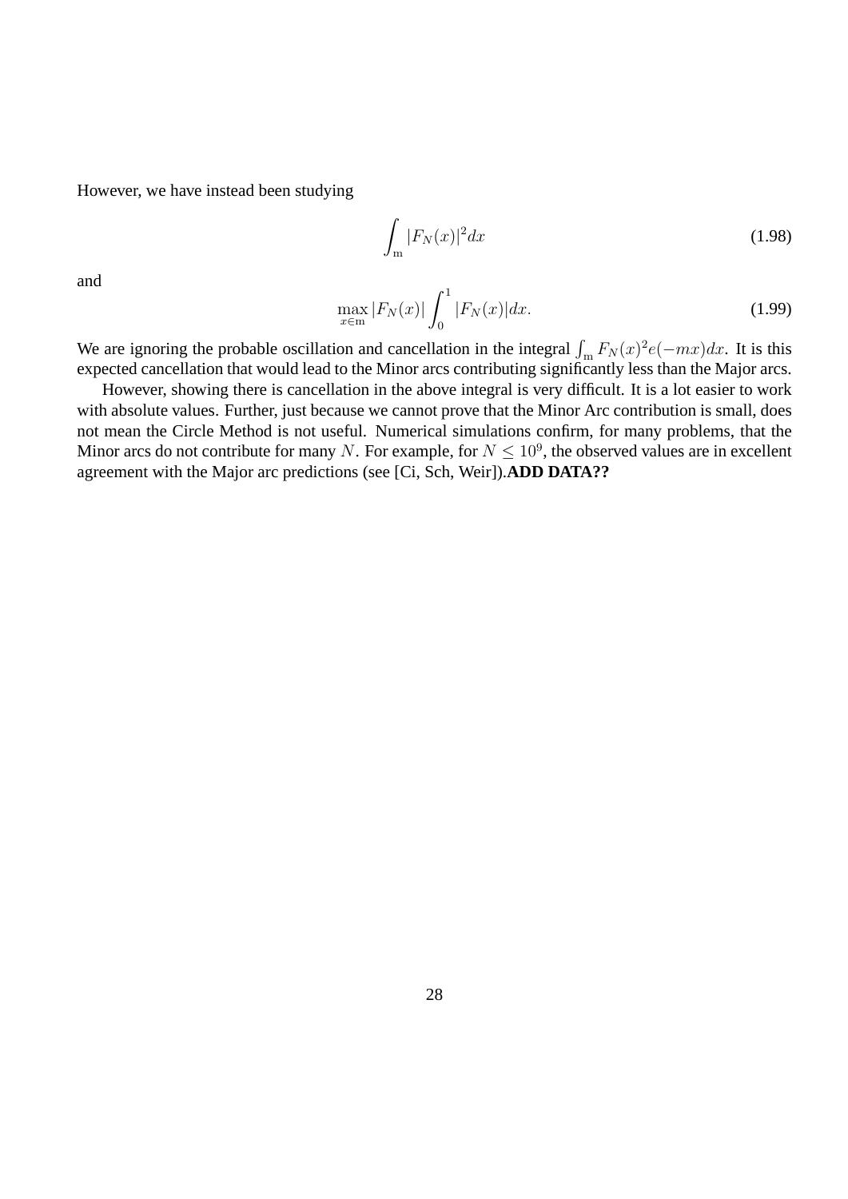However, we have instead been studying

$$\int_{\mathfrak{m}} |F_N(x)|^2 dx \tag{1.98}$$

and

$$\max_{x \in \mathfrak{m}} |F_N(x)| \int_0^1 |F_N(x)| dx. \tag{1.99}$$

We are ignoring the probable oscillation and cancellation in the integral $\int_{\mathfrak{m}} F_N(x)^2 e(-mx) dx$. It is this expected cancellation that would lead to the Minor arcs contributing significantly less than the Major arcs.

However, showing there is cancellation in the above integral is very difficult. It is a lot easier to work with absolute values. Further, just because we cannot prove that the Minor Arc contribution is small, does not mean the Circle Method is not useful. Numerical simulations confirm, for many problems, that the Minor arcs do not contribute for many $N$. For example, for $N \leq 10^9$, the observed values are in excellent agreement with the Major arc predictions (see [Ci, Sch, Weir]).**ADD DATA??**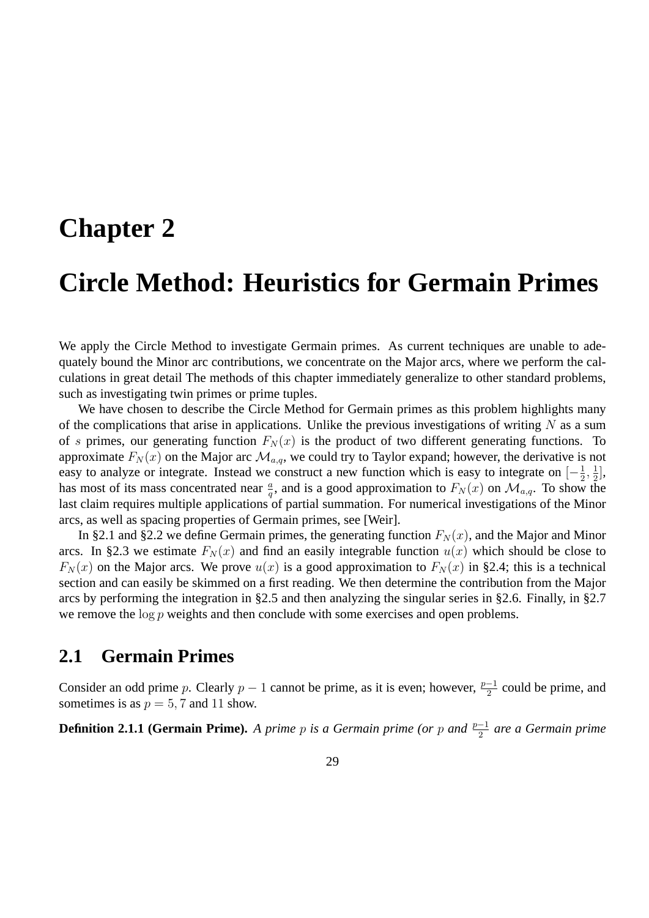# Chapter 2

# Circle Method: Heuristics for Germain Primes

We apply the Circle Method to investigate Germain primes. As current techniques are unable to adequately bound the Minor arc contributions, we concentrate on the Major arcs, where we perform the calculations in great detail The methods of this chapter immediately generalize to other standard problems, such as investigating twin primes or prime tuples.

We have chosen to describe the Circle Method for Germain primes as this problem highlights many of the complications that arise in applications. Unlike the previous investigations of writing $N$ as a sum of $s$ primes, our generating function $F_N(x)$ is the product of two different generating functions. To approximate $F_N(x)$ on the Major arc $\mathcal{M}_{a,q}$, we could try to Taylor expand; however, the derivative is not easy to analyze or integrate. Instead we construct a new function which is easy to integrate on $[-\frac{1}{2}, \frac{1}{2}]$, has most of its mass concentrated near $\frac{a}{q}$, and is a good approximation to $F_N(x)$ on $\mathcal{M}_{a,q}$. To show the last claim requires multiple applications of partial summation. For numerical investigations of the Minor arcs, as well as spacing properties of Germain primes, see [Weir].

In §2.1 and §2.2 we define Germain primes, the generating function $F_N(x)$, and the Major and Minor arcs. In §2.3 we estimate $F_N(x)$ and find an easily integrable function $u(x)$ which should be close to $F_N(x)$ on the Major arcs. We prove $u(x)$ is a good approximation to $F_N(x)$ in §2.4; this is a technical section and can easily be skimmed on a first reading. We then determine the contribution from the Major arcs by performing the integration in §2.5 and then analyzing the singular series in §2.6. Finally, in §2.7 we remove the $\log p$ weights and then conclude with some exercises and open problems.

## 2.1 Germain Primes

Consider an odd prime $p$. Clearly $p-1$ cannot be prime, as it is even; however, $\frac{p-1}{2}$ could be prime, and sometimes is as $p = 5, 7$ and $11$ show.

**Definition 2.1.1 (Germain Prime).** *A prime $p$ is a Germain prime (or $p$ and $\frac{p-1}{2}$ are a Germain prime*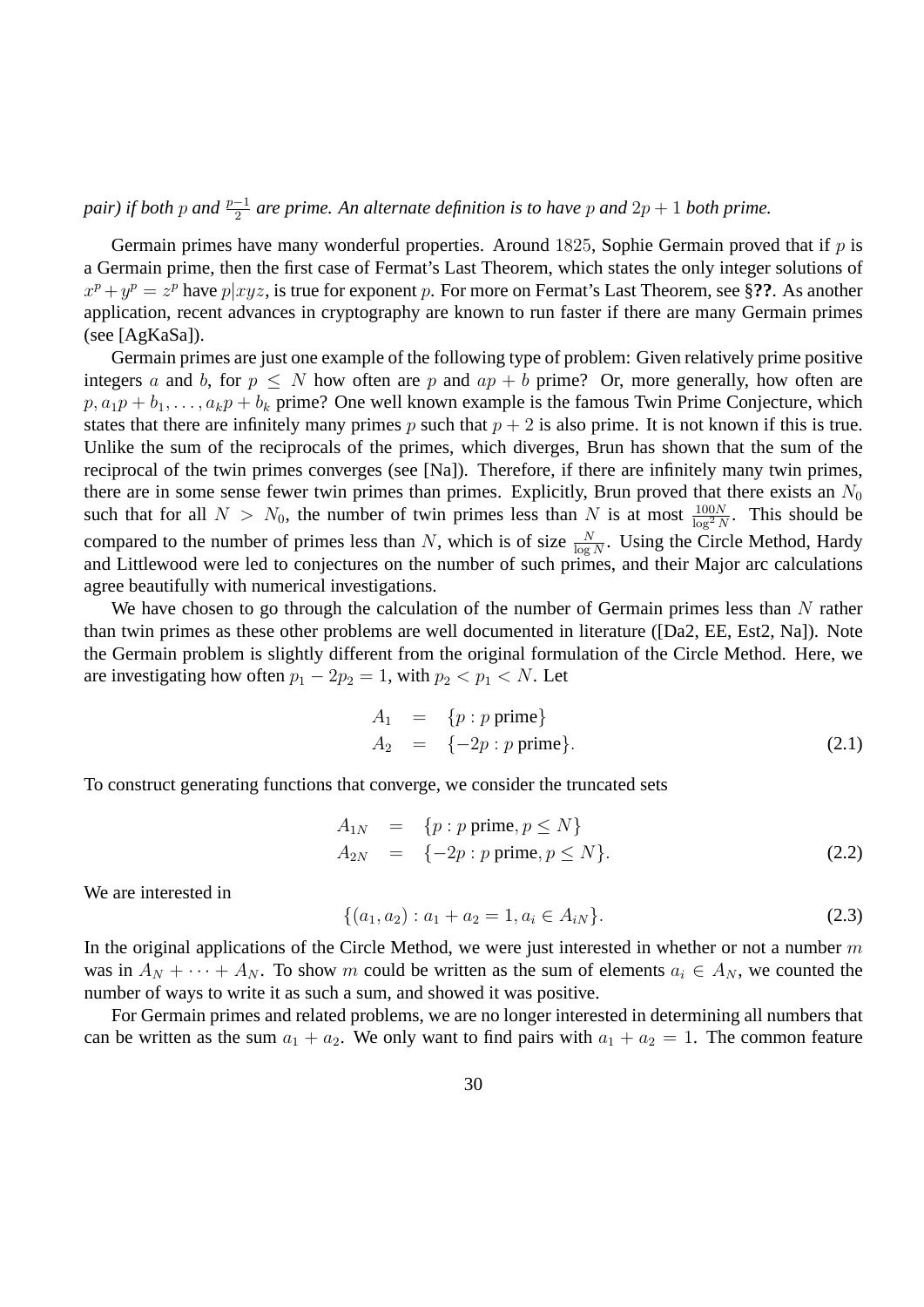*pair) if both $p$ and $\frac{p-1}{2}$ are prime. An alternate definition is to have $p$ and $2p+1$ both prime.*

Germain primes have many wonderful properties. Around $1825$, Sophie Germain proved that if $p$ is a Germain prime, then the first case of Fermat's Last Theorem, which states the only integer solutions of $x^p + y^p = z^p$ have $p|xyz$, is true for exponent $p$. For more on Fermat's Last Theorem, see §**??**. As another application, recent advances in cryptography are known to run faster if there are many Germain primes (see [AgKaSa]).

Germain primes are just one example of the following type of problem: Given relatively prime positive integers $a$ and $b$, for $p \leq N$ how often are $p$ and $ap + b$ prime? Or, more generally, how often are $p, a_1 p + b_1, \dots, a_k p + b_k$ prime? One well known example is the famous Twin Prime Conjecture, which states that there are infinitely many primes $p$ such that $p + 2$ is also prime. It is not known if this is true. Unlike the sum of the reciprocals of the primes, which diverges, Brun has shown that the sum of the reciprocal of the twin primes converges (see [Na]). Therefore, if there are infinitely many twin primes, there are in some sense fewer twin primes than primes. Explicitly, Brun proved that there exists an $N_0$ such that for all $N > N_0$, the number of twin primes less than $N$ is at most $\frac{100N}{\log^2 N}$. This should be compared to the number of primes less than $N$, which is of size $\frac{N}{\log N}$. Using the Circle Method, Hardy and Littlewood were led to conjectures on the number of such primes, and their Major arc calculations agree beautifully with numerical investigations.

We have chosen to go through the calculation of the number of Germain primes less than $N$ rather than twin primes as these other problems are well documented in literature ([Da2, EE, Est2, Na]). Note the Germain problem is slightly different from the original formulation of the Circle Method. Here, we are investigating how often $p_1 - 2p_2 = 1$, with $p_2 < p_1 < N$. Let

$$\begin{aligned} A_1 &= \{p : p \text{ prime}\} \\ A_2 &= \{-2p : p \text{ prime}\}. \end{aligned} \tag{2.1}$$

To construct generating functions that converge, we consider the truncated sets

$$\begin{aligned} A_{1N} &= \{p : p \text{ prime}, p \leq N\} \\ A_{2N} &= \{-2p : p \text{ prime}, p \leq N\}. \end{aligned} \tag{2.2}$$

We are interested in

$$\{(a_1, a_2) : a_1 + a_2 = 1, a_i \in A_{iN}\}. \tag{2.3}$$

In the original applications of the Circle Method, we were just interested in whether or not a number $m$ was in $A_N + \cdots + A_N$. To show $m$ could be written as the sum of elements $a_i \in A_N$, we counted the number of ways to write it as such a sum, and showed it was positive.

For Germain primes and related problems, we are no longer interested in determining all numbers that can be written as the sum $a_1 + a_2$. We only want to find pairs with $a_1 + a_2 = 1$. The common feature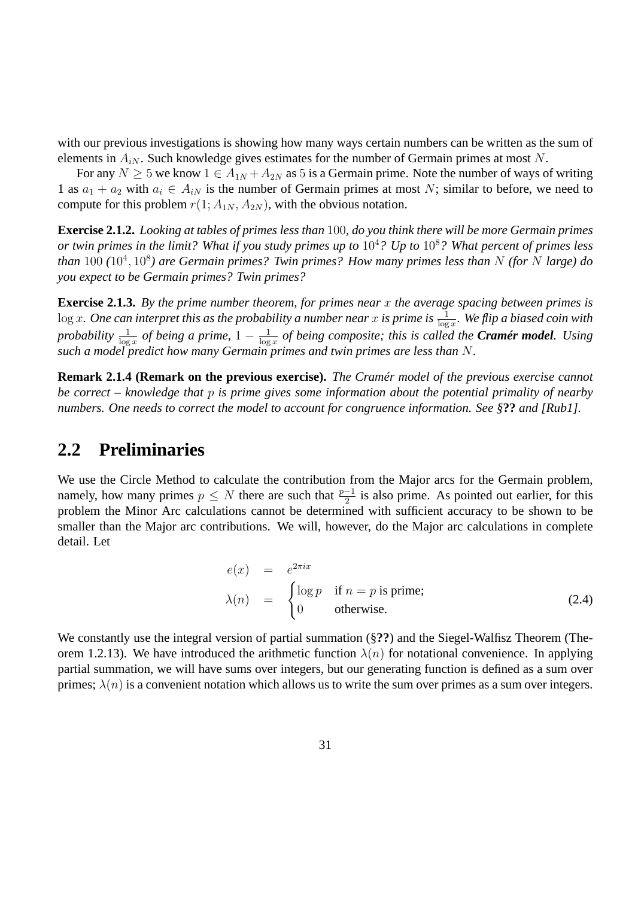with our previous investigations is showing how many ways certain numbers can be written as the sum of elements in $A_{iN}$. Such knowledge gives estimates for the number of Germain primes at most $N$.

For any $N \geq 5$ we know $1 \in A_{1N} + A_{2N}$ as 5 is a Germain prime. Note the number of ways of writing 1 as $a_1 + a_2$ with $a_i \in A_{iN}$ is the number of Germain primes at most $N$; similar to before, we need to compute for this problem $r(1; A_{1N}, A_{2N})$, with the obvious notation.

**Exercise 2.1.2.** *Looking at tables of primes less than* $100$*, do you think there will be more Germain primes or twin primes in the limit? What if you study primes up to* $10^4$*? Up to* $10^8$*? What percent of primes less than* $100$ *(*$10^4, 10^8$*) are Germain primes? Twin primes? How many primes less than* $N$ *(for* $N$ *large) do you expect to be Germain primes? Twin primes?*

**Exercise 2.1.3.** *By the prime number theorem, for primes near* $x$ *the average spacing between primes is* $\log x$*. One can interpret this as the probability a number near* $x$ *is prime is* $\frac{1}{\log x}$*. We flip a biased coin with probability* $\frac{1}{\log x}$ *of being a prime,* $1 - \frac{1}{\log x}$ *of being composite; this is called the* ***Cramér model****. Using such a model predict how many Germain primes and twin primes are less than* $N$*.*

**Remark 2.1.4 (Remark on the previous exercise).** *The Cramér model of the previous exercise cannot be correct – knowledge that* $p$ *is prime gives some information about the potential primality of nearby numbers. One needs to correct the model to account for congruence information. See §**??** and [Rub1].*

## 2.2 Preliminaries

We use the Circle Method to calculate the contribution from the Major arcs for the Germain problem, namely, how many primes $p \leq N$ there are such that $\frac{p-1}{2}$ is also prime. As pointed out earlier, for this problem the Minor Arc calculations cannot be determined with sufficient accuracy to be shown to be smaller than the Major arc contributions. We will, however, do the Major arc calculations in complete detail. Let

$$
\begin{aligned}
e(x) &= e^{2\pi i x} \\
\lambda(n) &= \begin{cases} \log p & \text{if } n = p \text{ is prime;} \\ 0 & \text{otherwise.} \end{cases}
\end{aligned}
\tag{2.4}
$$

We constantly use the integral version of partial summation (§**??**) and the Siegel-Walfisz Theorem (Theorem 1.2.13). We have introduced the arithmetic function $\lambda(n)$ for notational convenience. In applying partial summation, we will have sums over integers, but our generating function is defined as a sum over primes; $\lambda(n)$ is a convenient notation which allows us to write the sum over primes as a sum over integers.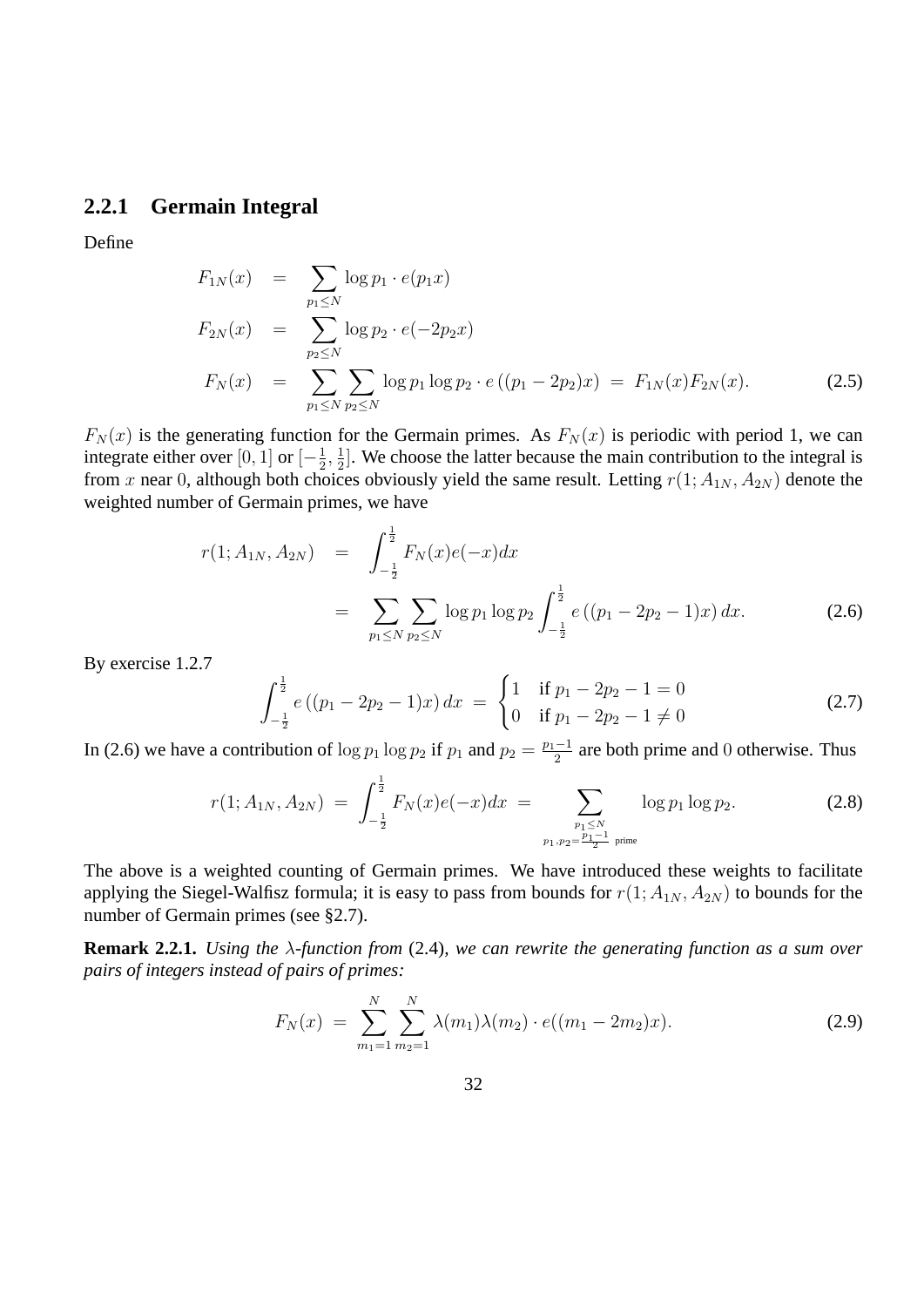### 2.2.1 Germain Integral

Define

$$
\begin{aligned}
F_{1N}(x) &= \sum_{p_1 \le N} \log p_1 \cdot e(p_1 x) \\
F_{2N}(x) &= \sum_{p_2 \le N} \log p_2 \cdot e(-2p_2 x) \\
F_N(x) &= \sum_{p_1 \le N} \sum_{p_2 \le N} \log p_1 \log p_2 \cdot e\left((p_1 - 2p_2)x\right) \;=\; F_{1N}(x) F_{2N}(x).
\end{aligned} \tag{2.5}
$$

$F_N(x)$ is the generating function for the Germain primes. As $F_N(x)$ is periodic with period 1, we can integrate either over $[0,1]$ or $[-\frac{1}{2}, \frac{1}{2}]$. We choose the latter because the main contribution to the integral is from $x$ near $0$, although both choices obviously yield the same result. Letting $r(1; A_{1N}, A_{2N})$ denote the weighted number of Germain primes, we have

$$
\begin{aligned}
r(1; A_{1N}, A_{2N}) &= \int_{-\frac{1}{2}}^{\frac{1}{2}} F_N(x) e(-x) dx \\
&= \sum_{p_1 \le N} \sum_{p_2 \le N} \log p_1 \log p_2 \int_{-\frac{1}{2}}^{\frac{1}{2}} e\left((p_1 - 2p_2 - 1)x\right) dx.
\end{aligned} \tag{2.6}
$$

By exercise 1.2.7

$$
\int_{-\frac{1}{2}}^{\frac{1}{2}} e\left((p_1 - 2p_2 - 1)x\right) dx \;=\; \begin{cases} 1 & \text{if } p_1 - 2p_2 - 1 = 0 \\ 0 & \text{if } p_1 - 2p_2 - 1 \neq 0 \end{cases} \tag{2.7}
$$

In (2.6) we have a contribution of $\log p_1 \log p_2$ if $p_1$ and $p_2 = \frac{p_1 - 1}{2}$ are both prime and $0$ otherwise. Thus

$$
r(1; A_{1N}, A_{2N}) \;=\; \int_{-\frac{1}{2}}^{\frac{1}{2}} F_N(x) e(-x) dx \;=\; \sum_{\substack{p_1 \le N \\ p_1, p_2 = \frac{p_1 - 1}{2} \text{ prime}}} \log p_1 \log p_2. \tag{2.8}
$$

The above is a weighted counting of Germain primes. We have introduced these weights to facilitate applying the Siegel-Walfisz formula; it is easy to pass from bounds for $r(1; A_{1N}, A_{2N})$ to bounds for the number of Germain primes (see §2.7).

**Remark 2.2.1.** *Using the $\lambda$-function from* (2.4)*, we can rewrite the generating function as a sum over pairs of integers instead of pairs of primes:*

$$
F_N(x) \;=\; \sum_{m_1=1}^{N} \sum_{m_2=1}^{N} \lambda(m_1) \lambda(m_2) \cdot e((m_1 - 2m_2)x). \tag{2.9}
$$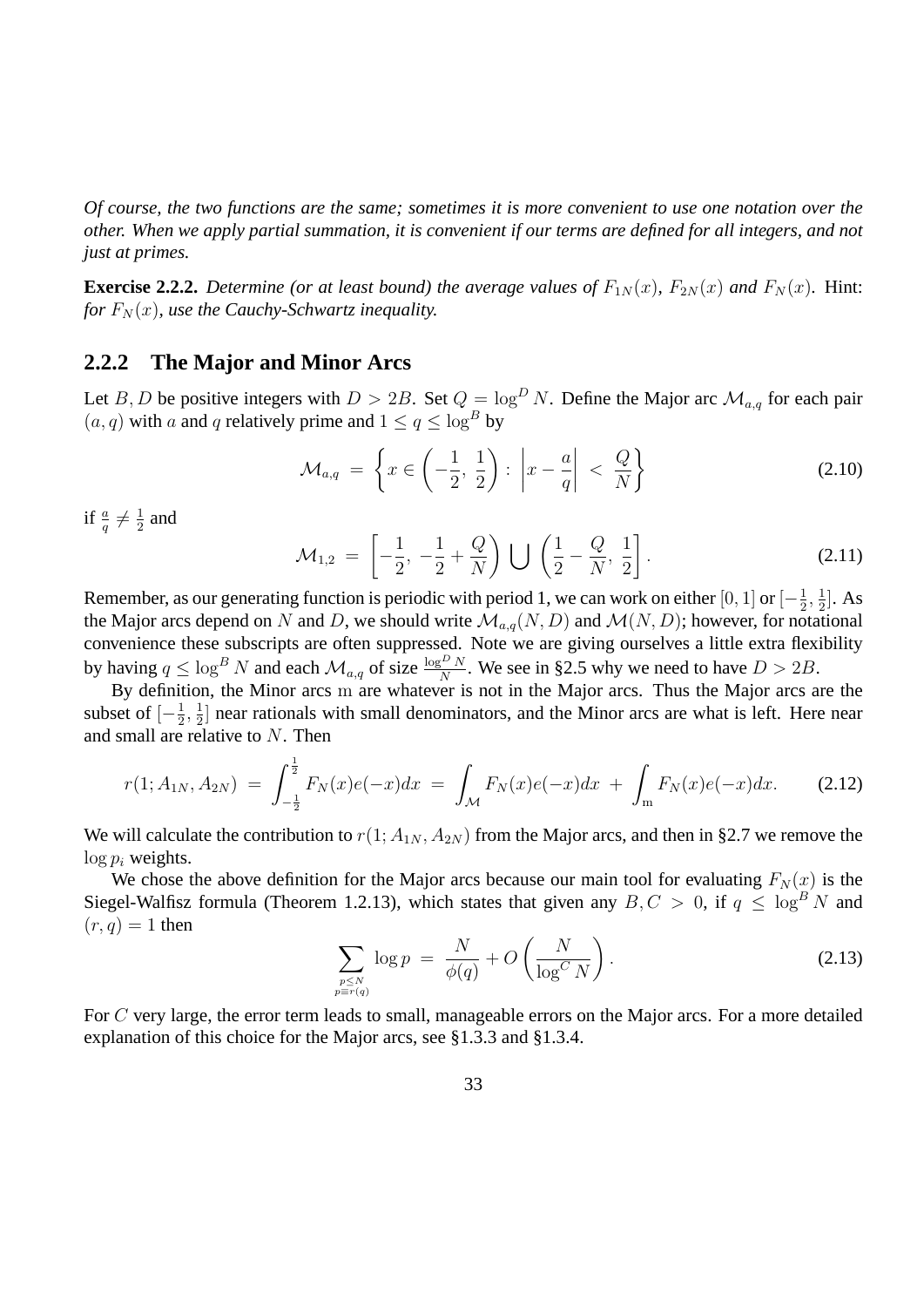*Of course, the two functions are the same; sometimes it is more convenient to use one notation over the other. When we apply partial summation, it is convenient if our terms are defined for all integers, and not just at primes.*

**Exercise 2.2.2.** *Determine (or at least bound) the average values of $F_{1N}(x)$, $F_{2N}(x)$ and $F_N(x)$.* Hint: *for $F_N(x)$, use the Cauchy-Schwartz inequality.*

### 2.2.2 The Major and Minor Arcs

Let $B, D$ be positive integers with $D > 2B$. Set $Q = \log^D N$. Define the Major arc $\mathcal{M}_{a,q}$ for each pair $(a, q)$ with $a$ and $q$ relatively prime and $1 \le q \le \log^B N$ by

$$\mathcal{M}_{a,q} \;=\; \left\{ x \in \left(-\frac{1}{2},\, \frac{1}{2}\right) :\, \left| x - \frac{a}{q} \right| \;<\; \frac{Q}{N} \right\} \tag{2.10}$$

if $\frac{a}{q} \ne \frac{1}{2}$ and

$$\mathcal{M}_{1,2} \;=\; \left[-\frac{1}{2},\, -\frac{1}{2} + \frac{Q}{N}\right) \bigcup \left(\frac{1}{2} - \frac{Q}{N},\, \frac{1}{2}\right]. \tag{2.11}$$

Remember, as our generating function is periodic with period 1, we can work on either $[0, 1]$ or $[-\frac{1}{2}, \frac{1}{2}]$. As the Major arcs depend on $N$ and $D$, we should write $\mathcal{M}_{a,q}(N, D)$ and $\mathcal{M}(N, D)$; however, for notational convenience these subscripts are often suppressed. Note we are giving ourselves a little extra flexibility by having $q \le \log^B N$ and each $\mathcal{M}_{a,q}$ of size $\frac{\log^D N}{N}$. We see in §2.5 why we need to have $D > 2B$.

By definition, the Minor arcs $\mathrm{m}$ are whatever is not in the Major arcs. Thus the Major arcs are the subset of $[-\frac{1}{2}, \frac{1}{2}]$ near rationals with small denominators, and the Minor arcs are what is left. Here near and small are relative to $N$. Then

$$r(1; A_{1N}, A_{2N}) \;=\; \int_{-\frac{1}{2}}^{\frac{1}{2}} F_N(x) e(-x) dx \;=\; \int_{\mathcal{M}} F_N(x) e(-x) dx \;+\; \int_{\mathrm{m}} F_N(x) e(-x) dx. \tag{2.12}$$

We will calculate the contribution to $r(1; A_{1N}, A_{2N})$ from the Major arcs, and then in §2.7 we remove the $\log p_i$ weights.

We chose the above definition for the Major arcs because our main tool for evaluating $F_N(x)$ is the Siegel-Walfisz formula (Theorem 1.2.13), which states that given any $B, C > 0$, if $q \le \log^B N$ and $(r, q) = 1$ then

$$\sum_{\substack{p \le N \\ p \equiv r(q)}} \log p \;=\; \frac{N}{\phi(q)} + O\left(\frac{N}{\log^C N}\right). \tag{2.13}$$

For $C$ very large, the error term leads to small, manageable errors on the Major arcs. For a more detailed explanation of this choice for the Major arcs, see §1.3.3 and §1.3.4.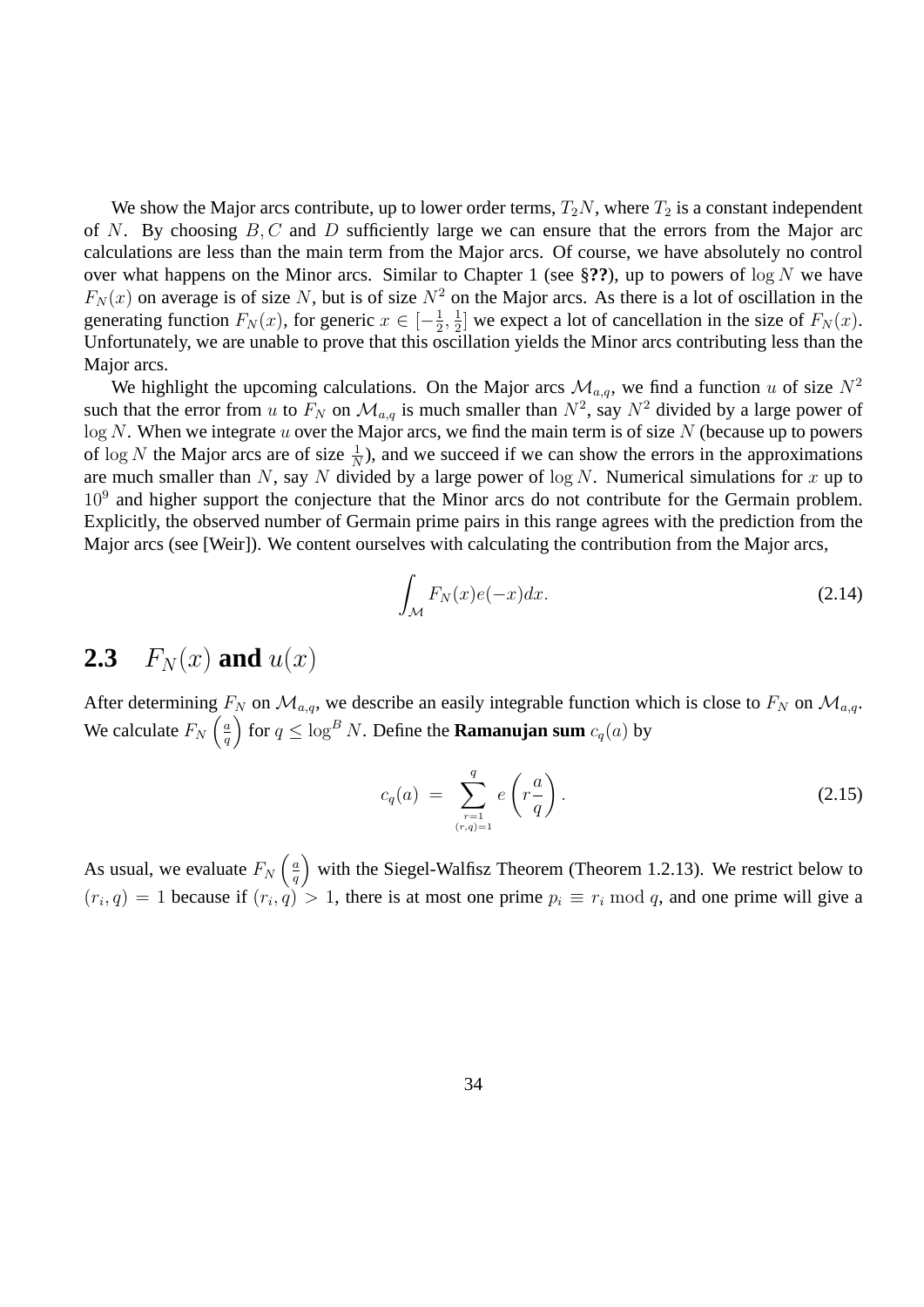We show the Major arcs contribute, up to lower order terms, $T_2 N$, where $T_2$ is a constant independent of $N$. By choosing $B, C$ and $D$ sufficiently large we can ensure that the errors from the Major arc calculations are less than the main term from the Major arcs. Of course, we have absolutely no control over what happens on the Minor arcs. Similar to Chapter 1 (see §**??**), up to powers of $\log N$ we have $F_N(x)$ on average is of size $N$, but is of size $N^2$ on the Major arcs. As there is a lot of oscillation in the generating function $F_N(x)$, for generic $x \in [-\frac{1}{2}, \frac{1}{2}]$ we expect a lot of cancellation in the size of $F_N(x)$. Unfortunately, we are unable to prove that this oscillation yields the Minor arcs contributing less than the Major arcs.

We highlight the upcoming calculations. On the Major arcs $\mathcal{M}_{a,q}$, we find a function $u$ of size $N^2$ such that the error from $u$ to $F_N$ on $\mathcal{M}_{a,q}$ is much smaller than $N^2$, say $N^2$ divided by a large power of $\log N$. When we integrate $u$ over the Major arcs, we find the main term is of size $N$ (because up to powers of $\log N$ the Major arcs are of size $\frac{1}{N}$), and we succeed if we can show the errors in the approximations are much smaller than $N$, say $N$ divided by a large power of $\log N$. Numerical simulations for $x$ up to $10^9$ and higher support the conjecture that the Minor arcs do not contribute for the Germain problem. Explicitly, the observed number of Germain prime pairs in this range agrees with the prediction from the Major arcs (see [Weir]). We content ourselves with calculating the contribution from the Major arcs,

$$\int_{\mathcal{M}} F_N(x) e(-x) dx. \tag{2.14}$$

## 2.3 $F_N(x)$ and $u(x)$

After determining $F_N$ on $\mathcal{M}_{a,q}$, we describe an easily integrable function which is close to $F_N$ on $\mathcal{M}_{a,q}$. We calculate $F_N\left(\frac{a}{q}\right)$ for $q \leq \log^B N$. Define the **Ramanujan sum** $c_q(a)$ by

$$c_q(a) \ = \ \sum_{\substack{r=1 \\ (r,q)=1}}^{q} e\left(r\frac{a}{q}\right). \tag{2.15}$$

As usual, we evaluate $F_N\left(\frac{a}{q}\right)$ with the Siegel-Walfisz Theorem (Theorem 1.2.13). We restrict below to $(r_i, q) = 1$ because if $(r_i, q) > 1$, there is at most one prime $p_i \equiv r_i \bmod q$, and one prime will give a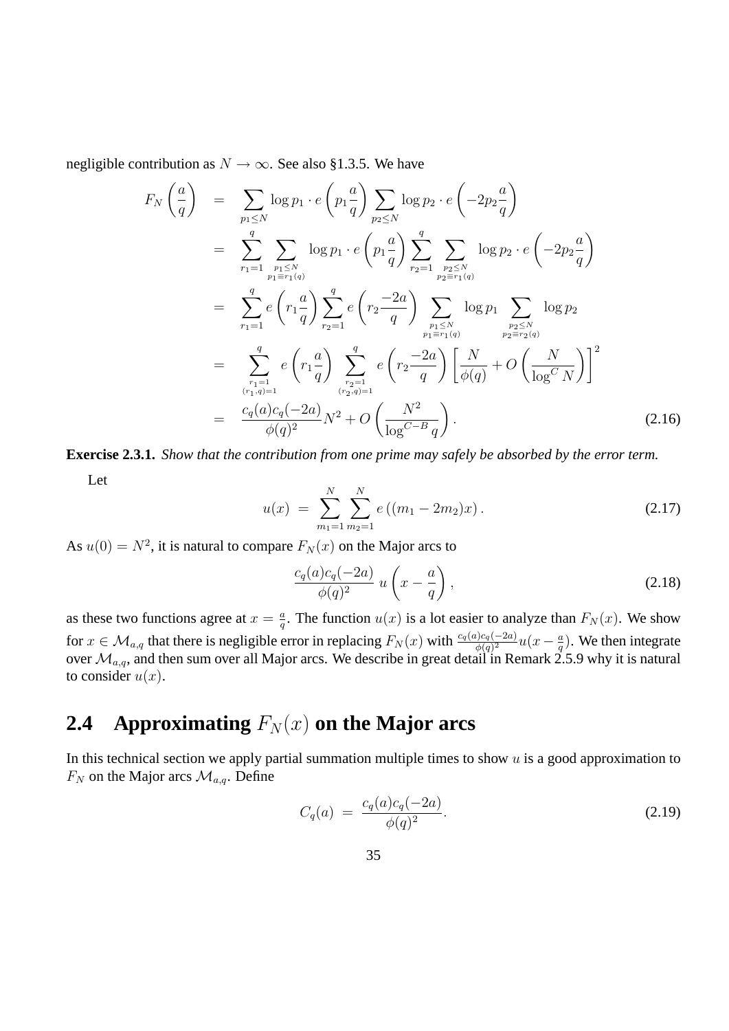negligible contribution as $N \to \infty$. See also §1.3.5. We have

$$
\begin{aligned}
F_N\left(\frac{a}{q}\right) &= \sum_{p_1 \le N} \log p_1 \cdot e\left(p_1 \frac{a}{q}\right) \sum_{p_2 \le N} \log p_2 \cdot e\left(-2p_2 \frac{a}{q}\right) \\
&= \sum_{r_1=1}^{q} \sum_{\substack{p_1 \le N \\ p_1 \equiv r_1 (q)}} \log p_1 \cdot e\left(p_1 \frac{a}{q}\right) \sum_{r_2=1}^{q} \sum_{\substack{p_2 \le N \\ p_2 \equiv r_1 (q)}} \log p_2 \cdot e\left(-2p_2 \frac{a}{q}\right) \\
&= \sum_{r_1=1}^{q} e\left(r_1 \frac{a}{q}\right) \sum_{r_2=1}^{q} e\left(r_2 \frac{-2a}{q}\right) \sum_{\substack{p_1 \le N \\ p_1 \equiv r_1 (q)}} \log p_1 \sum_{\substack{p_2 \le N \\ p_2 \equiv r_2 (q)}} \log p_2 \\
&= \sum_{\substack{r_1=1 \\ (r_1,q)=1}}^{q} e\left(r_1 \frac{a}{q}\right) \sum_{\substack{r_2=1 \\ (r_2,q)=1}}^{q} e\left(r_2 \frac{-2a}{q}\right) \left[\frac{N}{\phi(q)} + O\left(\frac{N}{\log^C N}\right)\right]^2 \\
&= \frac{c_q(a)c_q(-2a)}{\phi(q)^2} N^2 + O\left(\frac{N^2}{\log^{C-B} q}\right).
\end{aligned} \tag{2.16}
$$

**Exercise 2.3.1.** *Show that the contribution from one prime may safely be absorbed by the error term.*

Let

$$
u(x) \;=\; \sum_{m_1=1}^{N} \sum_{m_2=1}^{N} e\left((m_1 - 2m_2)x\right). \tag{2.17}
$$

As $u(0) = N^2$, it is natural to compare $F_N(x)$ on the Major arcs to

$$
\frac{c_q(a)c_q(-2a)}{\phi(q)^2}\; u\left(x - \frac{a}{q}\right), \tag{2.18}
$$

as these two functions agree at $x = \frac{a}{q}$. The function $u(x)$ is a lot easier to analyze than $F_N(x)$. We show for $x \in \mathcal{M}_{a,q}$ that there is negligible error in replacing $F_N(x)$ with $\frac{c_q(a)c_q(-2a)}{\phi(q)^2} u(x - \frac{a}{q})$. We then integrate over $\mathcal{M}_{a,q}$, and then sum over all Major arcs. We describe in great detail in Remark 2.5.9 why it is natural to consider $u(x)$.

## 2.4 Approximating $F_N(x)$ on the Major arcs

In this technical section we apply partial summation multiple times to show $u$ is a good approximation to $F_N$ on the Major arcs $\mathcal{M}_{a,q}$. Define

$$
C_q(a) \;=\; \frac{c_q(a)c_q(-2a)}{\phi(q)^2}. \tag{2.19}
$$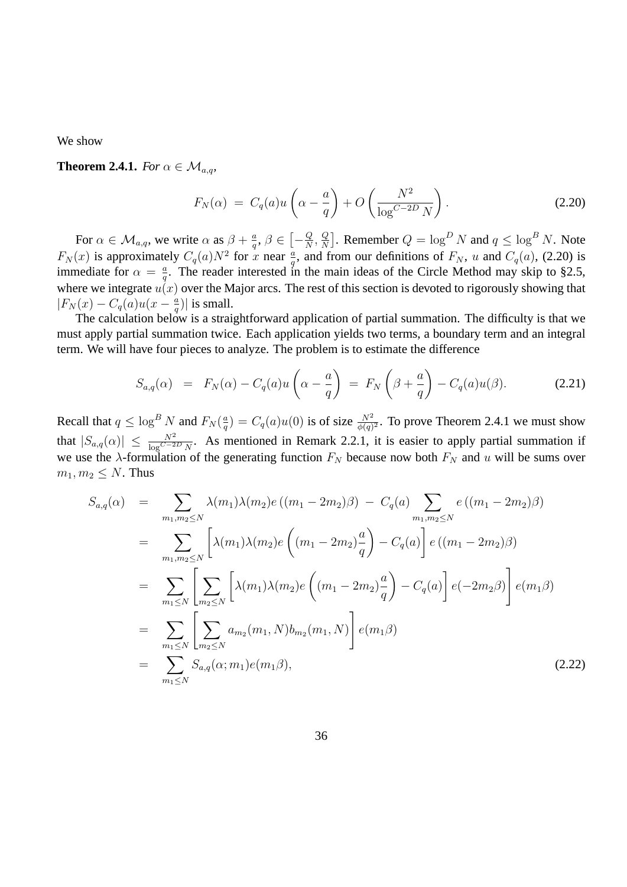We show

**Theorem 2.4.1.** *For $\alpha \in \mathcal{M}_{a,q}$,*

$$F_N(\alpha) \ = \ C_q(a) u\left(\alpha - \frac{a}{q}\right) + O\left(\frac{N^2}{\log^{C-2D} N}\right). \tag{2.20}$$

For $\alpha \in \mathcal{M}_{a,q}$, we write $\alpha$ as $\beta + \frac{a}{q}$, $\beta \in \left[-\frac{Q}{N}, \frac{Q}{N}\right]$. Remember $Q = \log^D N$ and $q \le \log^B N$. Note $F_N(x)$ is approximately $C_q(a)N^2$ for $x$ near $\frac{a}{q}$, and from our definitions of $F_N$, $u$ and $C_q(a)$, (2.20) is immediate for $\alpha = \frac{a}{q}$. The reader interested in the main ideas of the Circle Method may skip to §2.5, where we integrate $u(x)$ over the Major arcs. The rest of this section is devoted to rigorously showing that $|F_N(x) - C_q(a)u(x - \frac{a}{q})|$ is small.

The calculation below is a straightforward application of partial summation. The difficulty is that we must apply partial summation twice. Each application yields two terms, a boundary term and an integral term. We will have four pieces to analyze. The problem is to estimate the difference

$$S_{a,q}(\alpha) \ \ = \ \ F_N(\alpha) - C_q(a) u\left(\alpha - \frac{a}{q}\right) \ = \ F_N\left(\beta + \frac{a}{q}\right) - C_q(a) u(\beta). \tag{2.21}$$

Recall that $q \le \log^B N$ and $F_N(\frac{a}{q}) = C_q(a)u(0)$ is of size $\frac{N^2}{\phi(q)^2}$. To prove Theorem 2.4.1 we must show that $|S_{a,q}(\alpha)| \le \frac{N^2}{\log^{C-2D} N}$. As mentioned in Remark 2.2.1, it is easier to apply partial summation if we use the $\lambda$-formulation of the generating function $F_N$ because now both $F_N$ and $u$ will be sums over $m_1, m_2 \le N$. Thus

$$\begin{aligned}
S_{a,q}(\alpha) \ \ &= \ \ \sum_{m_1, m_2 \le N} \lambda(m_1)\lambda(m_2) e\left((m_1 - 2m_2)\beta\right) \ - \ C_q(a) \sum_{m_1, m_2 \le N} e\left((m_1 - 2m_2)\beta\right) \\
&= \ \ \sum_{m_1, m_2 \le N} \left[\lambda(m_1)\lambda(m_2) e\left((m_1 - 2m_2)\frac{a}{q}\right) - C_q(a)\right] e\left((m_1 - 2m_2)\beta\right) \\
&= \ \ \sum_{m_1 \le N} \left[\sum_{m_2 \le N} \left[\lambda(m_1)\lambda(m_2) e\left((m_1 - 2m_2)\frac{a}{q}\right) - C_q(a)\right] e(-2m_2\beta)\right] e(m_1\beta) \\
&= \ \ \sum_{m_1 \le N} \left[\sum_{m_2 \le N} a_{m_2}(m_1, N) b_{m_2}(m_1, N)\right] e(m_1\beta) \\
&= \ \ \sum_{m_1 \le N} S_{a,q}(\alpha; m_1) e(m_1\beta),
\end{aligned} \tag{2.22}$$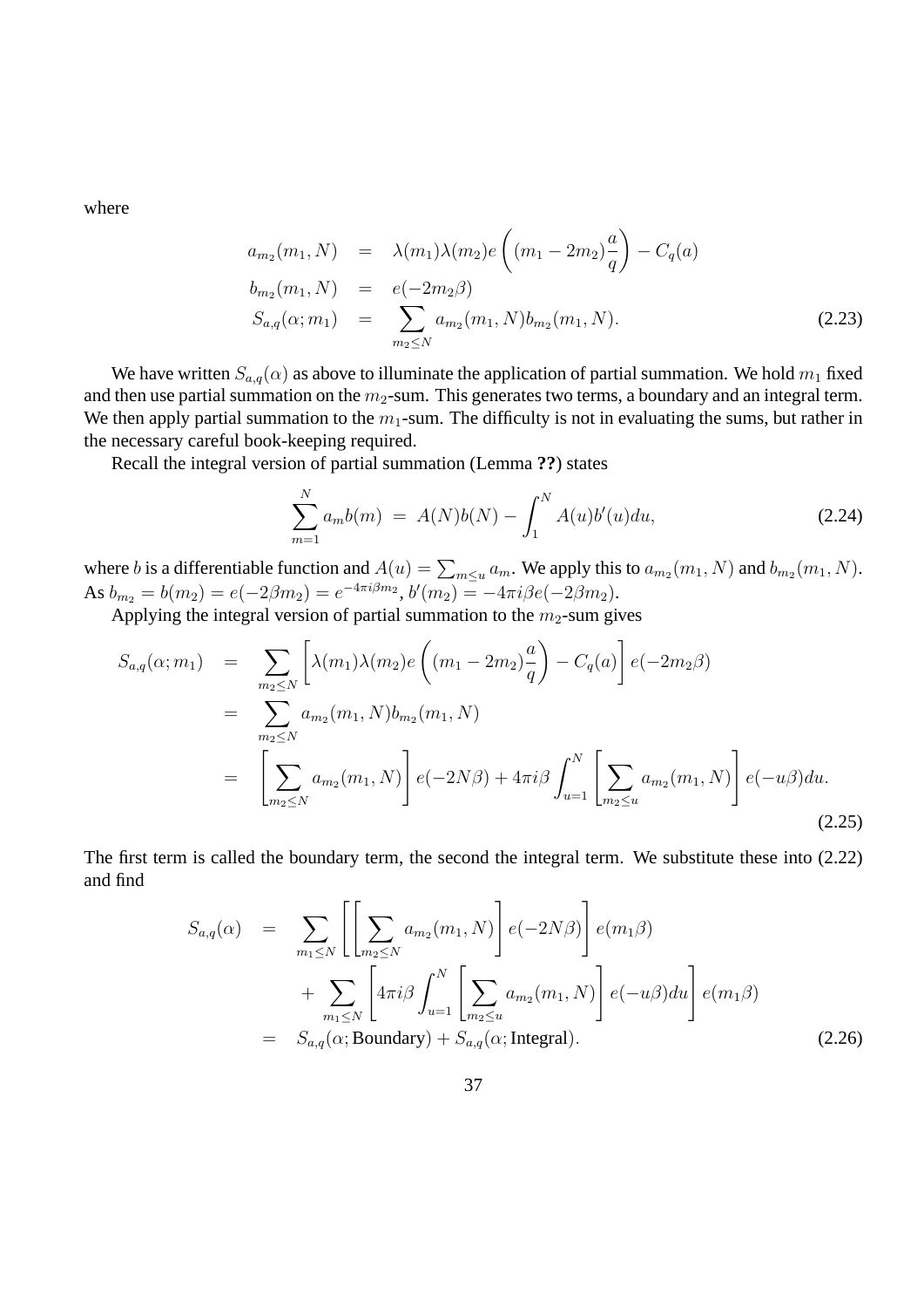where

$$
\begin{aligned}
a_{m_2}(m_1, N) &= \lambda(m_1)\lambda(m_2)e\left((m_1 - 2m_2)\frac{a}{q}\right) - C_q(a) \\
b_{m_2}(m_1, N) &= e(-2m_2\beta) \\
S_{a,q}(\alpha; m_1) &= \sum_{m_2 \le N} a_{m_2}(m_1, N) b_{m_2}(m_1, N).
\end{aligned}
\tag{2.23}
$$

We have written $S_{a,q}(\alpha)$ as above to illuminate the application of partial summation. We hold $m_1$ fixed and then use partial summation on the $m_2$-sum. This generates two terms, a boundary and an integral term. We then apply partial summation to the $m_1$-sum. The difficulty is not in evaluating the sums, but rather in the necessary careful book-keeping required.

Recall the integral version of partial summation (Lemma **??**) states

$$
\sum_{m=1}^{N} a_m b(m) \;=\; A(N)b(N) - \int_1^N A(u)b'(u)du, \tag{2.24}
$$

where $b$ is a differentiable function and $A(u) = \sum_{m \le u} a_m$. We apply this to $a_{m_2}(m_1, N)$ and $b_{m_2}(m_1, N)$. As $b_{m_2} = b(m_2) = e(-2\beta m_2) = e^{-4\pi i \beta m_2}$, $b'(m_2) = -4\pi i \beta e(-2\beta m_2)$.

Applying the integral version of partial summation to the $m_2$-sum gives

$$
\begin{aligned}
S_{a,q}(\alpha; m_1) &= \sum_{m_2 \le N} \left[\lambda(m_1)\lambda(m_2)e\left((m_1 - 2m_2)\frac{a}{q}\right) - C_q(a)\right] e(-2m_2\beta) \\
&= \sum_{m_2 \le N} a_{m_2}(m_1, N) b_{m_2}(m_1, N) \\
&= \left[\sum_{m_2 \le N} a_{m_2}(m_1, N)\right] e(-2N\beta) + 4\pi i \beta \int_{u=1}^{N} \left[\sum_{m_2 \le u} a_{m_2}(m_1, N)\right] e(-u\beta) du.
\end{aligned}
\tag{2.25}
$$

The first term is called the boundary term, the second the integral term. We substitute these into (2.22) and find

$$
\begin{aligned}
S_{a,q}(\alpha) &= \sum_{m_1 \le N} \left[\left[\sum_{m_2 \le N} a_{m_2}(m_1, N)\right] e(-2N\beta)\right] e(m_1\beta) \\
&\quad + \sum_{m_1 \le N} \left[4\pi i \beta \int_{u=1}^{N} \left[\sum_{m_2 \le u} a_{m_2}(m_1, N)\right] e(-u\beta) du\right] e(m_1\beta) \\
&= S_{a,q}(\alpha; \text{Boundary}) + S_{a,q}(\alpha; \text{Integral}).
\end{aligned}
\tag{2.26}
$$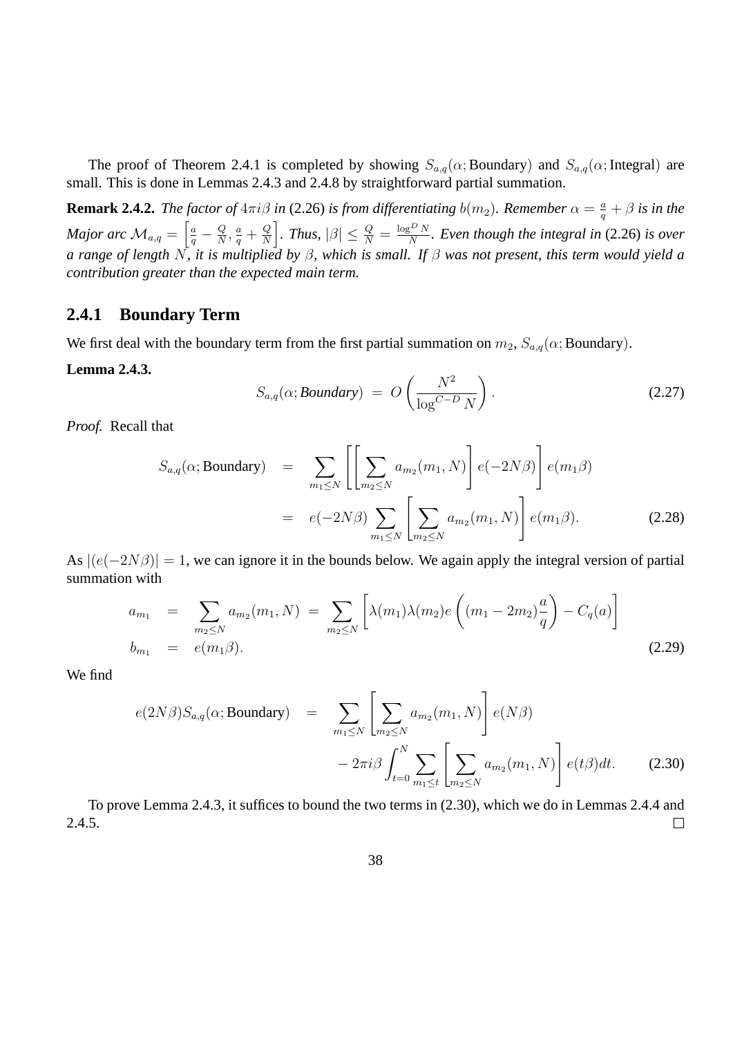The proof of Theorem 2.4.1 is completed by showing $S_{a,q}(\alpha; \text{Boundary})$ and $S_{a,q}(\alpha; \text{Integral})$ are small. This is done in Lemmas 2.4.3 and 2.4.8 by straightforward partial summation.

**Remark 2.4.2.** *The factor of $4\pi i\beta$ in (2.26) is from differentiating $b(m_2)$. Remember $\alpha = \frac{a}{q} + \beta$ is in the Major arc $\mathcal{M}_{a,q} = \left[\frac{a}{q} - \frac{Q}{N}, \frac{a}{q} + \frac{Q}{N}\right]$. Thus, $|\beta| \leq \frac{Q}{N} = \frac{\log^D N}{N}$. Even though the integral in (2.26) is over a range of length $N$, it is multiplied by $\beta$, which is small. If $\beta$ was not present, this term would yield a contribution greater than the expected main term.*

### 2.4.1 Boundary Term

We first deal with the boundary term from the first partial summation on $m_2$, $S_{a,q}(\alpha; \text{Boundary})$.

**Lemma 2.4.3.**

$$S_{a,q}(\alpha; \textit{Boundary}) \ = \ O\left(\frac{N^2}{\log^{C-D} N}\right). \tag{2.27}$$

*Proof.* Recall that

$$\begin{aligned}
S_{a,q}(\alpha; \text{Boundary}) &= \sum_{m_1 \leq N} \left[\left[\sum_{m_2 \leq N} a_{m_2}(m_1, N)\right] e(-2N\beta)\right] e(m_1\beta) \\
&= e(-2N\beta) \sum_{m_1 \leq N} \left[\sum_{m_2 \leq N} a_{m_2}(m_1, N)\right] e(m_1\beta). \qquad (2.28)
\end{aligned}$$

As $|(e(-2N\beta)| = 1$, we can ignore it in the bounds below. We again apply the integral version of partial summation with

$$\begin{aligned}
a_{m_1} &= \sum_{m_2 \leq N} a_{m_2}(m_1, N) \ = \ \sum_{m_2 \leq N} \left[\lambda(m_1)\lambda(m_2) e\left((m_1 - 2m_2)\frac{a}{q}\right) - C_q(a)\right] \\
b_{m_1} &= e(m_1\beta). \qquad (2.29)
\end{aligned}$$

We find

$$\begin{aligned}
e(2N\beta) S_{a,q}(\alpha; \text{Boundary}) &= \sum_{m_1 \leq N} \left[\sum_{m_2 \leq N} a_{m_2}(m_1, N)\right] e(N\beta) \\
&\quad - 2\pi i\beta \int_{t=0}^{N} \sum_{m_1 \leq t} \left[\sum_{m_2 \leq N} a_{m_2}(m_1, N)\right] e(t\beta) dt. \qquad (2.30)
\end{aligned}$$

To prove Lemma 2.4.3, it suffices to bound the two terms in (2.30), which we do in Lemmas 2.4.4 and 2.4.5. □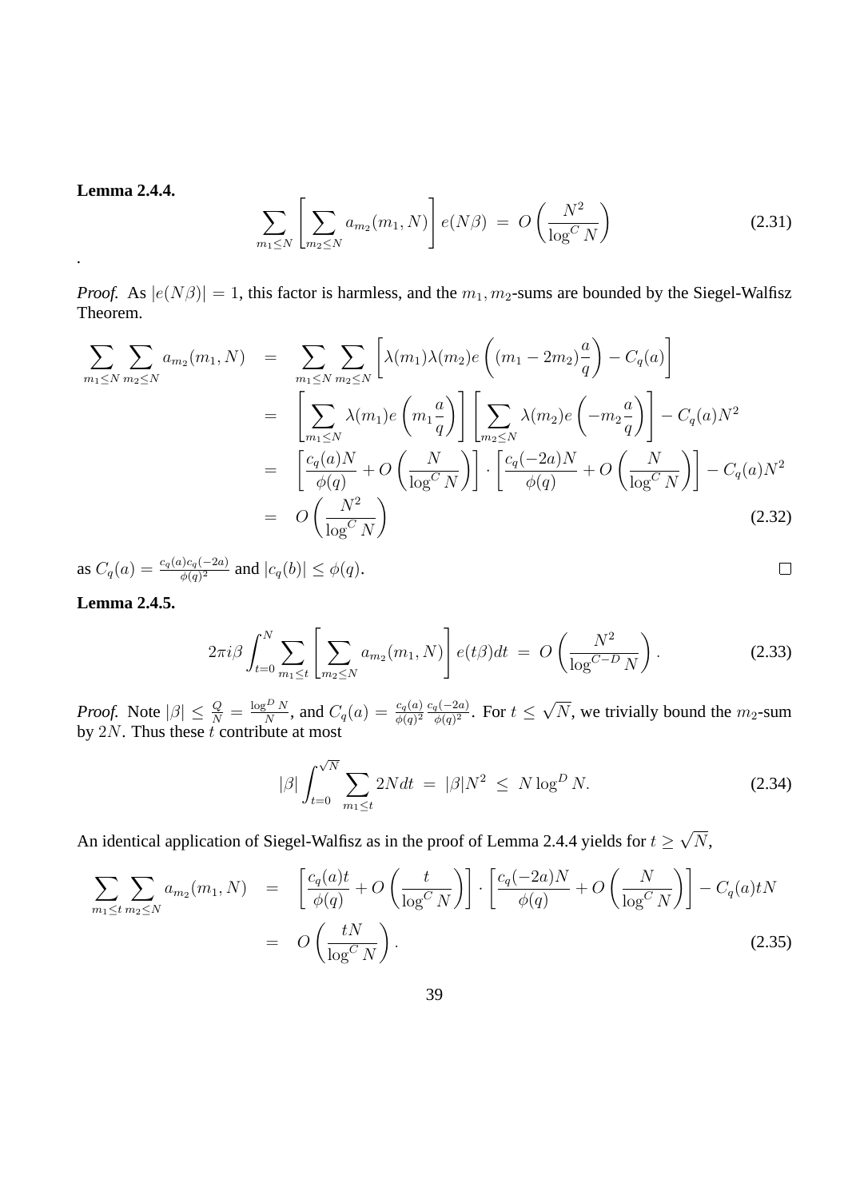**Lemma 2.4.4.**

$$\sum_{m_1 \le N} \left[ \sum_{m_2 \le N} a_{m_2}(m_1, N) \right] e(N\beta) \; = \; O\left( \frac{N^2}{\log^C N} \right) \tag{2.31}$$

.

*Proof.* As $|e(N\beta)| = 1$, this factor is harmless, and the $m_1, m_2$-sums are bounded by the Siegel-Walfisz Theorem.

$$\begin{aligned}
\sum_{m_1 \le N} \sum_{m_2 \le N} a_{m_2}(m_1, N) &= \sum_{m_1 \le N} \sum_{m_2 \le N} \left[ \lambda(m_1)\lambda(m_2) e\left( (m_1 - 2m_2)\frac{a}{q} \right) - C_q(a) \right] \\
&= \left[ \sum_{m_1 \le N} \lambda(m_1) e\left( m_1 \frac{a}{q} \right) \right] \left[ \sum_{m_2 \le N} \lambda(m_2) e\left( -m_2 \frac{a}{q} \right) \right] - C_q(a) N^2 \\
&= \left[ \frac{c_q(a) N}{\phi(q)} + O\left( \frac{N}{\log^C N} \right) \right] \cdot \left[ \frac{c_q(-2a) N}{\phi(q)} + O\left( \frac{N}{\log^C N} \right) \right] - C_q(a) N^2 \\
&= O\left( \frac{N^2}{\log^C N} \right)
\end{aligned} \tag{2.32}$$

as $C_q(a) = \frac{c_q(a) c_q(-2a)}{\phi(q)^2}$ and $|c_q(b)| \le \phi(q)$. $\square$

**Lemma 2.4.5.**

$$2\pi i \beta \int_{t=0}^{N} \sum_{m_1 \le t} \left[ \sum_{m_2 \le N} a_{m_2}(m_1, N) \right] e(t\beta) dt \; = \; O\left( \frac{N^2}{\log^{C-D} N} \right). \tag{2.33}$$

*Proof.* Note $|\beta| \le \frac{Q}{N} = \frac{\log^D N}{N}$, and $C_q(a) = \frac{c_q(a)}{\phi(q)^2} \frac{c_q(-2a)}{\phi(q)^2}$. For $t \le \sqrt{N}$, we trivially bound the $m_2$-sum by $2N$. Thus these $t$ contribute at most

$$|\beta| \int_{t=0}^{\sqrt{N}} \sum_{m_1 \le t} 2N dt \; = \; |\beta| N^2 \; \le \; N \log^D N. \tag{2.34}$$

An identical application of Siegel-Walfisz as in the proof of Lemma 2.4.4 yields for $t \ge \sqrt{N}$,

$$\begin{aligned}
\sum_{m_1 \le t} \sum_{m_2 \le N} a_{m_2}(m_1, N) &= \left[ \frac{c_q(a) t}{\phi(q)} + O\left( \frac{t}{\log^C N} \right) \right] \cdot \left[ \frac{c_q(-2a) N}{\phi(q)} + O\left( \frac{N}{\log^C N} \right) \right] - C_q(a) t N \\
&= O\left( \frac{tN}{\log^C N} \right).
\end{aligned} \tag{2.35}$$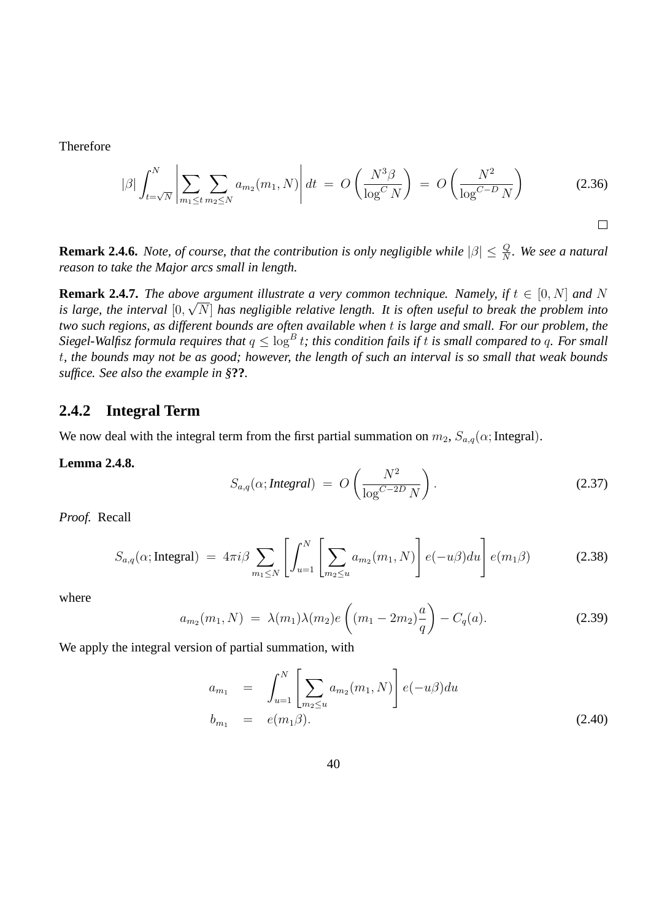Therefore

$$|\beta| \int_{t=\sqrt{N}}^{N} \left| \sum_{m_1 \le t} \sum_{m_2 \le N} a_{m_2}(m_1, N) \right| dt \;=\; O\left(\frac{N^3 \beta}{\log^C N}\right) \;=\; O\left(\frac{N^2}{\log^{C-D} N}\right) \tag{2.36}$$

□

**Remark 2.4.6.** *Note, of course, that the contribution is only negligible while $|\beta| \le \frac{Q}{N}$. We see a natural reason to take the Major arcs small in length.*

**Remark 2.4.7.** *The above argument illustrate a very common technique. Namely, if $t \in [0, N]$ and $N$ is large, the interval $[0, \sqrt{N}]$ has negligible relative length. It is often useful to break the problem into two such regions, as different bounds are often available when $t$ is large and small. For our problem, the Siegel-Walfisz formula requires that $q \le \log^B t$; this condition fails if $t$ is small compared to $q$. For small $t$, the bounds may not be as good; however, the length of such an interval is so small that weak bounds suffice. See also the example in §**??**.*

### 2.4.2 Integral Term

We now deal with the integral term from the first partial summation on $m_2$, $S_{a,q}(\alpha; \text{Integral})$.

**Lemma 2.4.8.**

$$S_{a,q}(\alpha; \textit{Integral}) \;=\; O\left(\frac{N^2}{\log^{C-2D} N}\right). \tag{2.37}$$

*Proof.* Recall

$$S_{a,q}(\alpha; \text{Integral}) \;=\; 4\pi i \beta \sum_{m_1 \le N} \left[ \int_{u=1}^{N} \left[ \sum_{m_2 \le u} a_{m_2}(m_1, N) \right] e(-u\beta) du \right] e(m_1 \beta) \tag{2.38}$$

where

$$a_{m_2}(m_1, N) \;=\; \lambda(m_1)\lambda(m_2) e\left((m_1 - 2m_2)\frac{a}{q}\right) - C_q(a). \tag{2.39}$$

We apply the integral version of partial summation, with

$$\begin{aligned} a_{m_1} &= \int_{u=1}^{N} \left[ \sum_{m_2 \le u} a_{m_2}(m_1, N) \right] e(-u\beta) du \\ b_{m_1} &= e(m_1 \beta). \end{aligned} \tag{2.40}$$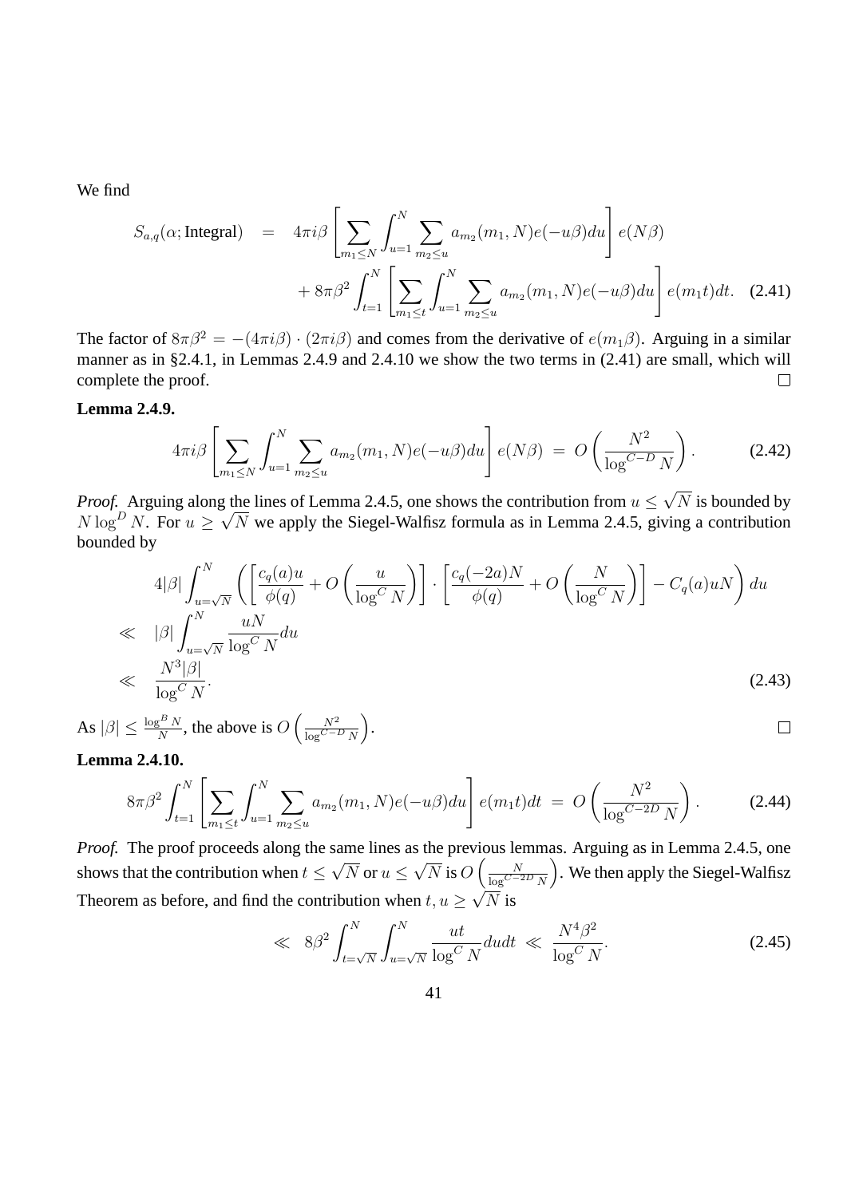We find

$$S_{a,q}(\alpha; \text{Integral}) = 4\pi i\beta \left[\sum_{m_1 \leq N} \int_{u=1}^{N} \sum_{m_2 \leq u} a_{m_2}(m_1, N) e(-u\beta) du\right] e(N\beta) + 8\pi\beta^2 \int_{t=1}^{N} \left[\sum_{m_1 \leq t} \int_{u=1}^{N} \sum_{m_2 \leq u} a_{m_2}(m_1, N) e(-u\beta) du\right] e(m_1 t) dt. \quad (2.41)$$

The factor of $8\pi\beta^2 = -(4\pi i\beta) \cdot (2\pi i\beta)$ and comes from the derivative of $e(m_1\beta)$. Arguing in a similar manner as in §2.4.1, in Lemmas 2.4.9 and 2.4.10 we show the two terms in (2.41) are small, which will complete the proof. □

**Lemma 2.4.9.**

$$4\pi i\beta \left[\sum_{m_1 \leq N} \int_{u=1}^{N} \sum_{m_2 \leq u} a_{m_2}(m_1, N) e(-u\beta) du\right] e(N\beta) = O\left(\frac{N^2}{\log^{C-D} N}\right). \quad (2.42)$$

*Proof.* Arguing along the lines of Lemma 2.4.5, one shows the contribution from $u \leq \sqrt{N}$ is bounded by $N \log^D N$. For $u \geq \sqrt{N}$ we apply the Siegel-Walfisz formula as in Lemma 2.4.5, giving a contribution bounded by

$$\begin{aligned}
& 4|\beta| \int_{u=\sqrt{N}}^{N} \left( \left[\frac{c_q(a)u}{\phi(q)} + O\left(\frac{u}{\log^C N}\right)\right] \cdot \left[\frac{c_q(-2a)N}{\phi(q)} + O\left(\frac{N}{\log^C N}\right)\right] - C_q(a)uN \right) du \\
\ll \quad & |\beta| \int_{u=\sqrt{N}}^{N} \frac{uN}{\log^C N} du \\
\ll \quad & \frac{N^3|\beta|}{\log^C N}. \qquad (2.43)
\end{aligned}$$

As $|\beta| \leq \frac{\log^B N}{N}$, the above is $O\left(\frac{N^2}{\log^{C-D} N}\right)$. □

**Lemma 2.4.10.**

$$8\pi\beta^2 \int_{t=1}^{N} \left[\sum_{m_1 \leq t} \int_{u=1}^{N} \sum_{m_2 \leq u} a_{m_2}(m_1, N) e(-u\beta) du\right] e(m_1 t) dt = O\left(\frac{N^2}{\log^{C-2D} N}\right). \quad (2.44)$$

*Proof.* The proof proceeds along the same lines as the previous lemmas. Arguing as in Lemma 2.4.5, one shows that the contribution when $t \leq \sqrt{N}$ or $u \leq \sqrt{N}$ is $O\left(\frac{N}{\log^{C-2D} N}\right)$. We then apply the Siegel-Walfisz Theorem as before, and find the contribution when $t, u \geq \sqrt{N}$ is

$$\ll 8\beta^2 \int_{t=\sqrt{N}}^{N} \int_{u=\sqrt{N}}^{N} \frac{ut}{\log^C N} du dt \ll \frac{N^4\beta^2}{\log^C N}. \quad (2.45)$$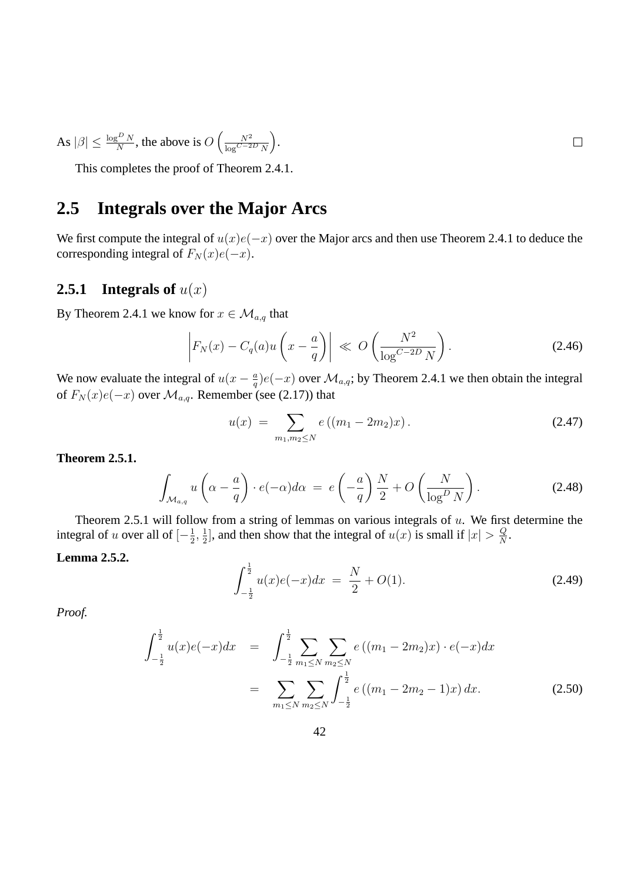As $|\beta| \leq \frac{\log^D N}{N}$, the above is $O\left(\frac{N^2}{\log^{C-2D} N}\right)$. □

This completes the proof of Theorem 2.4.1.

## 2.5 Integrals over the Major Arcs

We first compute the integral of $u(x)e(-x)$ over the Major arcs and then use Theorem 2.4.1 to deduce the corresponding integral of $F_N(x)e(-x)$.

### 2.5.1 Integrals of $u(x)$

By Theorem 2.4.1 we know for $x \in \mathcal{M}_{a,q}$ that

$$\left| F_N(x) - C_q(a) u\left(x - \frac{a}{q}\right) \right| \ll O\left(\frac{N^2}{\log^{C-2D} N}\right). \tag{2.46}$$

We now evaluate the integral of $u(x - \frac{a}{q})e(-x)$ over $\mathcal{M}_{a,q}$; by Theorem 2.4.1 we then obtain the integral of $F_N(x)e(-x)$ over $\mathcal{M}_{a,q}$. Remember (see (2.17)) that

$$u(x) = \sum_{m_1, m_2 \leq N} e\left((m_1 - 2m_2)x\right). \tag{2.47}$$

**Theorem 2.5.1.**

$$\int_{\mathcal{M}_{a,q}} u\left(\alpha - \frac{a}{q}\right) \cdot e(-\alpha) d\alpha = e\left(-\frac{a}{q}\right)\frac{N}{2} + O\left(\frac{N}{\log^D N}\right). \tag{2.48}$$

Theorem 2.5.1 will follow from a string of lemmas on various integrals of $u$. We first determine the integral of $u$ over all of $[-\frac{1}{2}, \frac{1}{2}]$, and then show that the integral of $u(x)$ is small if $|x| > \frac{Q}{N}$.

**Lemma 2.5.2.**

$$\int_{-\frac{1}{2}}^{\frac{1}{2}} u(x)e(-x)dx = \frac{N}{2} + O(1). \tag{2.49}$$

*Proof.*

$$\begin{aligned}
\int_{-\frac{1}{2}}^{\frac{1}{2}} u(x)e(-x)dx &= \int_{-\frac{1}{2}}^{\frac{1}{2}} \sum_{m_1 \leq N} \sum_{m_2 \leq N} e\left((m_1 - 2m_2)x\right) \cdot e(-x)dx \\
&= \sum_{m_1 \leq N} \sum_{m_2 \leq N} \int_{-\frac{1}{2}}^{\frac{1}{2}} e\left((m_1 - 2m_2 - 1)x\right) dx.
\end{aligned} \tag{2.50}$$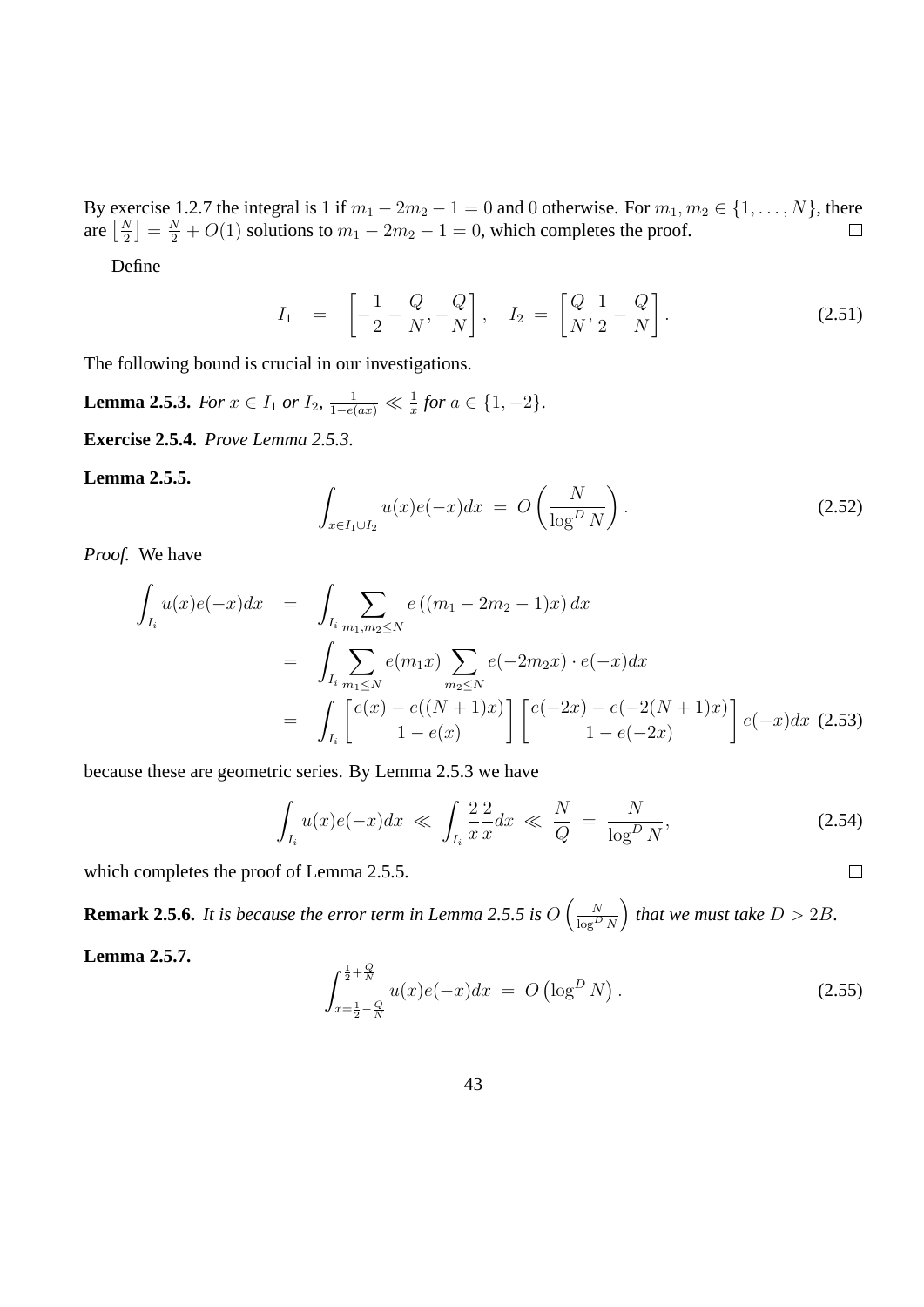By exercise 1.2.7 the integral is $1$ if $m_1 - 2m_2 - 1 = 0$ and $0$ otherwise. For $m_1, m_2 \in \{1, \dots, N\}$, there are $\left[\frac{N}{2}\right] = \frac{N}{2} + O(1)$ solutions to $m_1 - 2m_2 - 1 = 0$, which completes the proof. $\square$

Define

$$I_1 \;=\; \left[-\frac{1}{2} + \frac{Q}{N}, -\frac{Q}{N}\right], \quad I_2 \;=\; \left[\frac{Q}{N}, \frac{1}{2} - \frac{Q}{N}\right]. \tag{2.51}$$

The following bound is crucial in our investigations.

**Lemma 2.5.3.** *For $x \in I_1$ or $I_2$, $\frac{1}{1-e(ax)} \ll \frac{1}{x}$ for $a \in \{1, -2\}$.*

**Exercise 2.5.4.** *Prove Lemma 2.5.3.*

**Lemma 2.5.5.**

$$\int_{x \in I_1 \cup I_2} u(x)e(-x)dx \;=\; O\left(\frac{N}{\log^D N}\right). \tag{2.52}$$

*Proof.* We have

$$\begin{aligned}
\int_{I_i} u(x)e(-x)dx &= \int_{I_i} \sum_{m_1, m_2 \leq N} e\left((m_1 - 2m_2 - 1)x\right) dx \\
&= \int_{I_i} \sum_{m_1 \leq N} e(m_1 x) \sum_{m_2 \leq N} e(-2m_2 x) \cdot e(-x) dx \\
&= \int_{I_i} \left[\frac{e(x) - e((N+1)x)}{1 - e(x)}\right] \left[\frac{e(-2x) - e(-2(N+1)x)}{1 - e(-2x)}\right] e(-x) dx
\end{aligned} \tag{2.53}$$

because these are geometric series. By Lemma 2.5.3 we have

$$\int_{I_i} u(x)e(-x)dx \;\ll\; \int_{I_i} \frac{2}{x}\frac{2}{x} dx \;\ll\; \frac{N}{Q} \;=\; \frac{N}{\log^D N}, \tag{2.54}$$

which completes the proof of Lemma 2.5.5. $\square$

**Remark 2.5.6.** *It is because the error term in Lemma 2.5.5 is $O\left(\frac{N}{\log^D N}\right)$ that we must take $D > 2B$.*

**Lemma 2.5.7.**

$$\int_{x = \frac{1}{2} - \frac{Q}{N}}^{\frac{1}{2} + \frac{Q}{N}} u(x)e(-x)dx \;=\; O\left(\log^D N\right). \tag{2.55}$$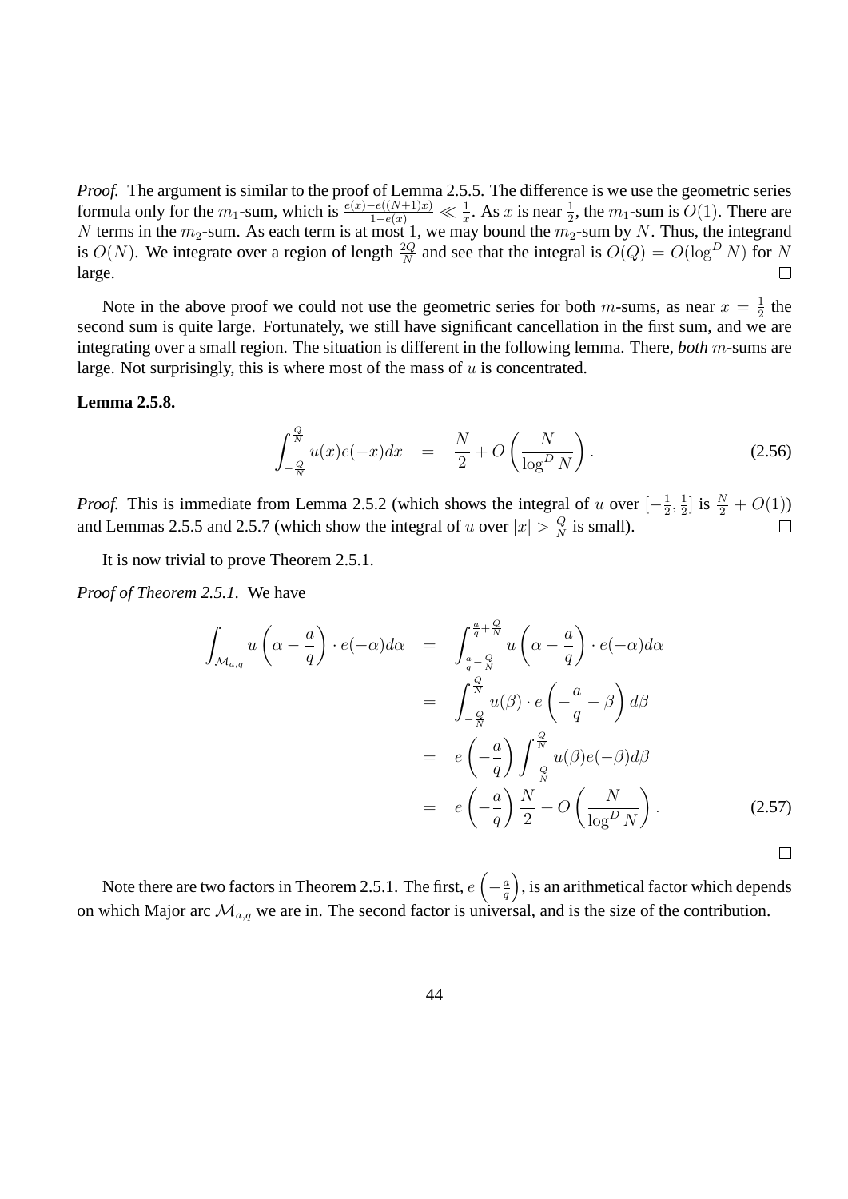*Proof.* The argument is similar to the proof of Lemma 2.5.5. The difference is we use the geometric series formula only for the $m_1$-sum, which is $\frac{e(x)-e((N+1)x)}{1-e(x)} \ll \frac{1}{x}$. As $x$ is near $\frac{1}{2}$, the $m_1$-sum is $O(1)$. There are $N$ terms in the $m_2$-sum. As each term is at most 1, we may bound the $m_2$-sum by $N$. Thus, the integrand is $O(N)$. We integrate over a region of length $\frac{2Q}{N}$ and see that the integral is $O(Q) = O(\log^D N)$ for $N$ large. □

Note in the above proof we could not use the geometric series for both $m$-sums, as near $x = \frac{1}{2}$ the second sum is quite large. Fortunately, we still have significant cancellation in the first sum, and we are integrating over a small region. The situation is different in the following lemma. There, *both* $m$-sums are large. Not surprisingly, this is where most of the mass of $u$ is concentrated.

**Lemma 2.5.8.**

$$\int_{-\frac{Q}{N}}^{\frac{Q}{N}} u(x)e(-x)dx \quad = \quad \frac{N}{2} + O\left(\frac{N}{\log^D N}\right). \tag{2.56}$$

*Proof.* This is immediate from Lemma 2.5.2 (which shows the integral of $u$ over $[-\frac{1}{2}, \frac{1}{2}]$ is $\frac{N}{2} + O(1)$) and Lemmas 2.5.5 and 2.5.7 (which show the integral of $u$ over $|x| > \frac{Q}{N}$ is small). □

It is now trivial to prove Theorem 2.5.1.

*Proof of Theorem 2.5.1.* We have

$$\begin{aligned}
\int_{\mathcal{M}_{a,q}} u\left(\alpha - \frac{a}{q}\right) \cdot e(-\alpha)d\alpha &= \int_{\frac{a}{q}-\frac{Q}{N}}^{\frac{a}{q}+\frac{Q}{N}} u\left(\alpha - \frac{a}{q}\right) \cdot e(-\alpha)d\alpha \\
&= \int_{-\frac{Q}{N}}^{\frac{Q}{N}} u(\beta) \cdot e\left(-\frac{a}{q} - \beta\right) d\beta \\
&= e\left(-\frac{a}{q}\right) \int_{-\frac{Q}{N}}^{\frac{Q}{N}} u(\beta)e(-\beta)d\beta \\
&= e\left(-\frac{a}{q}\right) \frac{N}{2} + O\left(\frac{N}{\log^D N}\right).
\end{aligned} \tag{2.57}$$

□

Note there are two factors in Theorem 2.5.1. The first, $e\left(-\frac{a}{q}\right)$, is an arithmetical factor which depends on which Major arc $\mathcal{M}_{a,q}$ we are in. The second factor is universal, and is the size of the contribution.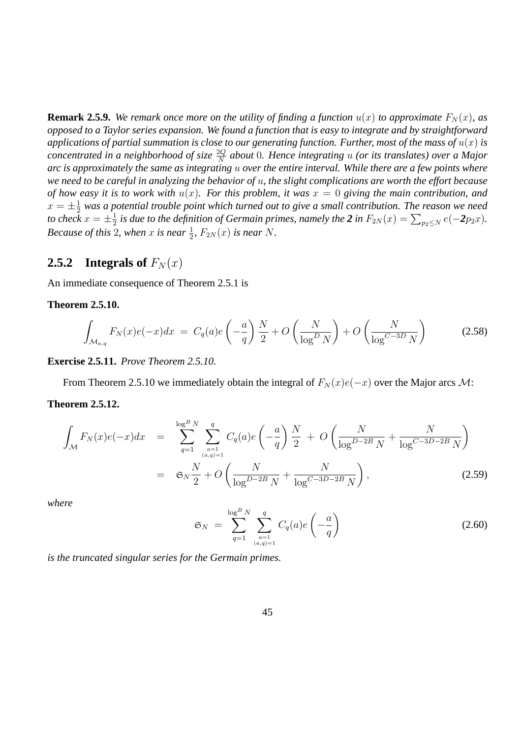**Remark 2.5.9.** *We remark once more on the utility of finding a function $u(x)$ to approximate $F_N(x)$, as opposed to a Taylor series expansion. We found a function that is easy to integrate and by straightforward applications of partial summation is close to our generating function. Further, most of the mass of $u(x)$ is concentrated in a neighborhood of size $\frac{2Q}{N}$ about $0$. Hence integrating $u$ (or its translates) over a Major arc is approximately the same as integrating $u$ over the entire interval. While there are a few points where we need to be careful in analyzing the behavior of $u$, the slight complications are worth the effort because of how easy it is to work with $u(x)$. For this problem, it was $x = 0$ giving the main contribution, and $x = \pm\frac{1}{2}$ was a potential trouble point which turned out to give a small contribution. The reason we need to check $x = \pm\frac{1}{2}$ is due to the definition of Germain primes, namely the **2** in $F_{2N}(x) = \sum_{p_2 \le N} e(-\boldsymbol{2}p_2 x)$. Because of this $2$, when $x$ is near $\frac{1}{2}$, $F_{2N}(x)$ is near $N$.*

### 2.5.2 Integrals of $F_N(x)$

An immediate consequence of Theorem 2.5.1 is

**Theorem 2.5.10.**

$$\int_{\mathcal{M}_{a,q}} F_N(x)e(-x)dx \;=\; C_q(a)e\left(-\frac{a}{q}\right)\frac{N}{2} + O\left(\frac{N}{\log^D N}\right) + O\left(\frac{N}{\log^{C-3D} N}\right) \tag{2.58}$$

**Exercise 2.5.11.** *Prove Theorem 2.5.10.*

From Theorem 2.5.10 we immediately obtain the integral of $F_N(x)e(-x)$ over the Major arcs $\mathcal{M}$:

**Theorem 2.5.12.**

$$\begin{aligned}
\int_{\mathcal{M}} F_N(x)e(-x)dx &= \sum_{q=1}^{\log^B N} \sum_{\substack{a=1 \\ (a,q)=1}}^{q} C_q(a)e\left(-\frac{a}{q}\right)\frac{N}{2} \;+\; O\left(\frac{N}{\log^{D-2B} N} + \frac{N}{\log^{C-3D-2B} N}\right) \\
&= \mathfrak{S}_N \frac{N}{2} + O\left(\frac{N}{\log^{D-2B} N} + \frac{N}{\log^{C-3D-2B} N}\right),
\end{aligned} \tag{2.59}$$

*where*

$$\mathfrak{S}_N \;=\; \sum_{q=1}^{\log^B N} \sum_{\substack{a=1 \\ (a,q)=1}}^{q} C_q(a)e\left(-\frac{a}{q}\right) \tag{2.60}$$

*is the truncated singular series for the Germain primes.*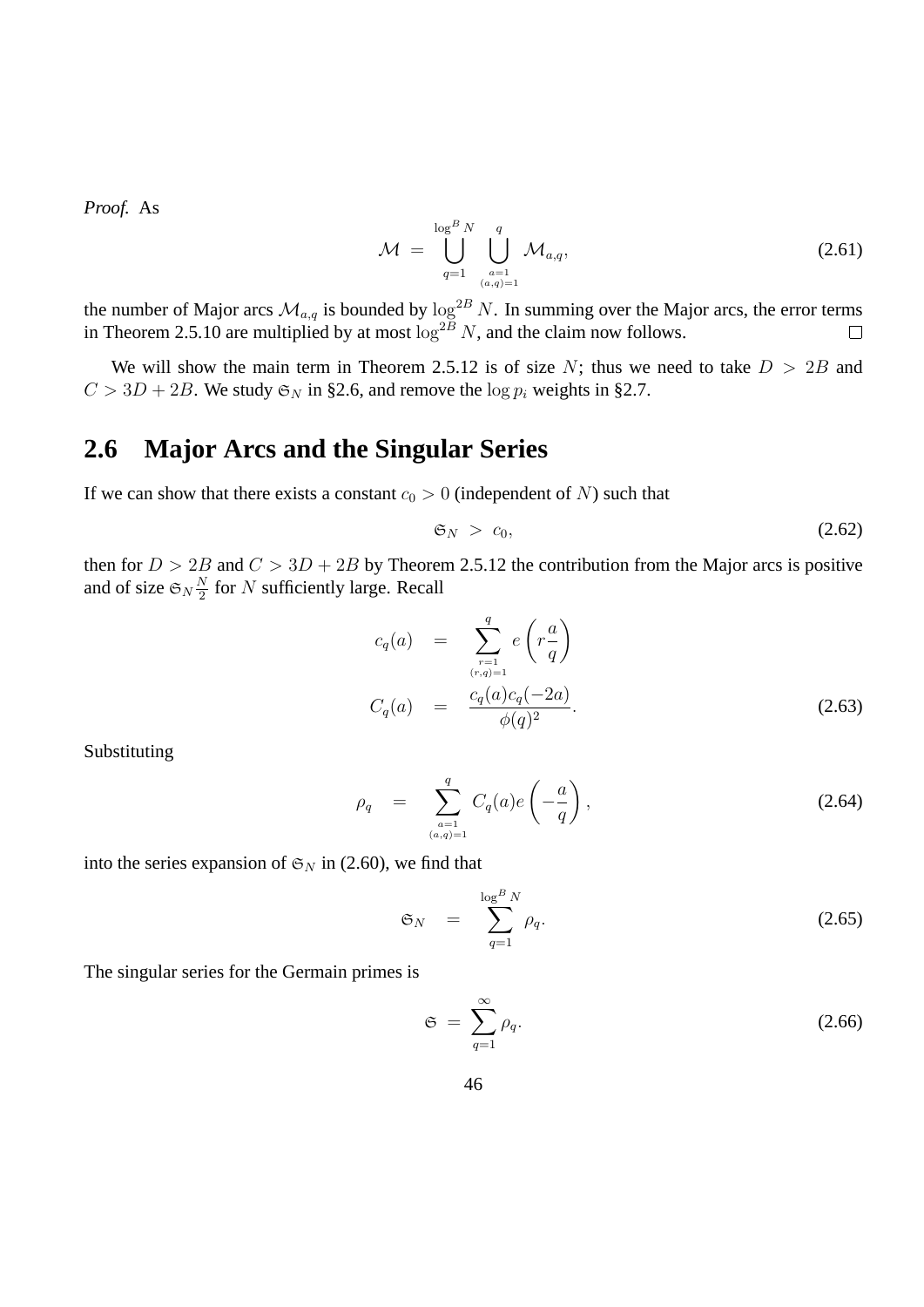*Proof.* As

$$\mathcal{M} \;=\; \bigcup_{q=1}^{\log^B N} \bigcup_{\substack{a=1 \\ (a,q)=1}}^{q} \mathcal{M}_{a,q}, \tag{2.61}$$

the number of Major arcs $\mathcal{M}_{a,q}$ is bounded by $\log^{2B} N$. In summing over the Major arcs, the error terms in Theorem 2.5.10 are multiplied by at most $\log^{2B} N$, and the claim now follows. □

We will show the main term in Theorem 2.5.12 is of size $N$; thus we need to take $D > 2B$ and $C > 3D + 2B$. We study $\mathfrak{S}_N$ in §2.6, and remove the $\log p_i$ weights in §2.7.

## 2.6 Major Arcs and the Singular Series

If we can show that there exists a constant $c_0 > 0$ (independent of $N$) such that

$$\mathfrak{S}_N \;>\; c_0, \tag{2.62}$$

then for $D > 2B$ and $C > 3D + 2B$ by Theorem 2.5.12 the contribution from the Major arcs is positive and of size $\mathfrak{S}_N \frac{N}{2}$ for $N$ sufficiently large. Recall

$$\begin{aligned} c_q(a) &= \sum_{\substack{r=1 \\ (r,q)=1}}^{q} e\left(r\frac{a}{q}\right) \\ C_q(a) &= \frac{c_q(a)c_q(-2a)}{\phi(q)^2}. \end{aligned} \tag{2.63}$$

Substituting

$$\rho_q \;=\; \sum_{\substack{a=1 \\ (a,q)=1}}^{q} C_q(a) e\left(-\frac{a}{q}\right), \tag{2.64}$$

into the series expansion of $\mathfrak{S}_N$ in (2.60), we find that

$$\mathfrak{S}_N \;=\; \sum_{q=1}^{\log^B N} \rho_q. \tag{2.65}$$

The singular series for the Germain primes is

$$\mathfrak{S} \;=\; \sum_{q=1}^{\infty} \rho_q. \tag{2.66}$$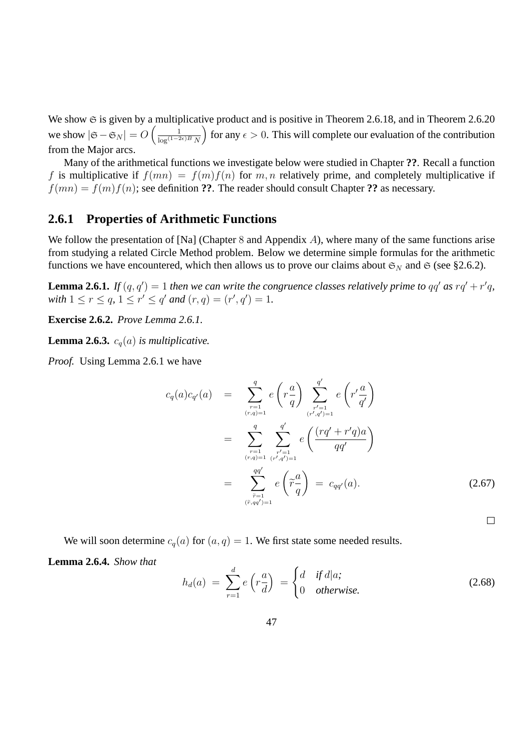We show $\mathfrak{S}$ is given by a multiplicative product and is positive in Theorem 2.6.18, and in Theorem 2.6.20 we show $|\mathfrak{S} - \mathfrak{S}_N| = O\left(\frac{1}{\log^{(1-2\epsilon)B} N}\right)$ for any $\epsilon > 0$. This will complete our evaluation of the contribution from the Major arcs.

Many of the arithmetical functions we investigate below were studied in Chapter **??**. Recall a function $f$ is multiplicative if $f(mn) = f(m)f(n)$ for $m, n$ relatively prime, and completely multiplicative if $f(mn) = f(m)f(n)$; see definition **??**. The reader should consult Chapter **??** as necessary.

### 2.6.1 Properties of Arithmetic Functions

We follow the presentation of [Na] (Chapter $8$ and Appendix $A$), where many of the same functions arise from studying a related Circle Method problem. Below we determine simple formulas for the arithmetic functions we have encountered, which then allows us to prove our claims about $\mathfrak{S}_N$ and $\mathfrak{S}$ (see §2.6.2).

**Lemma 2.6.1.** *If $(q, q') = 1$ then we can write the congruence classes relatively prime to $qq'$ as $rq' + r'q$, with $1 \leq r \leq q$, $1 \leq r' \leq q'$ and $(r, q) = (r', q') = 1$.*

**Exercise 2.6.2.** *Prove Lemma 2.6.1.*

**Lemma 2.6.3.** *$c_q(a)$ is multiplicative.*

*Proof.* Using Lemma 2.6.1 we have

$$\begin{aligned}
c_q(a)c_{q'}(a) &= \sum_{\substack{r=1 \\ (r,q)=1}}^{q} e\left(r\frac{a}{q}\right) \sum_{\substack{r'=1 \\ (r',q')=1}}^{q'} e\left(r'\frac{a}{q'}\right) \\
&= \sum_{\substack{r=1 \\ (r,q)=1}}^{q} \sum_{\substack{r'=1 \\ (r',q')=1}}^{q'} e\left(\frac{(rq' + r'q)a}{qq'}\right) \\
&= \sum_{\substack{\widetilde{r}=1 \\ (\widetilde{r},qq')=1}}^{qq'} e\left(\widetilde{r}\frac{a}{q}\right) \ = \ c_{qq'}(a). \qquad (2.67)
\end{aligned}$$

□

We will soon determine $c_q(a)$ for $(a, q) = 1$. We first state some needed results.

**Lemma 2.6.4.** *Show that*

$$h_d(a) \ = \ \sum_{r=1}^{d} e\left(r\frac{a}{d}\right) \ = \begin{cases} d & \text{if } d|a; \\ 0 & \text{otherwise.} \end{cases} \qquad (2.68)$$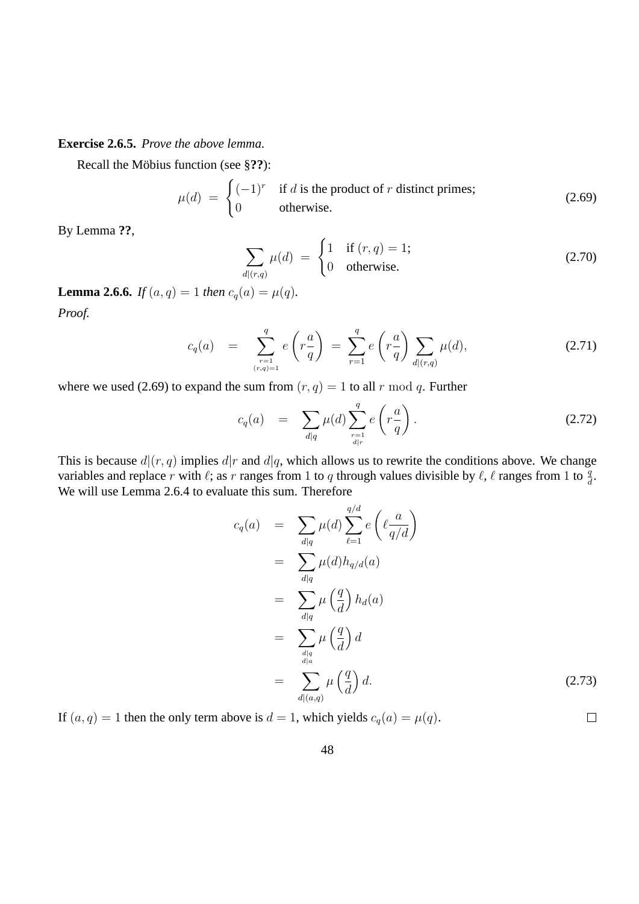**Exercise 2.6.5.** *Prove the above lemma.*

Recall the Möbius function (see §**??**):

$$\mu(d) \;=\; \begin{cases} (-1)^r & \text{if } d \text{ is the product of } r \text{ distinct primes;} \\ 0 & \text{otherwise.} \end{cases} \tag{2.69}$$

By Lemma **??**,

$$\sum_{d|(r,q)} \mu(d) \;=\; \begin{cases} 1 & \text{if } (r,q) = 1; \\ 0 & \text{otherwise.} \end{cases} \tag{2.70}$$

**Lemma 2.6.6.** *If $(a,q) = 1$ then $c_q(a) = \mu(q)$.*

*Proof.*

$$c_q(a) \quad = \quad \sum_{\substack{r=1 \\ (r,q)=1}}^{q} e\left(r\frac{a}{q}\right) \;=\; \sum_{r=1}^{q} e\left(r\frac{a}{q}\right) \sum_{d|(r,q)} \mu(d), \tag{2.71}$$

where we used (2.69) to expand the sum from $(r,q) = 1$ to all $r \bmod q$. Further

$$c_q(a) \quad = \quad \sum_{d|q} \mu(d) \sum_{\substack{r=1 \\ d|r}}^{q} e\left(r\frac{a}{q}\right). \tag{2.72}$$

This is because $d|(r,q)$ implies $d|r$ and $d|q$, which allows us to rewrite the conditions above. We change variables and replace $r$ with $\ell$; as $r$ ranges from 1 to $q$ through values divisible by $\ell$, $\ell$ ranges from 1 to $\frac{q}{d}$. We will use Lemma 2.6.4 to evaluate this sum. Therefore

$$\begin{aligned}
c_q(a) \quad &= \quad \sum_{d|q} \mu(d) \sum_{\ell=1}^{q/d} e\left(\ell \frac{a}{q/d}\right) \\
&= \quad \sum_{d|q} \mu(d) h_{q/d}(a) \\
&= \quad \sum_{d|q} \mu\left(\frac{q}{d}\right) h_d(a) \\
&= \quad \sum_{\substack{d|q \\ d|a}} \mu\left(\frac{q}{d}\right) d \\
&= \quad \sum_{d|(a,q)} \mu\left(\frac{q}{d}\right) d.
\end{aligned} \tag{2.73}$$

If $(a,q) = 1$ then the only term above is $d = 1$, which yields $c_q(a) = \mu(q)$. □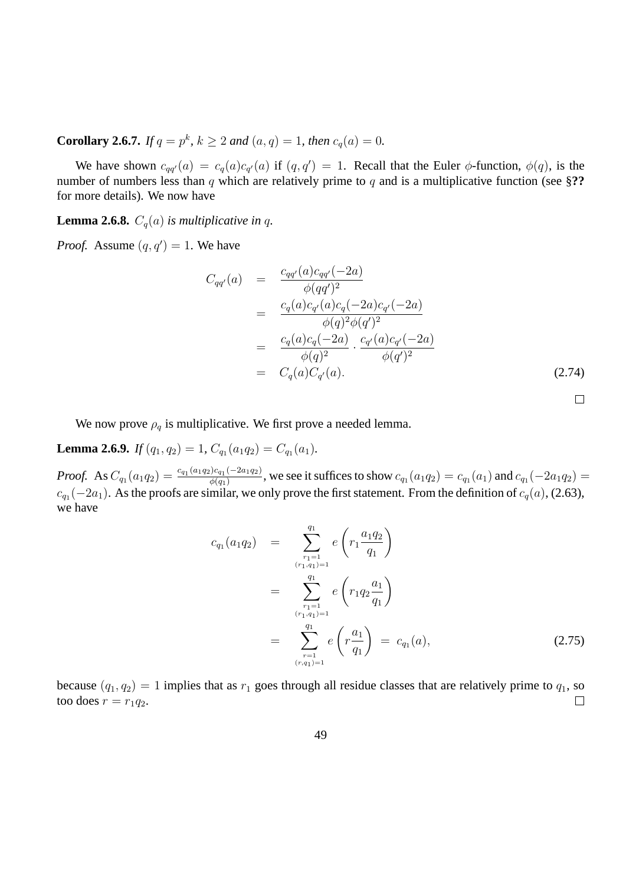**Corollary 2.6.7.** *If $q = p^k$, $k \geq 2$ and $(a,q) = 1$, then $c_q(a) = 0$.*

We have shown $c_{qq'}(a) = c_q(a)c_{q'}(a)$ if $(q,q') = 1$. Recall that the Euler $\phi$-function, $\phi(q)$, is the number of numbers less than $q$ which are relatively prime to $q$ and is a multiplicative function (see §**??** for more details). We now have

**Lemma 2.6.8.** *$C_q(a)$ is multiplicative in $q$.*

*Proof.* Assume $(q,q') = 1$. We have

$$\begin{aligned}
C_{qq'}(a) &= \frac{c_{qq'}(a)c_{qq'}(-2a)}{\phi(qq')^2} \\
&= \frac{c_q(a)c_{q'}(a)c_q(-2a)c_{q'}(-2a)}{\phi(q)^2\phi(q')^2} \\
&= \frac{c_q(a)c_q(-2a)}{\phi(q)^2} \cdot \frac{c_{q'}(a)c_{q'}(-2a)}{\phi(q')^2} \\
&= C_q(a)C_{q'}(a). \qquad (2.74)
\end{aligned}$$

□

We now prove $\rho_q$ is multiplicative. We first prove a needed lemma.

**Lemma 2.6.9.** *If $(q_1,q_2) = 1$, $C_{q_1}(a_1q_2) = C_{q_1}(a_1)$.*

*Proof.* As $C_{q_1}(a_1q_2) = \frac{c_{q_1}(a_1q_2)c_{q_1}(-2a_1q_2)}{\phi(q_1)}$, we see it suffices to show $c_{q_1}(a_1q_2) = c_{q_1}(a_1)$ and $c_{q_1}(-2a_1q_2) = c_{q_1}(-2a_1)$. As the proofs are similar, we only prove the first statement. From the definition of $c_q(a)$, (2.63), we have

$$\begin{aligned}
c_{q_1}(a_1q_2) &= \sum_{\substack{r_1=1 \\ (r_1,q_1)=1}}^{q_1} e\left(r_1\frac{a_1q_2}{q_1}\right) \\
&= \sum_{\substack{r_1=1 \\ (r_1,q_1)=1}}^{q_1} e\left(r_1q_2\frac{a_1}{q_1}\right) \\
&= \sum_{\substack{r=1 \\ (r,q_1)=1}}^{q_1} e\left(r\frac{a_1}{q_1}\right) \;=\; c_{q_1}(a), \qquad (2.75)
\end{aligned}$$

because $(q_1,q_2) = 1$ implies that as $r_1$ goes through all residue classes that are relatively prime to $q_1$, so too does $r = r_1q_2$. □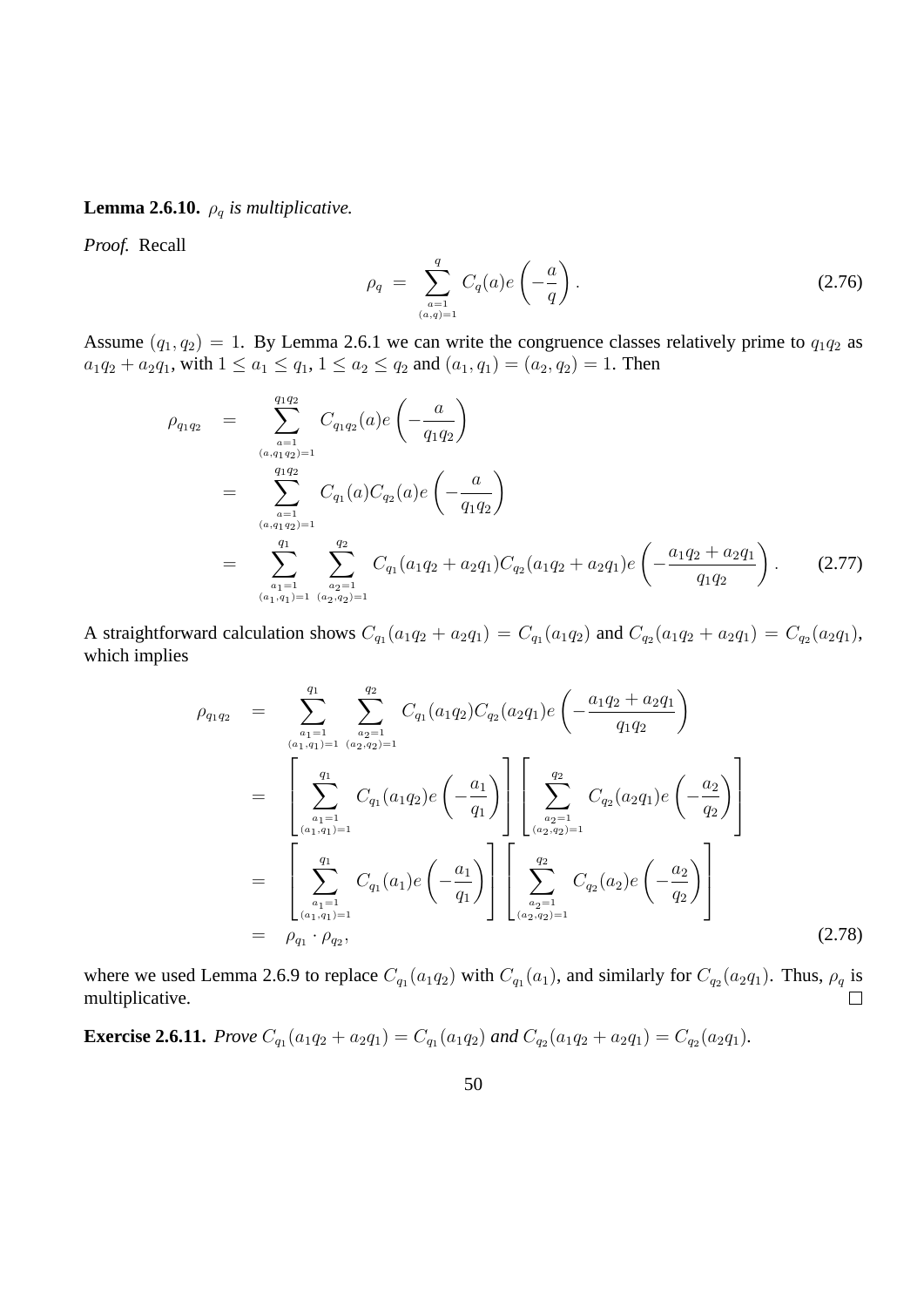**Lemma 2.6.10.** *$\rho_q$ is multiplicative.*

*Proof.* Recall

$$\rho_q \;=\; \sum_{\substack{a=1\\(a,q)=1}}^{q} C_q(a)e\left(-\frac{a}{q}\right). \tag{2.76}$$

Assume $(q_1, q_2) = 1$. By Lemma 2.6.1 we can write the congruence classes relatively prime to $q_1q_2$ as $a_1q_2 + a_2q_1$, with $1 \le a_1 \le q_1$, $1 \le a_2 \le q_2$ and $(a_1, q_1) = (a_2, q_2) = 1$. Then

$$\begin{aligned}
\rho_{q_1q_2} &= \sum_{\substack{a=1\\(a,q_1q_2)=1}}^{q_1q_2} C_{q_1q_2}(a)e\left(-\frac{a}{q_1q_2}\right)\\
&= \sum_{\substack{a=1\\(a,q_1q_2)=1}}^{q_1q_2} C_{q_1}(a)C_{q_2}(a)e\left(-\frac{a}{q_1q_2}\right)\\
&= \sum_{\substack{a_1=1\\(a_1,q_1)=1}}^{q_1}\sum_{\substack{a_2=1\\(a_2,q_2)=1}}^{q_2} C_{q_1}(a_1q_2+a_2q_1)C_{q_2}(a_1q_2+a_2q_1)e\left(-\frac{a_1q_2+a_2q_1}{q_1q_2}\right).
\end{aligned} \tag{2.77}$$

A straightforward calculation shows $C_{q_1}(a_1q_2 + a_2q_1) = C_{q_1}(a_1q_2)$ and $C_{q_2}(a_1q_2 + a_2q_1) = C_{q_2}(a_2q_1)$, which implies

$$\begin{aligned}
\rho_{q_1q_2} &= \sum_{\substack{a_1=1\\(a_1,q_1)=1}}^{q_1}\sum_{\substack{a_2=1\\(a_2,q_2)=1}}^{q_2} C_{q_1}(a_1q_2)C_{q_2}(a_2q_1)e\left(-\frac{a_1q_2+a_2q_1}{q_1q_2}\right)\\
&= \left[\sum_{\substack{a_1=1\\(a_1,q_1)=1}}^{q_1} C_{q_1}(a_1q_2)e\left(-\frac{a_1}{q_1}\right)\right]\left[\sum_{\substack{a_2=1\\(a_2,q_2)=1}}^{q_2} C_{q_2}(a_2q_1)e\left(-\frac{a_2}{q_2}\right)\right]\\
&= \left[\sum_{\substack{a_1=1\\(a_1,q_1)=1}}^{q_1} C_{q_1}(a_1)e\left(-\frac{a_1}{q_1}\right)\right]\left[\sum_{\substack{a_2=1\\(a_2,q_2)=1}}^{q_2} C_{q_2}(a_2)e\left(-\frac{a_2}{q_2}\right)\right]\\
&= \rho_{q_1}\cdot\rho_{q_2},
\end{aligned} \tag{2.78}$$

where we used Lemma 2.6.9 to replace $C_{q_1}(a_1q_2)$ with $C_{q_1}(a_1)$, and similarly for $C_{q_2}(a_2q_1)$. Thus, $\rho_q$ is multiplicative. □

**Exercise 2.6.11.** *Prove $C_{q_1}(a_1q_2 + a_2q_1) = C_{q_1}(a_1q_2)$ and $C_{q_2}(a_1q_2 + a_2q_1) = C_{q_2}(a_2q_1)$.*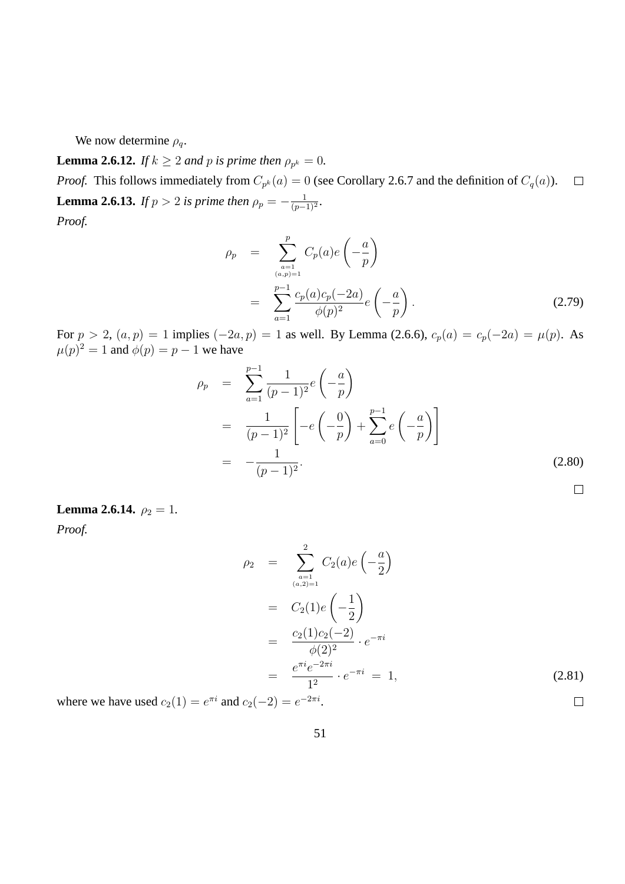We now determine $\rho_q$.

**Lemma 2.6.12.** *If $k \geq 2$ and $p$ is prime then $\rho_{p^k} = 0$.*

*Proof.* This follows immediately from $C_{p^k}(a) = 0$ (see Corollary 2.6.7 and the definition of $C_q(a)$). $\square$

**Lemma 2.6.13.** *If $p > 2$ is prime then $\rho_p = -\frac{1}{(p-1)^2}$.*

*Proof.*

$$
\begin{aligned}
\rho_p &= \sum_{\substack{a=1 \\ (a,p)=1}}^{p} C_p(a) e\left(-\frac{a}{p}\right) \\
&= \sum_{a=1}^{p-1} \frac{c_p(a) c_p(-2a)}{\phi(p)^2} e\left(-\frac{a}{p}\right). \qquad (2.79)
\end{aligned}
$$

For $p > 2$, $(a,p) = 1$ implies $(-2a, p) = 1$ as well. By Lemma (2.6.6), $c_p(a) = c_p(-2a) = \mu(p)$. As $\mu(p)^2 = 1$ and $\phi(p) = p - 1$ we have

$$
\begin{aligned}
\rho_p &= \sum_{a=1}^{p-1} \frac{1}{(p-1)^2} e\left(-\frac{a}{p}\right) \\
&= \frac{1}{(p-1)^2}\left[-e\left(-\frac{0}{p}\right) + \sum_{a=0}^{p-1} e\left(-\frac{a}{p}\right)\right] \\
&= -\frac{1}{(p-1)^2}. \qquad (2.80)
\end{aligned}
$$

$\square$

**Lemma 2.6.14.** $\rho_2 = 1$.

*Proof.*

$$
\begin{aligned}
\rho_2 &= \sum_{\substack{a=1 \\ (a,2)=1}}^{2} C_2(a) e\left(-\frac{a}{2}\right) \\
&= C_2(1) e\left(-\frac{1}{2}\right) \\
&= \frac{c_2(1) c_2(-2)}{\phi(2)^2} \cdot e^{-\pi i} \\
&= \frac{e^{\pi i} e^{-2\pi i}}{1^2} \cdot e^{-\pi i} \ = \ 1, \qquad (2.81)
\end{aligned}
$$

where we have used $c_2(1) = e^{\pi i}$ and $c_2(-2) = e^{-2\pi i}$. $\square$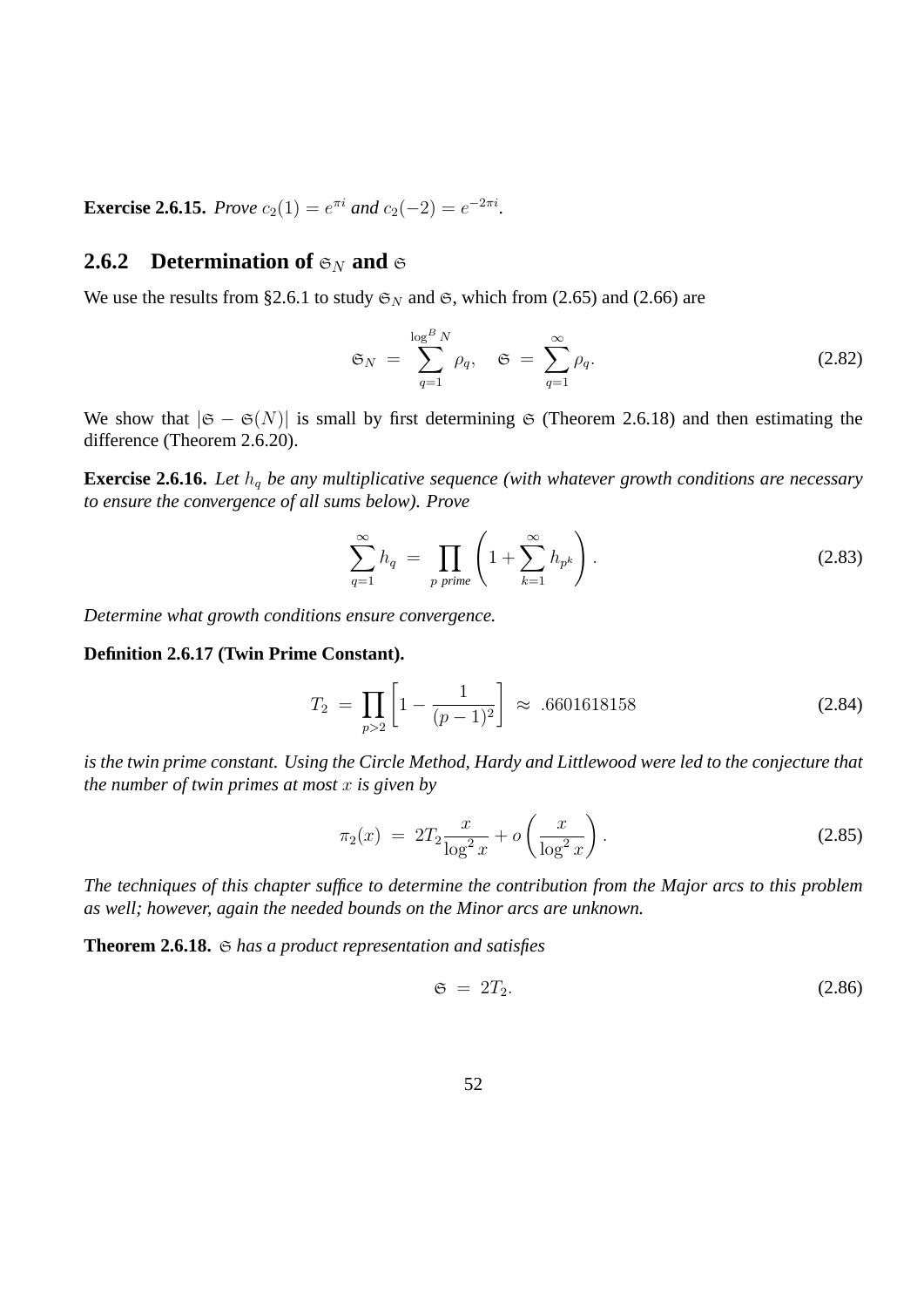**Exercise 2.6.15.** *Prove* $c_2(1) = e^{\pi i}$ *and* $c_2(-2) = e^{-2\pi i}$.

### 2.6.2 Determination of $\mathfrak{S}_N$ and $\mathfrak{S}$

We use the results from §2.6.1 to study $\mathfrak{S}_N$ and $\mathfrak{S}$, which from (2.65) and (2.66) are

$$\mathfrak{S}_N \;=\; \sum_{q=1}^{\log^B N} \rho_q, \quad \mathfrak{S} \;=\; \sum_{q=1}^{\infty} \rho_q. \tag{2.82}$$

We show that $|\mathfrak{S} - \mathfrak{S}(N)|$ is small by first determining $\mathfrak{S}$ (Theorem 2.6.18) and then estimating the difference (Theorem 2.6.20).

**Exercise 2.6.16.** *Let $h_q$ be any multiplicative sequence (with whatever growth conditions are necessary to ensure the convergence of all sums below). Prove*

$$\sum_{q=1}^{\infty} h_q \;=\; \prod_{p \text{ prime}} \left(1 + \sum_{k=1}^{\infty} h_{p^k}\right). \tag{2.83}$$

*Determine what growth conditions ensure convergence.*

**Definition 2.6.17 (Twin Prime Constant).**

$$T_2 \;=\; \prod_{p>2} \left[1 - \frac{1}{(p-1)^2}\right] \;\approx\; .6601618158 \tag{2.84}$$

*is the twin prime constant. Using the Circle Method, Hardy and Littlewood were led to the conjecture that the number of twin primes at most $x$ is given by*

$$\pi_2(x) \;=\; 2T_2 \frac{x}{\log^2 x} + o\left(\frac{x}{\log^2 x}\right). \tag{2.85}$$

*The techniques of this chapter suffice to determine the contribution from the Major arcs to this problem as well; however, again the needed bounds on the Minor arcs are unknown.*

**Theorem 2.6.18.** $\mathfrak{S}$ *has a product representation and satisfies*

$$\mathfrak{S} \;=\; 2T_2. \tag{2.86}$$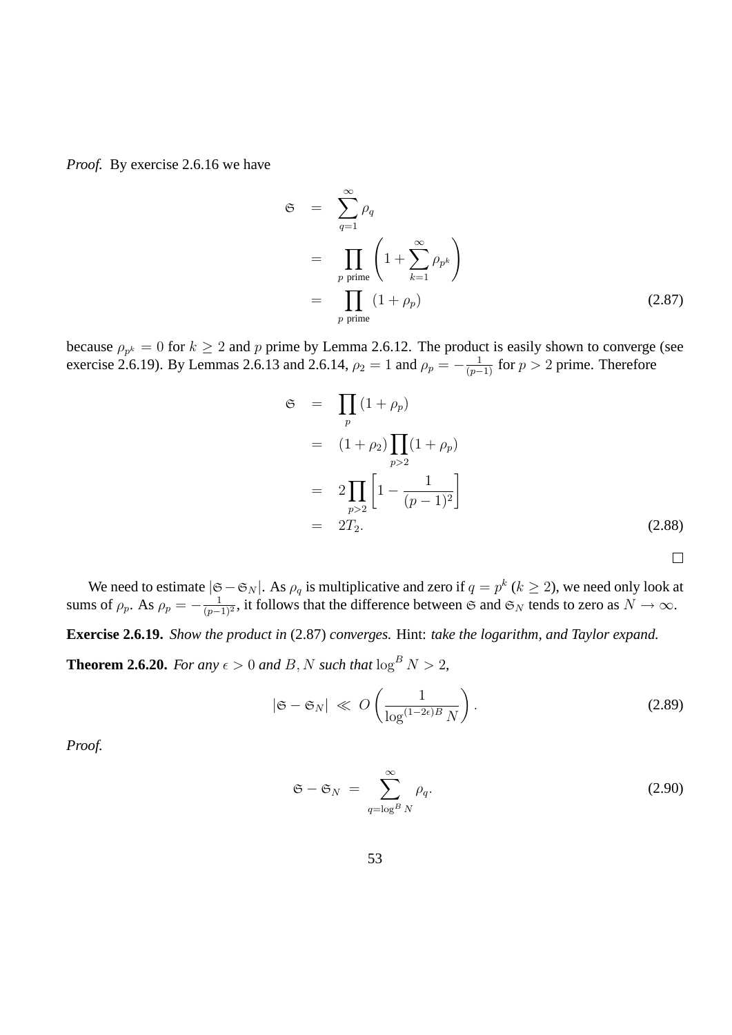*Proof.* By exercise 2.6.16 we have

$$
\begin{aligned}
\mathfrak{S} &= \sum_{q=1}^{\infty} \rho_q \\
&= \prod_{p \text{ prime}} \left(1 + \sum_{k=1}^{\infty} \rho_{p^k}\right) \\
&= \prod_{p \text{ prime}} (1 + \rho_p) \qquad (2.87)
\end{aligned}
$$

because $\rho_{p^k} = 0$ for $k \geq 2$ and $p$ prime by Lemma 2.6.12. The product is easily shown to converge (see exercise 2.6.19). By Lemmas 2.6.13 and 2.6.14, $\rho_2 = 1$ and $\rho_p = -\frac{1}{(p-1)}$ for $p > 2$ prime. Therefore

$$
\begin{aligned}
\mathfrak{S} &= \prod_{p} (1 + \rho_p) \\
&= (1 + \rho_2) \prod_{p > 2} (1 + \rho_p) \\
&= 2 \prod_{p > 2} \left[1 - \frac{1}{(p-1)^2}\right] \\
&= 2T_2. \qquad (2.88)
\end{aligned}
$$

□

We need to estimate $|\mathfrak{S} - \mathfrak{S}_N|$. As $\rho_q$ is multiplicative and zero if $q = p^k$ ($k \geq 2$), we need only look at sums of $\rho_p$. As $\rho_p = -\frac{1}{(p-1)^2}$, it follows that the difference between $\mathfrak{S}$ and $\mathfrak{S}_N$ tends to zero as $N \to \infty$.

**Exercise 2.6.19.** *Show the product in* (2.87) *converges.* Hint: *take the logarithm, and Taylor expand.*

**Theorem 2.6.20.** *For any* $\epsilon > 0$ *and* $B, N$ *such that* $\log^B N > 2$*,*

$$
|\mathfrak{S} - \mathfrak{S}_N| \ll O\left(\frac{1}{\log^{(1-2\epsilon)B} N}\right). \qquad (2.89)
$$

*Proof.*

$$
\mathfrak{S} - \mathfrak{S}_N = \sum_{q = \log^B N}^{\infty} \rho_q. \qquad (2.90)
$$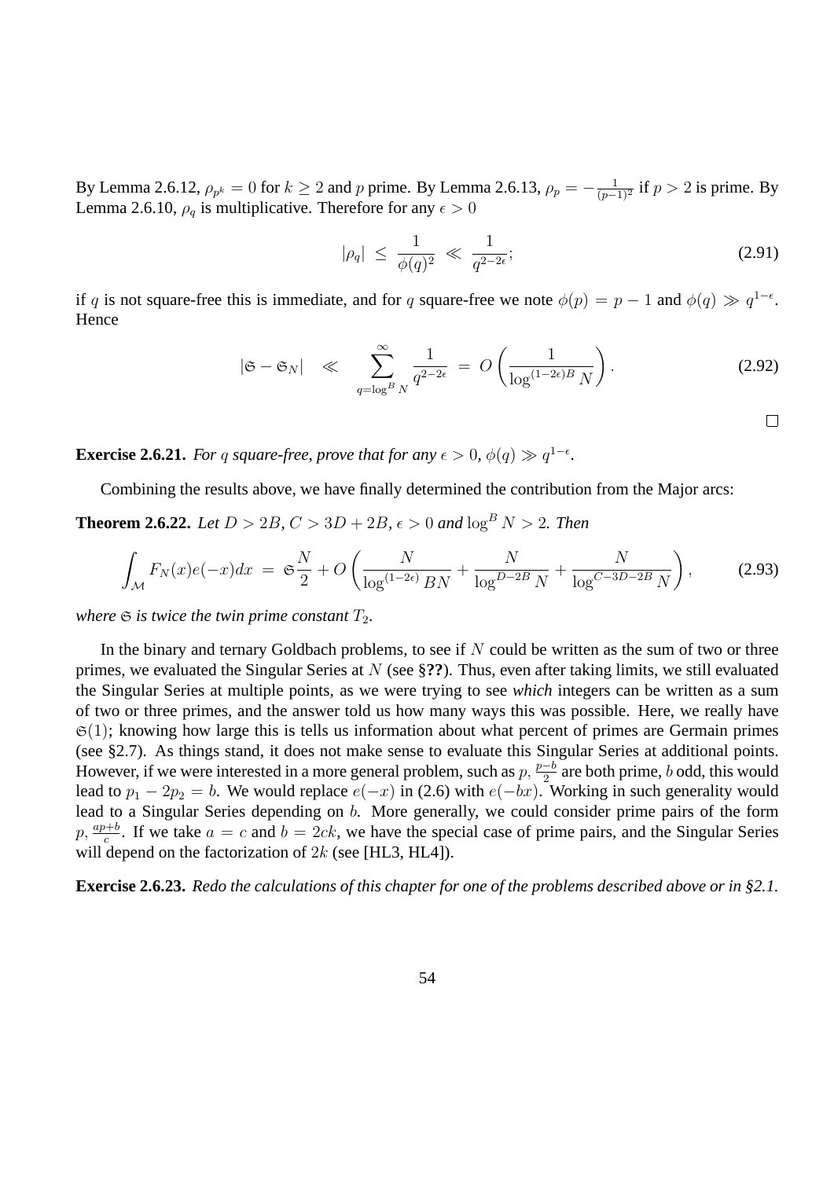By Lemma 2.6.12, $\rho_{p^k} = 0$ for $k \geq 2$ and $p$ prime. By Lemma 2.6.13, $\rho_p = -\frac{1}{(p-1)^2}$ if $p > 2$ is prime. By Lemma 2.6.10, $\rho_q$ is multiplicative. Therefore for any $\epsilon > 0$

$$|\rho_q| \;\leq\; \frac{1}{\phi(q)^2} \;\ll\; \frac{1}{q^{2-2\epsilon}}; \tag{2.91}$$

if $q$ is not square-free this is immediate, and for $q$ square-free we note $\phi(p) = p - 1$ and $\phi(q) \gg q^{1-\epsilon}$. Hence

$$|\mathfrak{S} - \mathfrak{S}_N| \quad \ll \quad \sum_{q=\log^B N}^{\infty} \frac{1}{q^{2-2\epsilon}} \;=\; O\left(\frac{1}{\log^{(1-2\epsilon)B} N}\right). \tag{2.92}$$

□

**Exercise 2.6.21.** *For $q$ square-free, prove that for any $\epsilon > 0$, $\phi(q) \gg q^{1-\epsilon}$.*

Combining the results above, we have finally determined the contribution from the Major arcs:

**Theorem 2.6.22.** *Let $D > 2B$, $C > 3D + 2B$, $\epsilon > 0$ and $\log^B N > 2$. Then*

$$\int_{\mathcal{M}} F_N(x)e(-x)dx \;=\; \mathfrak{S}\frac{N}{2} + O\left(\frac{N}{\log^{(1-2\epsilon)} BN} + \frac{N}{\log^{D-2B} N} + \frac{N}{\log^{C-3D-2B} N}\right), \tag{2.93}$$

*where $\mathfrak{S}$ is twice the twin prime constant $T_2$.*

In the binary and ternary Goldbach problems, to see if $N$ could be written as the sum of two or three primes, we evaluated the Singular Series at $N$ (see §**??**). Thus, even after taking limits, we still evaluated the Singular Series at multiple points, as we were trying to see *which* integers can be written as a sum of two or three primes, and the answer told us how many ways this was possible. Here, we really have $\mathfrak{S}(1)$; knowing how large this is tells us information about what percent of primes are Germain primes (see §2.7). As things stand, it does not make sense to evaluate this Singular Series at additional points. However, if we were interested in a more general problem, such as $p$, $\frac{p-b}{2}$ are both prime, $b$ odd, this would lead to $p_1 - 2p_2 = b$. We would replace $e(-x)$ in (2.6) with $e(-bx)$. Working in such generality would lead to a Singular Series depending on $b$. More generally, we could consider prime pairs of the form $p$, $\frac{ap+b}{c}$. If we take $a = c$ and $b = 2ck$, we have the special case of prime pairs, and the Singular Series will depend on the factorization of $2k$ (see [HL3, HL4]).

**Exercise 2.6.23.** *Redo the calculations of this chapter for one of the problems described above or in §2.1.*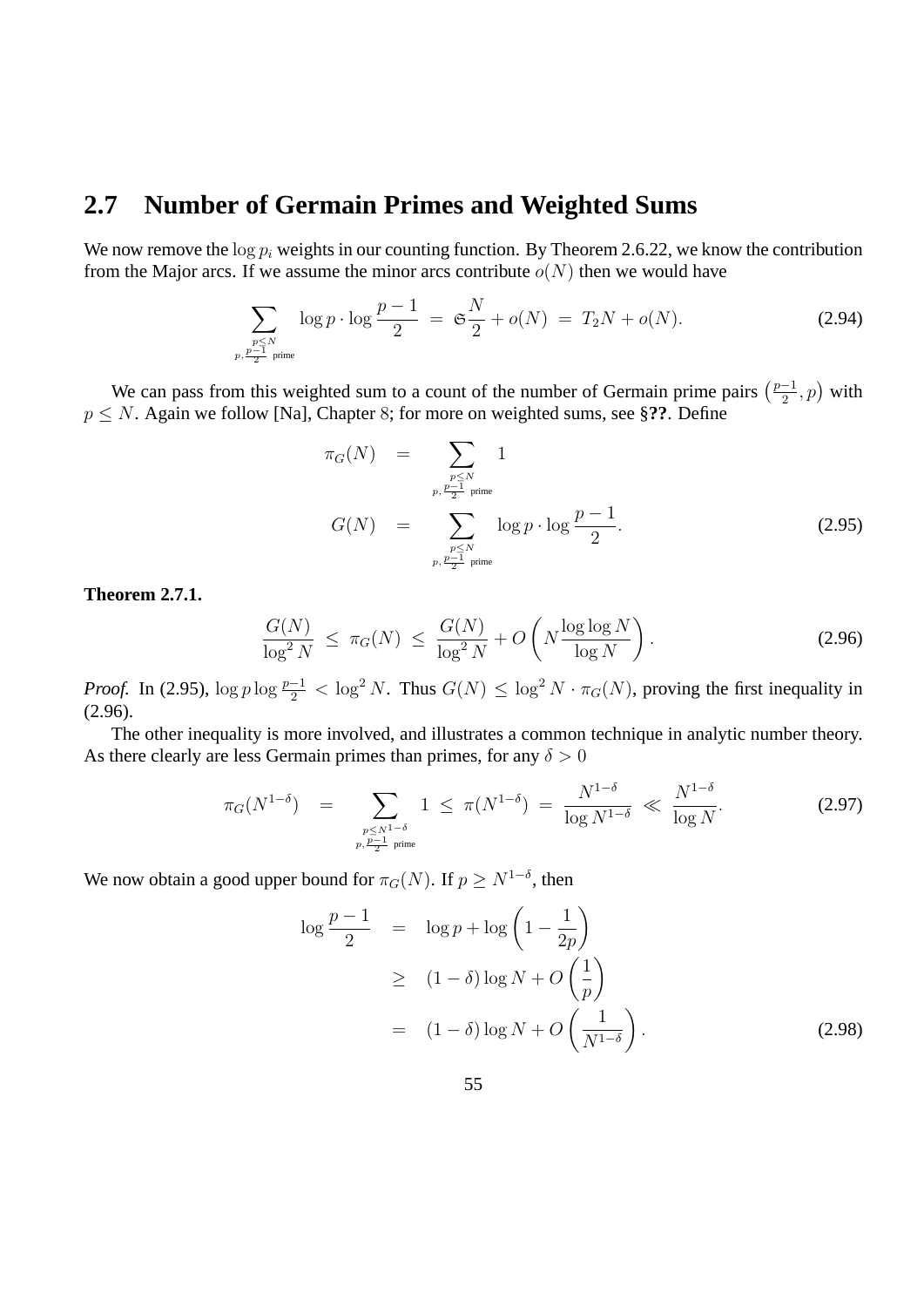## 2.7 Number of Germain Primes and Weighted Sums

We now remove the $\log p_i$ weights in our counting function. By Theorem 2.6.22, we know the contribution from the Major arcs. If we assume the minor arcs contribute $o(N)$ then we would have

$$\sum_{\substack{p \leq N \\ p, \frac{p-1}{2} \text{ prime}}} \log p \cdot \log \frac{p-1}{2} \;=\; \mathfrak{S}\frac{N}{2} + o(N) \;=\; T_2 N + o(N). \tag{2.94}$$

We can pass from this weighted sum to a count of the number of Germain prime pairs $\left(\frac{p-1}{2}, p\right)$ with $p \leq N$. Again we follow [Na], Chapter 8; for more on weighted sums, see §**??**. Define

$$\begin{aligned}
\pi_G(N) &= \sum_{\substack{p \leq N \\ p, \frac{p-1}{2} \text{ prime}}} 1 \\
G(N) &= \sum_{\substack{p \leq N \\ p, \frac{p-1}{2} \text{ prime}}} \log p \cdot \log \frac{p-1}{2}.
\end{aligned} \tag{2.95}$$

**Theorem 2.7.1.**

$$\frac{G(N)}{\log^2 N} \;\leq\; \pi_G(N) \;\leq\; \frac{G(N)}{\log^2 N} + O\left(N \frac{\log \log N}{\log N}\right). \tag{2.96}$$

*Proof.* In (2.95), $\log p \log \frac{p-1}{2} < \log^2 N$. Thus $G(N) \leq \log^2 N \cdot \pi_G(N)$, proving the first inequality in (2.96).

The other inequality is more involved, and illustrates a common technique in analytic number theory. As there clearly are less Germain primes than primes, for any $\delta > 0$

$$\pi_G(N^{1-\delta}) \;=\; \sum_{\substack{p \leq N^{1-\delta} \\ p, \frac{p-1}{2} \text{ prime}}} 1 \;\leq\; \pi(N^{1-\delta}) \;=\; \frac{N^{1-\delta}}{\log N^{1-\delta}} \;\ll\; \frac{N^{1-\delta}}{\log N}. \tag{2.97}$$

We now obtain a good upper bound for $\pi_G(N)$. If $p \geq N^{1-\delta}$, then

$$\begin{aligned}
\log \frac{p-1}{2} &= \log p + \log\left(1 - \frac{1}{2p}\right) \\
&\geq (1-\delta)\log N + O\left(\frac{1}{p}\right) \\
&= (1-\delta)\log N + O\left(\frac{1}{N^{1-\delta}}\right).
\end{aligned} \tag{2.98}$$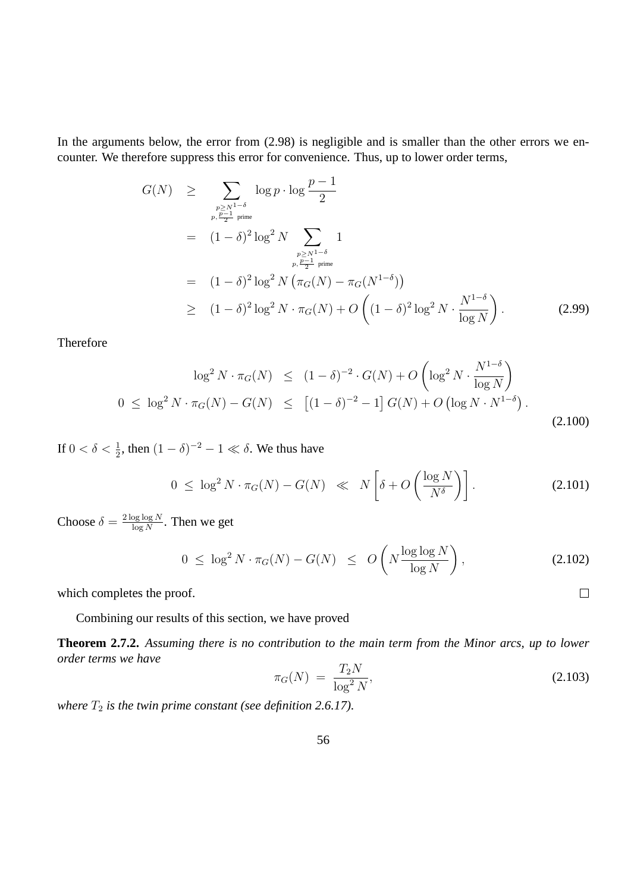In the arguments below, the error from (2.98) is negligible and is smaller than the other errors we encounter. We therefore suppress this error for convenience. Thus, up to lower order terms,

$$
\begin{aligned}
G(N) &\geq \sum_{\substack{p \geq N^{1-\delta} \\ p, \frac{p-1}{2} \text{ prime}}} \log p \cdot \log \frac{p-1}{2} \\
&= (1-\delta)^2 \log^2 N \sum_{\substack{p \geq N^{1-\delta} \\ p, \frac{p-1}{2} \text{ prime}}} 1 \\
&= (1-\delta)^2 \log^2 N \left(\pi_G(N) - \pi_G(N^{1-\delta})\right) \\
&\geq (1-\delta)^2 \log^2 N \cdot \pi_G(N) + O\left((1-\delta)^2 \log^2 N \cdot \frac{N^{1-\delta}}{\log N}\right). \qquad (2.99)
\end{aligned}
$$

Therefore

$$
\begin{aligned}
\log^2 N \cdot \pi_G(N) &\leq (1-\delta)^{-2} \cdot G(N) + O\left(\log^2 N \cdot \frac{N^{1-\delta}}{\log N}\right) \\
0 \leq \log^2 N \cdot \pi_G(N) - G(N) &\leq \left[(1-\delta)^{-2} - 1\right] G(N) + O\left(\log N \cdot N^{1-\delta}\right). \qquad (2.100)
\end{aligned}
$$

If $0 < \delta < \frac{1}{2}$, then $(1-\delta)^{-2} - 1 \ll \delta$. We thus have

$$
0 \leq \log^2 N \cdot \pi_G(N) - G(N) \ll N\left[\delta + O\left(\frac{\log N}{N^\delta}\right)\right]. \qquad (2.101)
$$

Choose $\delta = \frac{2 \log \log N}{\log N}$. Then we get

$$
0 \leq \log^2 N \cdot \pi_G(N) - G(N) \leq O\left(N \frac{\log \log N}{\log N}\right), \qquad (2.102)
$$

which completes the proof. □

Combining our results of this section, we have proved

**Theorem 2.7.2.** *Assuming there is no contribution to the main term from the Minor arcs, up to lower order terms we have*

$$
\pi_G(N) = \frac{T_2 N}{\log^2 N}, \qquad (2.103)
$$

*where $T_2$ is the twin prime constant (see definition 2.6.17).*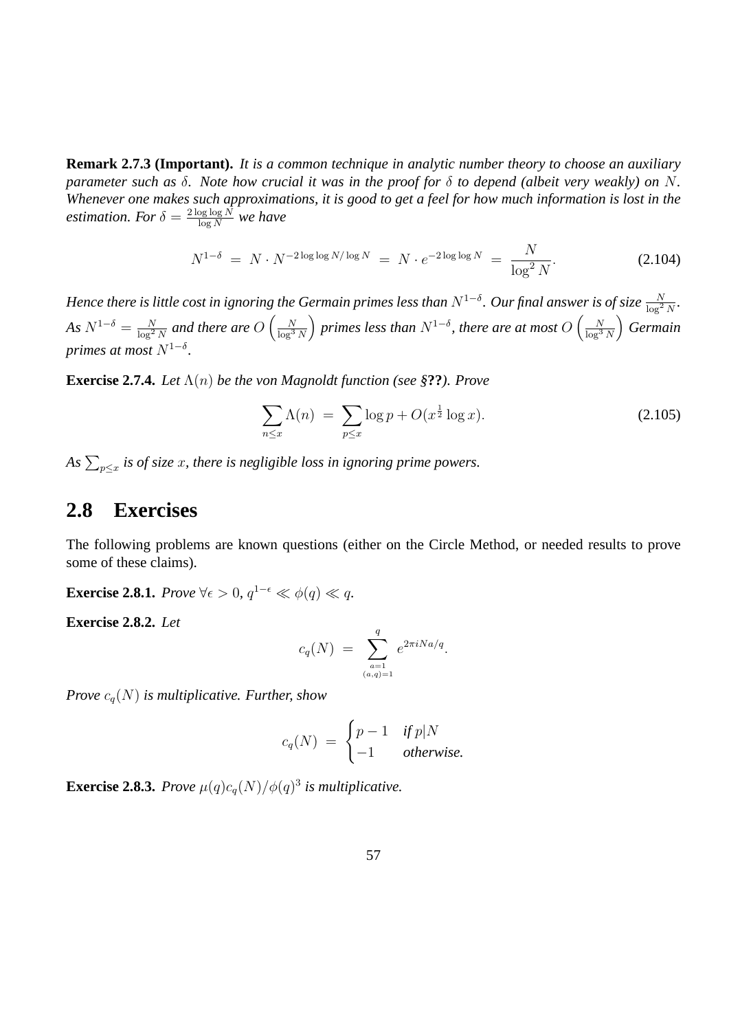**Remark 2.7.3 (Important).** *It is a common technique in analytic number theory to choose an auxiliary parameter such as $\delta$. Note how crucial it was in the proof for $\delta$ to depend (albeit very weakly) on $N$. Whenever one makes such approximations, it is good to get a feel for how much information is lost in the estimation. For $\delta = \frac{2\log\log N}{\log N}$ we have*

$$N^{1-\delta} \;=\; N \cdot N^{-2\log\log N/\log N} \;=\; N \cdot e^{-2\log\log N} \;=\; \frac{N}{\log^2 N}. \tag{2.104}$$

*Hence there is little cost in ignoring the Germain primes less than $N^{1-\delta}$. Our final answer is of size $\frac{N}{\log^2 N}$. As $N^{1-\delta} = \frac{N}{\log^2 N}$ and there are $O\left(\frac{N}{\log^3 N}\right)$ primes less than $N^{1-\delta}$, there are at most $O\left(\frac{N}{\log^3 N}\right)$ Germain primes at most $N^{1-\delta}$.*

**Exercise 2.7.4.** *Let $\Lambda(n)$ be the von Magnoldt function (see §**??**). Prove*

$$\sum_{n\le x}\Lambda(n) \;=\; \sum_{p\le x}\log p + O(x^{\frac{1}{2}}\log x). \tag{2.105}$$

*As $\sum_{p\le x}$ is of size $x$, there is negligible loss in ignoring prime powers.*

## 2.8 Exercises

The following problems are known questions (either on the Circle Method, or needed results to prove some of these claims).

**Exercise 2.8.1.** *Prove $\forall\epsilon > 0$, $q^{1-\epsilon} \ll \phi(q) \ll q$.*

**Exercise 2.8.2.** *Let*

$$c_q(N) \;=\; \sum_{\substack{a=1\\(a,q)=1}}^{q} e^{2\pi i N a/q}.$$

*Prove $c_q(N)$ is multiplicative. Further, show*

$$c_q(N) \;=\; \begin{cases} p-1 & \textit{if } p|N \\ -1 & \textit{otherwise.}\end{cases}$$

**Exercise 2.8.3.** *Prove $\mu(q)c_q(N)/\phi(q)^3$ is multiplicative.*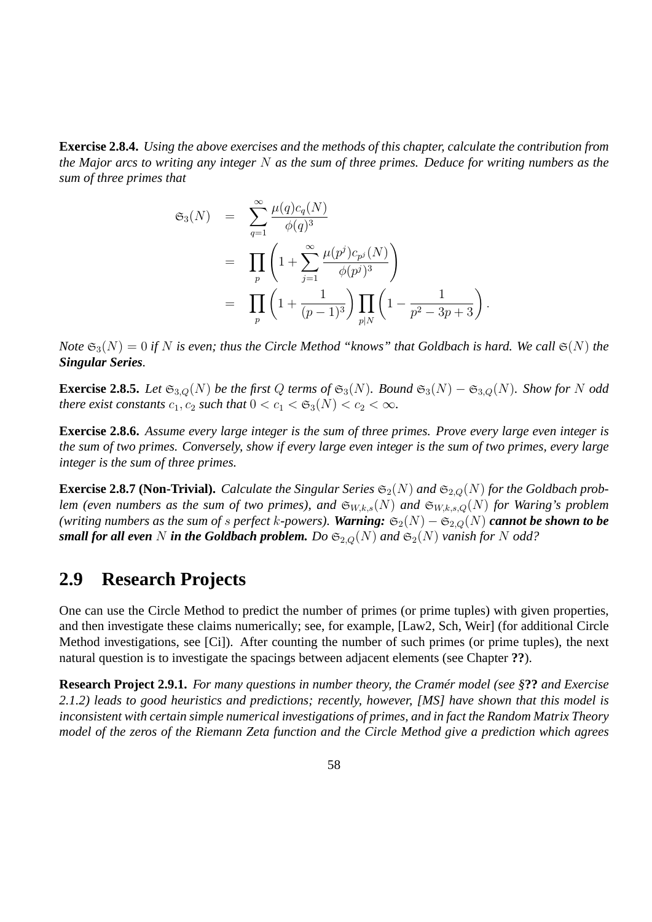**Exercise 2.8.4.** *Using the above exercises and the methods of this chapter, calculate the contribution from the Major arcs to writing any integer $N$ as the sum of three primes. Deduce for writing numbers as the sum of three primes that*

$$
\begin{aligned}
\mathfrak{S}_3(N) &= \sum_{q=1}^{\infty} \frac{\mu(q) c_q(N)}{\phi(q)^3} \\
&= \prod_p \left(1 + \sum_{j=1}^{\infty} \frac{\mu(p^j) c_{p^j}(N)}{\phi(p^j)^3}\right) \\
&= \prod_p \left(1 + \frac{1}{(p-1)^3}\right) \prod_{p|N} \left(1 - \frac{1}{p^2 - 3p + 3}\right).
\end{aligned}
$$

*Note $\mathfrak{S}_3(N) = 0$ if $N$ is even; thus the Circle Method "knows" that Goldbach is hard. We call $\mathfrak{S}(N)$ the **Singular Series**.*

**Exercise 2.8.5.** *Let $\mathfrak{S}_{3,Q}(N)$ be the first $Q$ terms of $\mathfrak{S}_3(N)$. Bound $\mathfrak{S}_3(N) - \mathfrak{S}_{3,Q}(N)$. Show for $N$ odd there exist constants $c_1, c_2$ such that $0 < c_1 < \mathfrak{S}_3(N) < c_2 < \infty$.*

**Exercise 2.8.6.** *Assume every large integer is the sum of three primes. Prove every large even integer is the sum of two primes. Conversely, show if every large even integer is the sum of two primes, every large integer is the sum of three primes.*

**Exercise 2.8.7 (Non-Trivial).** *Calculate the Singular Series $\mathfrak{S}_2(N)$ and $\mathfrak{S}_{2,Q}(N)$ for the Goldbach problem (even numbers as the sum of two primes), and $\mathfrak{S}_{W,k,s}(N)$ and $\mathfrak{S}_{W,k,s,Q}(N)$ for Waring's problem (writing numbers as the sum of $s$ perfect $k$-powers). **Warning:** $\mathfrak{S}_2(N) - \mathfrak{S}_{2,Q}(N)$ **cannot be shown to be small for all even $N$ in the Goldbach problem.** Do $\mathfrak{S}_{2,Q}(N)$ and $\mathfrak{S}_2(N)$ vanish for $N$ odd?*

## 2.9 Research Projects

One can use the Circle Method to predict the number of primes (or prime tuples) with given properties, and then investigate these claims numerically; see, for example, [Law2, Sch, Weir] (for additional Circle Method investigations, see [Ci]). After counting the number of such primes (or prime tuples), the next natural question is to investigate the spacings between adjacent elements (see Chapter **??**).

**Research Project 2.9.1.** *For many questions in number theory, the Cramér model (see §**??** and Exercise 2.1.2) leads to good heuristics and predictions; recently, however, [MS] have shown that this model is inconsistent with certain simple numerical investigations of primes, and in fact the Random Matrix Theory model of the zeros of the Riemann Zeta function and the Circle Method give a prediction which agrees*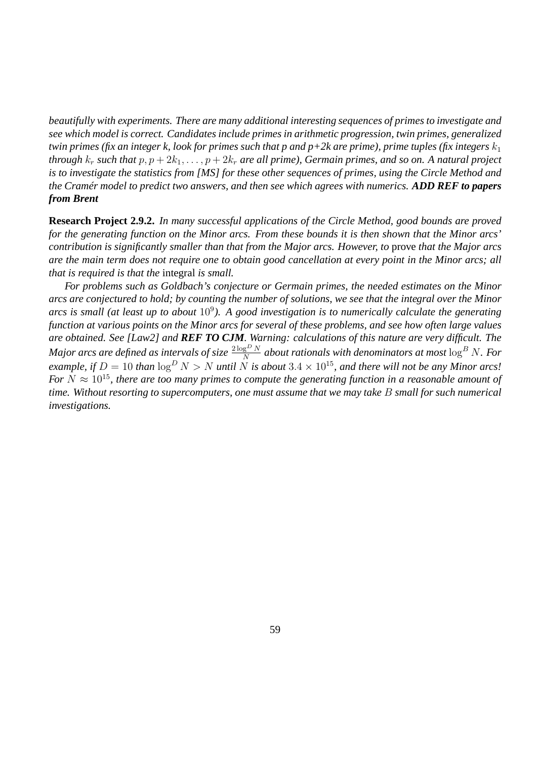*beautifully with experiments. There are many additional interesting sequences of primes to investigate and see which model is correct. Candidates include primes in arithmetic progression, twin primes, generalized twin primes (fix an integer k, look for primes such that p and p+2k are prime), prime tuples (fix integers $k_1$ through $k_r$ such that $p, p + 2k_1, \dots, p + 2k_r$ are all prime), Germain primes, and so on. A natural project is to investigate the statistics from [MS] for these other sequences of primes, using the Circle Method and the Cramér model to predict two answers, and then see which agrees with numerics.* ***ADD REF to papers from Brent***

**Research Project 2.9.2.** *In many successful applications of the Circle Method, good bounds are proved for the generating function on the Minor arcs. From these bounds it is then shown that the Minor arcs' contribution is significantly smaller than that from the Major arcs. However, to* prove *that the Major arcs are the main term does not require one to obtain good cancellation at every point in the Minor arcs; all that is required is that the* integral *is small.*

*For problems such as Goldbach's conjecture or Germain primes, the needed estimates on the Minor arcs are conjectured to hold; by counting the number of solutions, we see that the integral over the Minor arcs is small (at least up to about $10^9$). A good investigation is to numerically calculate the generating function at various points on the Minor arcs for several of these problems, and see how often large values are obtained. See [Law2] and* ***REF TO CJM****. Warning: calculations of this nature are very difficult. The Major arcs are defined as intervals of size $\frac{2 \log^D N}{N}$ about rationals with denominators at most $\log^B N$. For example, if $D = 10$ than $\log^D N > N$ until $N$ is about $3.4 \times 10^{15}$, and there will not be any Minor arcs! For $N \approx 10^{15}$, there are too many primes to compute the generating function in a reasonable amount of time. Without resorting to supercomputers, one must assume that we may take $B$ small for such numerical investigations.*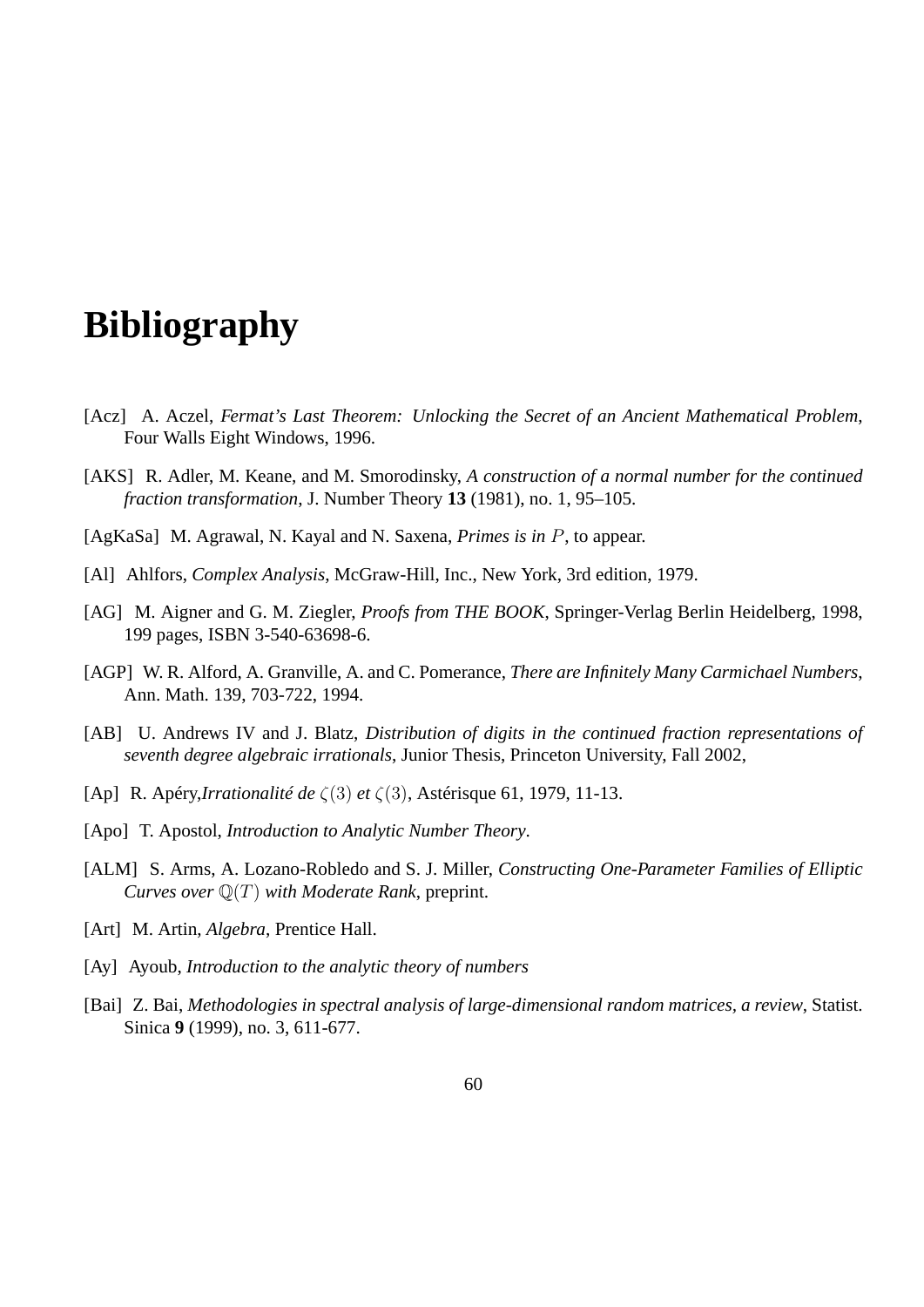# Bibliography

[Acz] A. Aczel, *Fermat's Last Theorem: Unlocking the Secret of an Ancient Mathematical Problem*, Four Walls Eight Windows, 1996.

[AKS] R. Adler, M. Keane, and M. Smorodinsky, *A construction of a normal number for the continued fraction transformation*, J. Number Theory **13** (1981), no. 1, 95–105.

[AgKaSa] M. Agrawal, N. Kayal and N. Saxena, *Primes is in $P$*, to appear.

[Al] Ahlfors, *Complex Analysis*, McGraw-Hill, Inc., New York, 3rd edition, 1979.

[AG] M. Aigner and G. M. Ziegler, *Proofs from THE BOOK*, Springer-Verlag Berlin Heidelberg, 1998, 199 pages, ISBN 3-540-63698-6.

[AGP] W. R. Alford, A. Granville, A. and C. Pomerance, *There are Infinitely Many Carmichael Numbers*, Ann. Math. 139, 703-722, 1994.

[AB] U. Andrews IV and J. Blatz, *Distribution of digits in the continued fraction representations of seventh degree algebraic irrationals*, Junior Thesis, Princeton University, Fall 2002,

[Ap] R. Apéry,*Irrationalité de $\zeta(3)$ et $\zeta(3)$*, Astérisque 61, 1979, 11-13.

[Apo] T. Apostol, *Introduction to Analytic Number Theory*.

[ALM] S. Arms, A. Lozano-Robledo and S. J. Miller, *Constructing One-Parameter Families of Elliptic Curves over $\mathbb{Q}(T)$ with Moderate Rank*, preprint.

[Art] M. Artin, *Algebra*, Prentice Hall.

[Ay] Ayoub, *Introduction to the analytic theory of numbers*

[Bai] Z. Bai, *Methodologies in spectral analysis of large-dimensional random matrices, a review*, Statist. Sinica **9** (1999), no. 3, 611-677.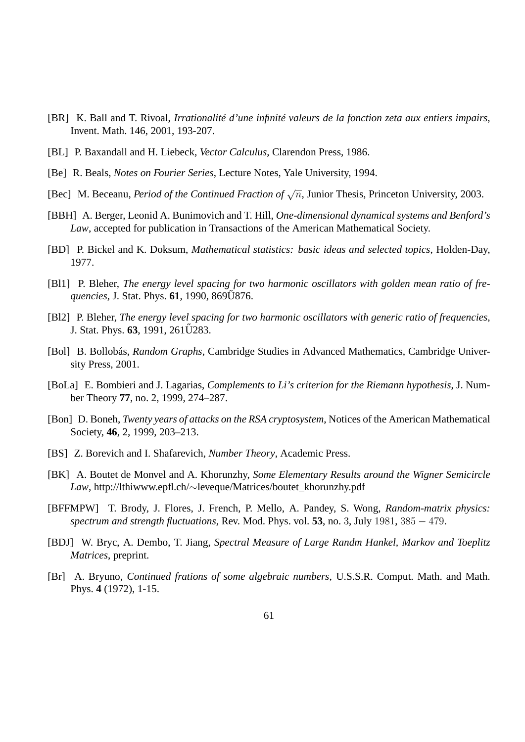[BR] K. Ball and T. Rivoal, *Irrationalité d'une infinité valeurs de la fonction zeta aux entiers impairs*, Invent. Math. 146, 2001, 193-207.

[BL] P. Baxandall and H. Liebeck, *Vector Calculus*, Clarendon Press, 1986.

[Be] R. Beals, *Notes on Fourier Series*, Lecture Notes, Yale University, 1994.

[Bec] M. Beceanu, *Period of the Continued Fraction of* $\sqrt{n}$, Junior Thesis, Princeton University, 2003.

[BBH] A. Berger, Leonid A. Bunimovich and T. Hill, *One-dimensional dynamical systems and Benford's Law*, accepted for publication in Transactions of the American Mathematical Society.

[BD] P. Bickel and K. Doksum, *Mathematical statistics: basic ideas and selected topics*, Holden-Day, 1977.

[Bl1] P. Bleher, *The energy level spacing for two harmonic oscillators with golden mean ratio of frequencies*, J. Stat. Phys. **61**, 1990, 869Ű876.

[Bl2] P. Bleher, *The energy level spacing for two harmonic oscillators with generic ratio of frequencies*, J. Stat. Phys. **63**, 1991, 261Ű283.

[Bol] B. Bollobás, *Random Graphs*, Cambridge Studies in Advanced Mathematics, Cambridge University Press, 2001.

[BoLa] E. Bombieri and J. Lagarias, *Complements to Li's criterion for the Riemann hypothesis*, J. Number Theory **77**, no. 2, 1999, 274–287.

[Bon] D. Boneh, *Twenty years of attacks on the RSA cryptosystem*, Notices of the American Mathematical Society, **46**, 2, 1999, 203–213.

[BS] Z. Borevich and I. Shafarevich, *Number Theory*, Academic Press.

[BK] A. Boutet de Monvel and A. Khorunzhy, *Some Elementary Results around the Wigner Semicircle Law*, http://lthiwww.epfl.ch/∼leveque/Matrices/boutet_khorunzhy.pdf

[BFFMPW] T. Brody, J. Flores, J. French, P. Mello, A. Pandey, S. Wong, *Random-matrix physics: spectrum and strength fluctuations*, Rev. Mod. Phys. vol. **53**, no. $3$, July $1981$, $385-479$.

[BDJ] W. Bryc, A. Dembo, T. Jiang, *Spectral Measure of Large Randm Hankel, Markov and Toeplitz Matrices*, preprint.

[Br] A. Bryuno, *Continued frations of some algebraic numbers*, U.S.S.R. Comput. Math. and Math. Phys. **4** (1972), 1-15.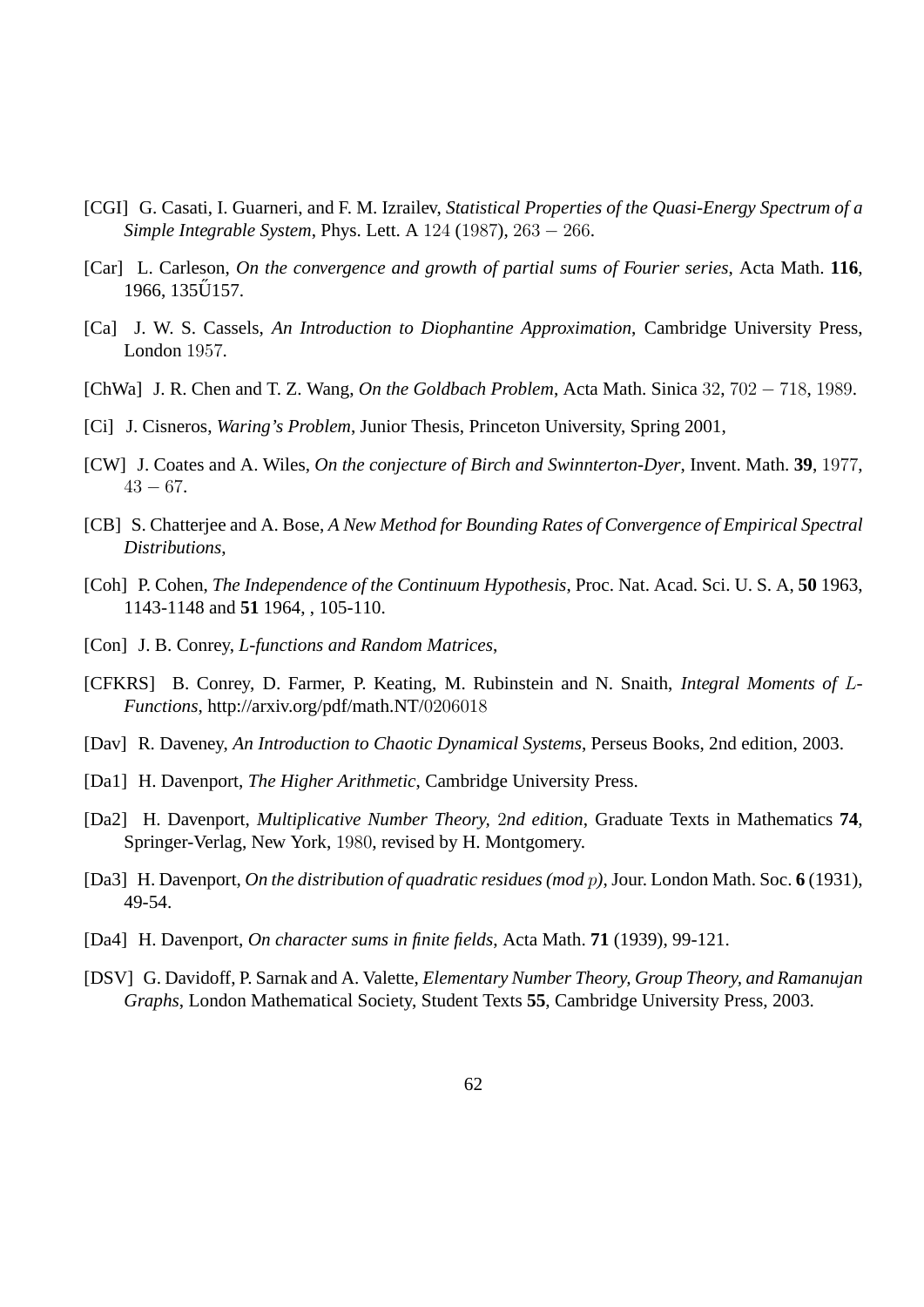[CGI] G. Casati, I. Guarneri, and F. M. Izrailev, *Statistical Properties of the Quasi-Energy Spectrum of a Simple Integrable System*, Phys. Lett. A $124$ $(1987)$, $263 - 266$.

[Car] L. Carleson, *On the convergence and growth of partial sums of Fourier series*, Acta Math. **116**, 1966, 135Ű157.

[Ca] J. W. S. Cassels, *An Introduction to Diophantine Approximation*, Cambridge University Press, London $1957$.

[ChWa] J. R. Chen and T. Z. Wang, *On the Goldbach Problem*, Acta Math. Sinica $32$, $702 - 718$, $1989$.

[Ci] J. Cisneros, *Waring's Problem*, Junior Thesis, Princeton University, Spring 2001,

[CW] J. Coates and A. Wiles, *On the conjecture of Birch and Swinnterton-Dyer*, Invent. Math. **39**, $1977$, $43 - 67$.

[CB] S. Chatterjee and A. Bose, *A New Method for Bounding Rates of Convergence of Empirical Spectral Distributions*,

[Coh] P. Cohen, *The Independence of the Continuum Hypothesis*, Proc. Nat. Acad. Sci. U. S. A, **50** 1963, 1143-1148 and **51** 1964, , 105-110.

[Con] J. B. Conrey, *L-functions and Random Matrices*,

[CFKRS] B. Conrey, D. Farmer, P. Keating, M. Rubinstein and N. Snaith, *Integral Moments of $L$-Functions*, http://arxiv.org/pdf/math.NT/$0206018$

[Dav] R. Daveney, *An Introduction to Chaotic Dynamical Systems*, Perseus Books, 2nd edition, 2003.

[Da1] H. Davenport, *The Higher Arithmetic*, Cambridge University Press.

[Da2] H. Davenport, *Multiplicative Number Theory, $2$nd edition*, Graduate Texts in Mathematics **74**, Springer-Verlag, New York, $1980$, revised by H. Montgomery.

[Da3] H. Davenport, *On the distribution of quadratic residues (mod $p$)*, Jour. London Math. Soc. **6** (1931), 49-54.

[Da4] H. Davenport, *On character sums in finite fields*, Acta Math. **71** (1939), 99-121.

[DSV] G. Davidoff, P. Sarnak and A. Valette, *Elementary Number Theory, Group Theory, and Ramanujan Graphs*, London Mathematical Society, Student Texts **55**, Cambridge University Press, 2003.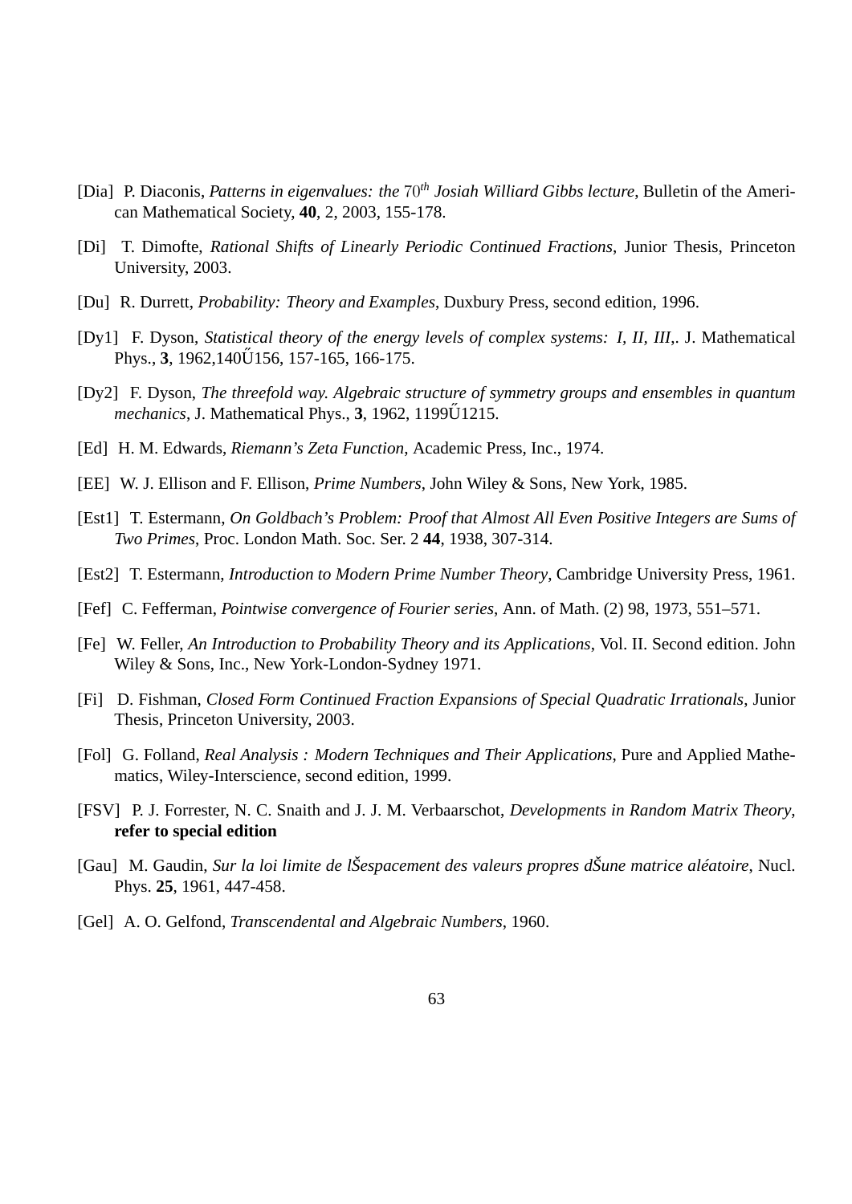[Dia] P. Diaconis, *Patterns in eigenvalues: the* $70^{th}$ *Josiah Williard Gibbs lecture*, Bulletin of the American Mathematical Society, **40**, 2, 2003, 155-178.

[Di] T. Dimofte, *Rational Shifts of Linearly Periodic Continued Fractions*, Junior Thesis, Princeton University, 2003.

[Du] R. Durrett, *Probability: Theory and Examples*, Duxbury Press, second edition, 1996.

[Dy1] F. Dyson, *Statistical theory of the energy levels of complex systems: I, II, III,*. J. Mathematical Phys., **3**, 1962,140Ű156, 157-165, 166-175.

[Dy2] F. Dyson, *The threefold way. Algebraic structure of symmetry groups and ensembles in quantum mechanics*, J. Mathematical Phys., **3**, 1962, 1199Ű1215.

[Ed] H. M. Edwards, *Riemann's Zeta Function*, Academic Press, Inc., 1974.

[EE] W. J. Ellison and F. Ellison, *Prime Numbers*, John Wiley & Sons, New York, 1985.

[Est1] T. Estermann, *On Goldbach's Problem: Proof that Almost All Even Positive Integers are Sums of Two Primes*, Proc. London Math. Soc. Ser. 2 **44**, 1938, 307-314.

[Est2] T. Estermann, *Introduction to Modern Prime Number Theory*, Cambridge University Press, 1961.

[Fef] C. Fefferman, *Pointwise convergence of Fourier series*, Ann. of Math. (2) 98, 1973, 551–571.

[Fe] W. Feller, *An Introduction to Probability Theory and its Applications*, Vol. II. Second edition. John Wiley & Sons, Inc., New York-London-Sydney 1971.

[Fi] D. Fishman, *Closed Form Continued Fraction Expansions of Special Quadratic Irrationals*, Junior Thesis, Princeton University, 2003.

[Fol] G. Folland, *Real Analysis : Modern Techniques and Their Applications*, Pure and Applied Mathematics, Wiley-Interscience, second edition, 1999.

[FSV] P. J. Forrester, N. C. Snaith and J. J. M. Verbaarschot, *Developments in Random Matrix Theory*, **refer to special edition**

[Gau] M. Gaudin, *Sur la loi limite de lŠespacement des valeurs propres dŠune matrice aléatoire*, Nucl. Phys. **25**, 1961, 447-458.

[Gel] A. O. Gelfond, *Transcendental and Algebraic Numbers*, 1960.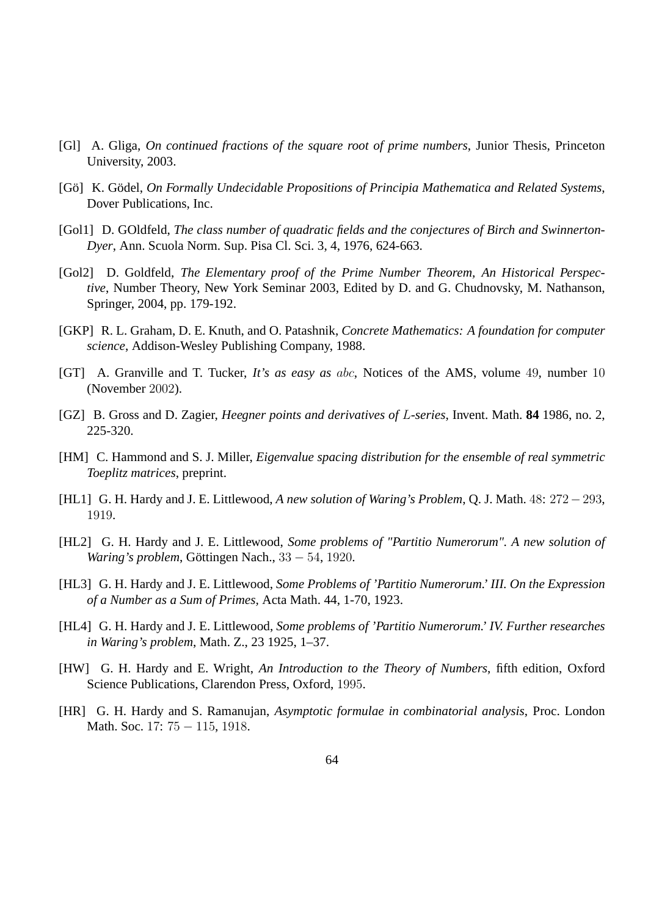[Gl] A. Gliga, *On continued fractions of the square root of prime numbers*, Junior Thesis, Princeton University, 2003.

[Gö] K. Gödel, *On Formally Undecidable Propositions of Principia Mathematica and Related Systems*, Dover Publications, Inc.

[Gol1] D. GOldfeld, *The class number of quadratic fields and the conjectures of Birch and Swinnerton-Dyer*, Ann. Scuola Norm. Sup. Pisa Cl. Sci. 3, 4, 1976, 624-663.

[Gol2] D. Goldfeld, *The Elementary proof of the Prime Number Theorem, An Historical Perspective*, Number Theory, New York Seminar 2003, Edited by D. and G. Chudnovsky, M. Nathanson, Springer, 2004, pp. 179-192.

[GKP] R. L. Graham, D. E. Knuth, and O. Patashnik, *Concrete Mathematics: A foundation for computer science*, Addison-Wesley Publishing Company, 1988.

[GT] A. Granville and T. Tucker, *It's as easy as $abc$*, Notices of the AMS, volume $49$, number $10$ (November $2002$).

[GZ] B. Gross and D. Zagier, *Heegner points and derivatives of $L$-series*, Invent. Math. **84** 1986, no. 2, 225-320.

[HM] C. Hammond and S. J. Miller, *Eigenvalue spacing distribution for the ensemble of real symmetric Toeplitz matrices*, preprint.

[HL1] G. H. Hardy and J. E. Littlewood, *A new solution of Waring's Problem*, Q. J. Math. $48$: $272-293$, $1919$.

[HL2] G. H. Hardy and J. E. Littlewood, *Some problems of "Partitio Numerorum". A new solution of Waring's problem*, Göttingen Nach., $33-54$, $1920$.

[HL3] G. H. Hardy and J. E. Littlewood, *Some Problems of 'Partitio Numerorum.' III. On the Expression of a Number as a Sum of Primes*, Acta Math. 44, 1-70, 1923.

[HL4] G. H. Hardy and J. E. Littlewood, *Some problems of 'Partitio Numerorum.' IV. Further researches in Waring's problem*, Math. Z., 23 1925, 1–37.

[HW] G. H. Hardy and E. Wright, *An Introduction to the Theory of Numbers*, fifth edition, Oxford Science Publications, Clarendon Press, Oxford, $1995$.

[HR] G. H. Hardy and S. Ramanujan, *Asymptotic formulae in combinatorial analysis*, Proc. London Math. Soc. $17$: $75-115$, $1918$.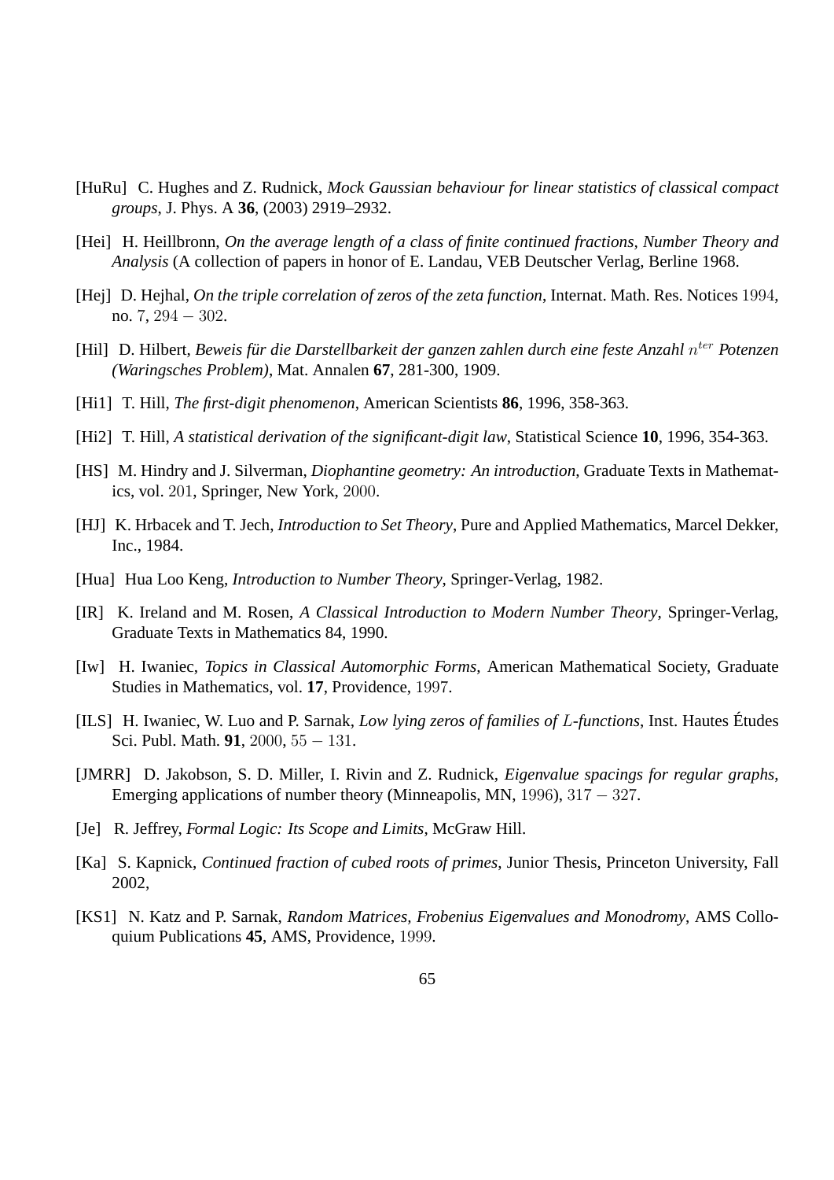[HuRu] C. Hughes and Z. Rudnick, *Mock Gaussian behaviour for linear statistics of classical compact groups*, J. Phys. A **36**, (2003) 2919–2932.

[Hei] H. Heillbronn, *On the average length of a class of finite continued fractions, Number Theory and Analysis* (A collection of papers in honor of E. Landau, VEB Deutscher Verlag, Berline 1968.

[Hej] D. Hejhal, *On the triple correlation of zeros of the zeta function*, Internat. Math. Res. Notices $1994$, no. 7, $294 - 302$.

[Hil] D. Hilbert, *Beweis für die Darstellbarkeit der ganzen zahlen durch eine feste Anzahl $n^{ter}$ Potenzen (Waringsches Problem)*, Mat. Annalen **67**, 281-300, 1909.

[Hi1] T. Hill, *The first-digit phenomenon*, American Scientists **86**, 1996, 358-363.

[Hi2] T. Hill, *A statistical derivation of the significant-digit law*, Statistical Science **10**, 1996, 354-363.

[HS] M. Hindry and J. Silverman, *Diophantine geometry: An introduction*, Graduate Texts in Mathematics, vol. $201$, Springer, New York, $2000$.

[HJ] K. Hrbacek and T. Jech, *Introduction to Set Theory*, Pure and Applied Mathematics, Marcel Dekker, Inc., 1984.

[Hua] Hua Loo Keng, *Introduction to Number Theory*, Springer-Verlag, 1982.

[IR] K. Ireland and M. Rosen, *A Classical Introduction to Modern Number Theory*, Springer-Verlag, Graduate Texts in Mathematics 84, 1990.

[Iw] H. Iwaniec, *Topics in Classical Automorphic Forms*, American Mathematical Society, Graduate Studies in Mathematics, vol. **17**, Providence, $1997$.

[ILS] H. Iwaniec, W. Luo and P. Sarnak, *Low lying zeros of families of $L$-functions*, Inst. Hautes Études Sci. Publ. Math. **91**, $2000$, $55 - 131$.

[JMRR] D. Jakobson, S. D. Miller, I. Rivin and Z. Rudnick, *Eigenvalue spacings for regular graphs*, Emerging applications of number theory (Minneapolis, MN, $1996$), $317 - 327$.

[Je] R. Jeffrey, *Formal Logic: Its Scope and Limits*, McGraw Hill.

[Ka] S. Kapnick, *Continued fraction of cubed roots of primes*, Junior Thesis, Princeton University, Fall 2002,

[KS1] N. Katz and P. Sarnak, *Random Matrices, Frobenius Eigenvalues and Monodromy*, AMS Colloquium Publications **45**, AMS, Providence, $1999$.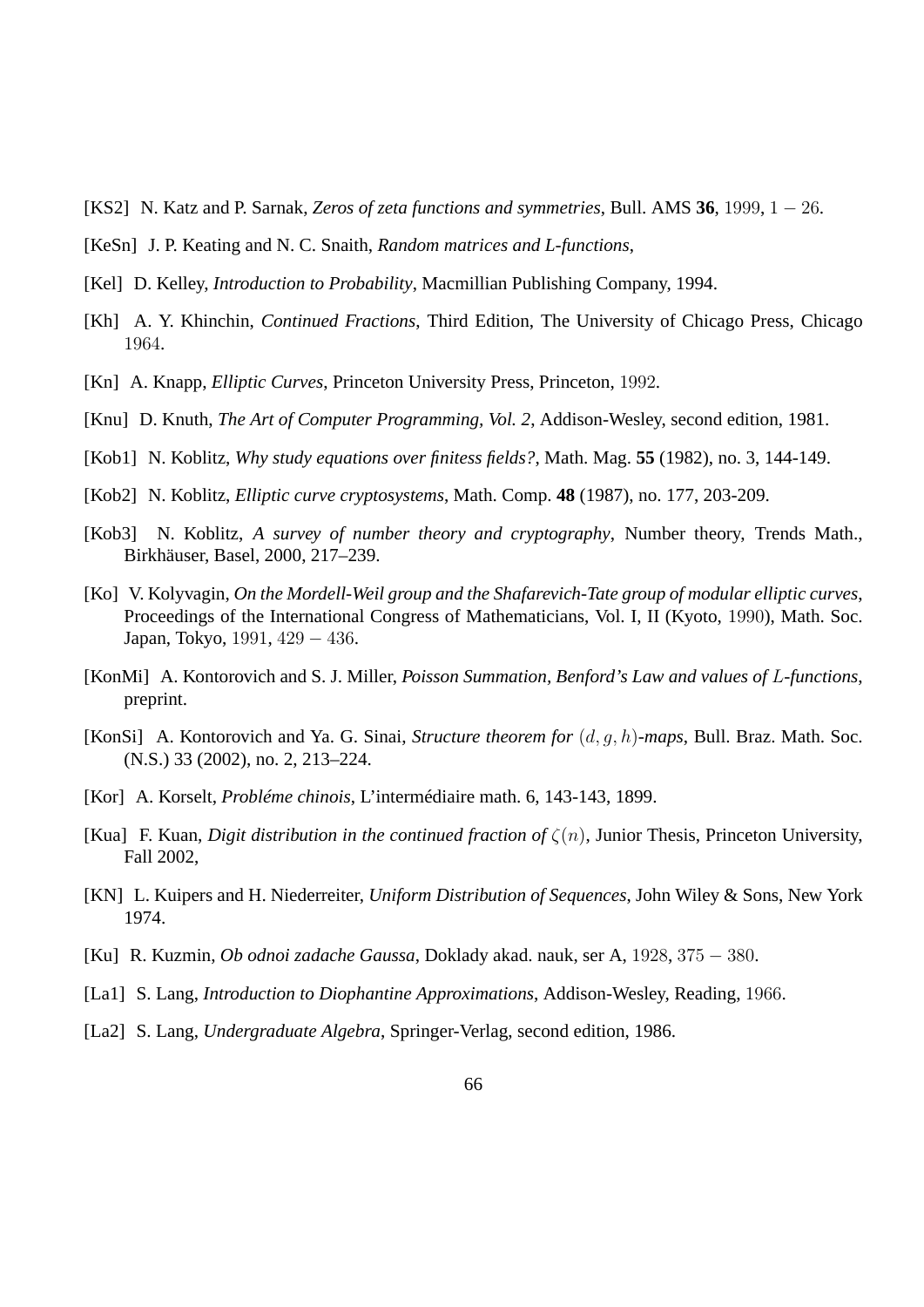[KS2] N. Katz and P. Sarnak, *Zeros of zeta functions and symmetries*, Bull. AMS **36**, $1999$, $1 - 26$.

[KeSn] J. P. Keating and N. C. Snaith, *Random matrices and L-functions*,

[Kel] D. Kelley, *Introduction to Probability*, Macmillian Publishing Company, 1994.

[Kh] A. Y. Khinchin, *Continued Fractions*, Third Edition, The University of Chicago Press, Chicago $1964$.

[Kn] A. Knapp, *Elliptic Curves*, Princeton University Press, Princeton, $1992$.

[Knu] D. Knuth, *The Art of Computer Programming, Vol. 2*, Addison-Wesley, second edition, 1981.

[Kob1] N. Koblitz, *Why study equations over finitess fields?*, Math. Mag. **55** (1982), no. 3, 144-149.

[Kob2] N. Koblitz, *Elliptic curve cryptosystems*, Math. Comp. **48** (1987), no. 177, 203-209.

[Kob3] N. Koblitz, *A survey of number theory and cryptography*, Number theory, Trends Math., Birkhäuser, Basel, 2000, 217–239.

[Ko] V. Kolyvagin, *On the Mordell-Weil group and the Shafarevich-Tate group of modular elliptic curves*, Proceedings of the International Congress of Mathematicians, Vol. I, II (Kyoto, $1990$), Math. Soc. Japan, Tokyo, $1991$, $429 - 436$.

[KonMi] A. Kontorovich and S. J. Miller, *Poisson Summation, Benford's Law and values of $L$-functions*, preprint.

[KonSi] A. Kontorovich and Ya. G. Sinai, *Structure theorem for $(d, g, h)$-maps*, Bull. Braz. Math. Soc. (N.S.) 33 (2002), no. 2, 213–224.

[Kor] A. Korselt, *Probléme chinois*, L'intermédiaire math. 6, 143-143, 1899.

[Kua] F. Kuan, *Digit distribution in the continued fraction of $\zeta(n)$*, Junior Thesis, Princeton University, Fall 2002,

[KN] L. Kuipers and H. Niederreiter, *Uniform Distribution of Sequences*, John Wiley & Sons, New York 1974.

[Ku] R. Kuzmin, *Ob odnoi zadache Gaussa*, Doklady akad. nauk, ser A, $1928$, $375 - 380$.

[La1] S. Lang, *Introduction to Diophantine Approximations*, Addison-Wesley, Reading, $1966$.

[La2] S. Lang, *Undergraduate Algebra*, Springer-Verlag, second edition, 1986.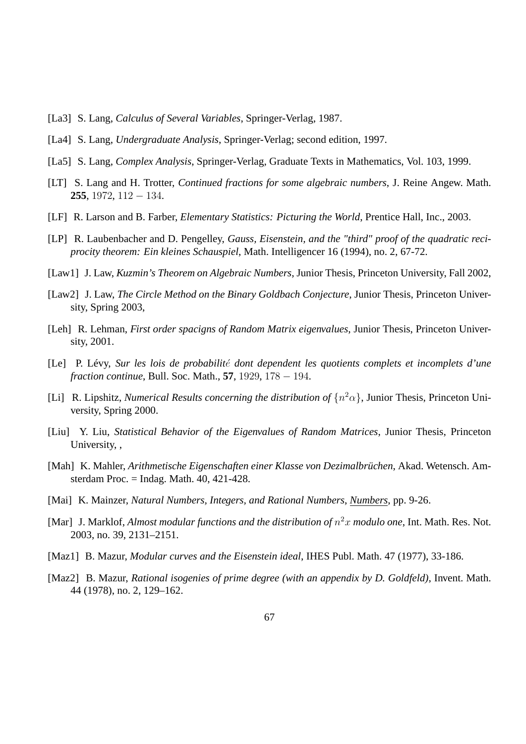[La3] S. Lang, *Calculus of Several Variables*, Springer-Verlag, 1987.

[La4] S. Lang, *Undergraduate Analysis*, Springer-Verlag; second edition, 1997.

[La5] S. Lang, *Complex Analysis*, Springer-Verlag, Graduate Texts in Mathematics, Vol. 103, 1999.

[LT] S. Lang and H. Trotter, *Continued fractions for some algebraic numbers*, J. Reine Angew. Math. **255**, $1972$, $112 - 134$.

[LF] R. Larson and B. Farber, *Elementary Statistics: Picturing the World*, Prentice Hall, Inc., 2003.

[LP] R. Laubenbacher and D. Pengelley, *Gauss, Eisenstein, and the "third" proof of the quadratic reciprocity theorem: Ein kleines Schauspiel*, Math. Intelligencer 16 (1994), no. 2, 67-72.

[Law1] J. Law, *Kuzmin's Theorem on Algebraic Numbers*, Junior Thesis, Princeton University, Fall 2002,

[Law2] J. Law, *The Circle Method on the Binary Goldbach Conjecture*, Junior Thesis, Princeton University, Spring 2003,

[Leh] R. Lehman, *First order spacigns of Random Matrix eigenvalues*, Junior Thesis, Princeton University, 2001.

[Le] P. Lévy, *Sur les lois de probabilité dont dependent les quotients complets et incomplets d'une fraction continue*, Bull. Soc. Math., **57**, $1929$, $178 - 194$.

[Li] R. Lipshitz, *Numerical Results concerning the distribution of* $\{n^2\alpha\}$, Junior Thesis, Princeton University, Spring 2000.

[Liu] Y. Liu, *Statistical Behavior of the Eigenvalues of Random Matrices*, Junior Thesis, Princeton University, ,

[Mah] K. Mahler, *Arithmetische Eigenschaften einer Klasse von Dezimalbrüchen*, Akad. Wetensch. Amsterdam Proc. = Indag. Math. 40, 421-428.

[Mai] K. Mainzer, *Natural Numbers, Integers, and Rational Numbers*, Numbers, pp. 9-26.

[Mar] J. Marklof, *Almost modular functions and the distribution of* $n^2x$ *modulo one*, Int. Math. Res. Not. 2003, no. 39, 2131–2151.

[Maz1] B. Mazur, *Modular curves and the Eisenstein ideal*, IHES Publ. Math. 47 (1977), 33-186.

[Maz2] B. Mazur, *Rational isogenies of prime degree (with an appendix by D. Goldfeld)*, Invent. Math. 44 (1978), no. 2, 129–162.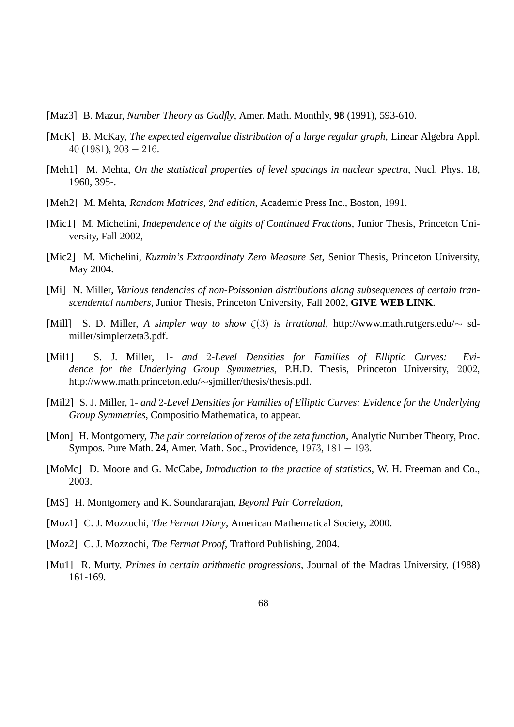[Maz3] B. Mazur, *Number Theory as Gadfly*, Amer. Math. Monthly, **98** (1991), 593-610.

[McK] B. McKay, *The expected eigenvalue distribution of a large regular graph*, Linear Algebra Appl. $40$ ($1981$), $203-216$.

[Meh1] M. Mehta, *On the statistical properties of level spacings in nuclear spectra*, Nucl. Phys. 18, 1960, 395-.

[Meh2] M. Mehta, *Random Matrices, 2nd edition*, Academic Press Inc., Boston, $1991$.

[Mic1] M. Michelini, *Independence of the digits of Continued Fractions*, Junior Thesis, Princeton University, Fall 2002,

[Mic2] M. Michelini, *Kuzmin's Extraordinaty Zero Measure Set*, Senior Thesis, Princeton University, May 2004.

[Mi] N. Miller, *Various tendencies of non-Poissonian distributions along subsequences of certain transcendental numbers*, Junior Thesis, Princeton University, Fall 2002, **GIVE WEB LINK**.

[Mill] S. D. Miller, *A simpler way to show $\zeta(3)$ is irrational*, http://www.math.rutgers.edu/∼ sdmiller/simplerzeta3.pdf.

[Mil1] S. J. Miller, $1$- *and* $2$-*Level Densities for Families of Elliptic Curves: Evidence for the Underlying Group Symmetries*, P.H.D. Thesis, Princeton University, $2002$, http://www.math.princeton.edu/∼sjmiller/thesis/thesis.pdf.

[Mil2] S. J. Miller, $1$- *and* $2$-*Level Densities for Families of Elliptic Curves: Evidence for the Underlying Group Symmetries*, Compositio Mathematica, to appear.

[Mon] H. Montgomery, *The pair correlation of zeros of the zeta function*, Analytic Number Theory, Proc. Sympos. Pure Math. **24**, Amer. Math. Soc., Providence, $1973$, $181-193$.

[MoMc] D. Moore and G. McCabe, *Introduction to the practice of statistics*, W. H. Freeman and Co., 2003.

[MS] H. Montgomery and K. Soundararajan, *Beyond Pair Correlation*,

[Moz1] C. J. Mozzochi, *The Fermat Diary*, American Mathematical Society, 2000.

[Moz2] C. J. Mozzochi, *The Fermat Proof*, Trafford Publishing, 2004.

[Mu1] R. Murty, *Primes in certain arithmetic progressions*, Journal of the Madras University, (1988) 161-169.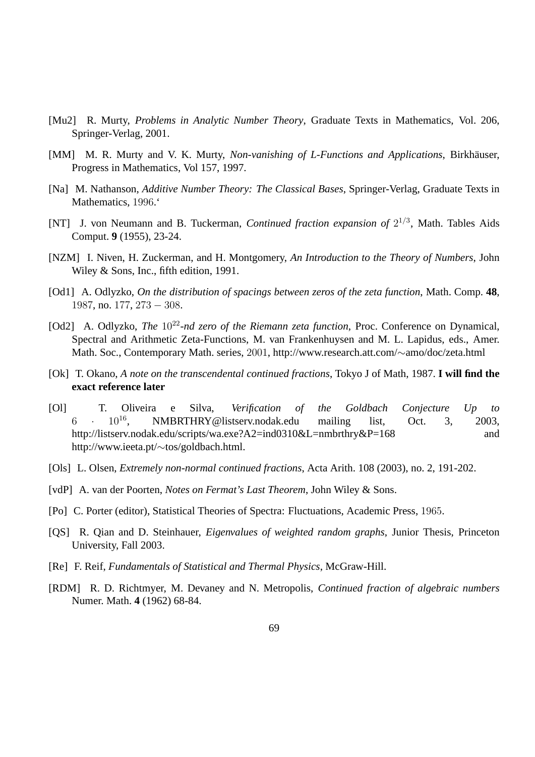[Mu2] R. Murty, *Problems in Analytic Number Theory*, Graduate Texts in Mathematics, Vol. 206, Springer-Verlag, 2001.

[MM] M. R. Murty and V. K. Murty, *Non-vanishing of L-Functions and Applications*, Birkhäuser, Progress in Mathematics, Vol 157, 1997.

[Na] M. Nathanson, *Additive Number Theory: The Classical Bases*, Springer-Verlag, Graduate Texts in Mathematics, $1996$.‘

[NT] J. von Neumann and B. Tuckerman, *Continued fraction expansion of* $2^{1/3}$, Math. Tables Aids Comput. **9** (1955), 23-24.

[NZM] I. Niven, H. Zuckerman, and H. Montgomery, *An Introduction to the Theory of Numbers*, John Wiley & Sons, Inc., fifth edition, 1991.

[Od1] A. Odlyzko, *On the distribution of spacings between zeros of the zeta function*, Math. Comp. **48**, $1987$, no. $177$, $273-308$.

[Od2] A. Odlyzko, *The* $10^{22}$*-nd zero of the Riemann zeta function*, Proc. Conference on Dynamical, Spectral and Arithmetic Zeta-Functions, M. van Frankenhuysen and M. L. Lapidus, eds., Amer. Math. Soc., Contemporary Math. series, $2001$, http://www.research.att.com/∼amo/doc/zeta.html

[Ok] T. Okano, *A note on the transcendental continued fractions*, Tokyo J of Math, 1987. **I will find the exact reference later**

[Ol] T. Oliveira e Silva, *Verification of the Goldbach Conjecture Up to* $6 \cdot 10^{16}$, NMBRTHRY@listserv.nodak.edu mailing list, Oct. 3, 2003, http://listserv.nodak.edu/scripts/wa.exe?A2=ind0310&L=nmbrthry&P=168 and http://www.ieeta.pt/∼tos/goldbach.html.

[Ols] L. Olsen, *Extremely non-normal continued fractions*, Acta Arith. 108 (2003), no. 2, 191-202.

[vdP] A. van der Poorten, *Notes on Fermat's Last Theorem*, John Wiley & Sons.

[Po] C. Porter (editor), Statistical Theories of Spectra: Fluctuations, Academic Press, $1965$.

[QS] R. Qian and D. Steinhauer, *Eigenvalues of weighted random graphs*, Junior Thesis, Princeton University, Fall 2003.

[Re] F. Reif, *Fundamentals of Statistical and Thermal Physics*, McGraw-Hill.

[RDM] R. D. Richtmyer, M. Devaney and N. Metropolis, *Continued fraction of algebraic numbers* Numer. Math. **4** (1962) 68-84.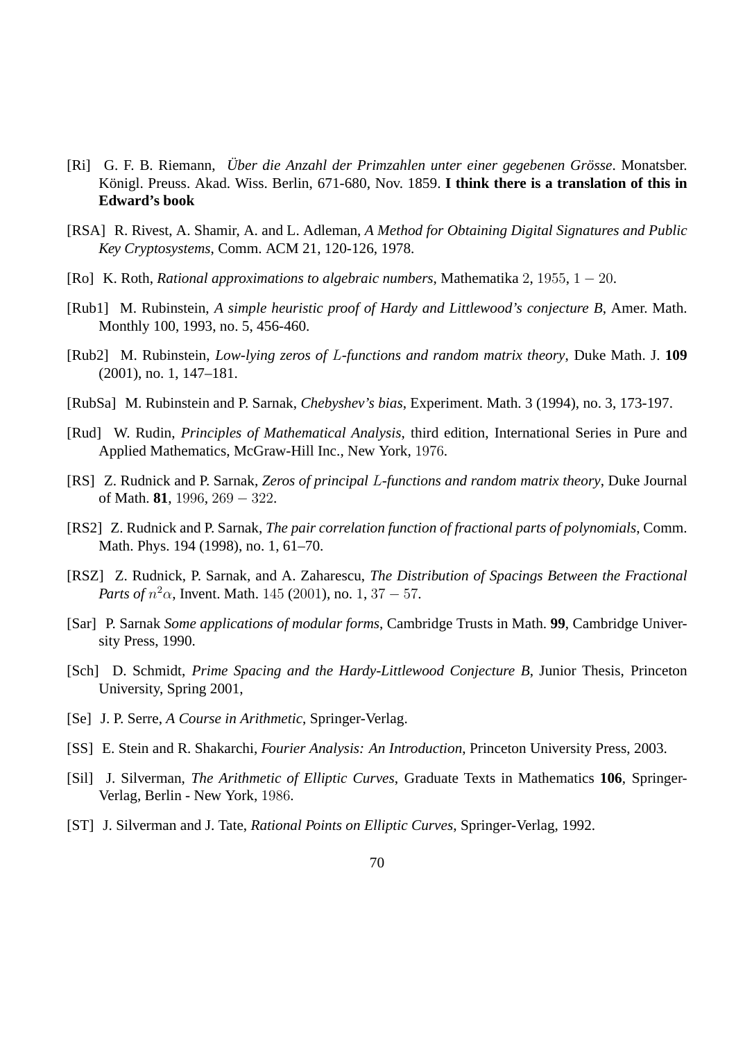[Ri] G. F. B. Riemann, *Über die Anzahl der Primzahlen unter einer gegebenen Grösse*. Monatsber. Königl. Preuss. Akad. Wiss. Berlin, 671-680, Nov. 1859. **I think there is a translation of this in Edward's book**

[RSA] R. Rivest, A. Shamir, A. and L. Adleman, *A Method for Obtaining Digital Signatures and Public Key Cryptosystems*, Comm. ACM 21, 120-126, 1978.

[Ro] K. Roth, *Rational approximations to algebraic numbers*, Mathematika $2$, $1955$, $1 - 20$.

[Rub1] M. Rubinstein, *A simple heuristic proof of Hardy and Littlewood's conjecture B*, Amer. Math. Monthly 100, 1993, no. 5, 456-460.

[Rub2] M. Rubinstein, *Low-lying zeros of $L$-functions and random matrix theory*, Duke Math. J. **109** (2001), no. 1, 147–181.

[RubSa] M. Rubinstein and P. Sarnak, *Chebyshev's bias*, Experiment. Math. 3 (1994), no. 3, 173-197.

[Rud] W. Rudin, *Principles of Mathematical Analysis*, third edition, International Series in Pure and Applied Mathematics, McGraw-Hill Inc., New York, $1976$.

[RS] Z. Rudnick and P. Sarnak, *Zeros of principal $L$-functions and random matrix theory*, Duke Journal of Math. **81**, $1996$, $269 - 322$.

[RS2] Z. Rudnick and P. Sarnak, *The pair correlation function of fractional parts of polynomials*, Comm. Math. Phys. 194 (1998), no. 1, 61–70.

[RSZ] Z. Rudnick, P. Sarnak, and A. Zaharescu, *The Distribution of Spacings Between the Fractional Parts of $n^2\alpha$*, Invent. Math. $145$ ($2001$), no. $1$, $37 - 57$.

[Sar] P. Sarnak *Some applications of modular forms*, Cambridge Trusts in Math. **99**, Cambridge University Press, 1990.

[Sch] D. Schmidt, *Prime Spacing and the Hardy-Littlewood Conjecture B*, Junior Thesis, Princeton University, Spring 2001,

[Se] J. P. Serre, *A Course in Arithmetic*, Springer-Verlag.

[SS] E. Stein and R. Shakarchi, *Fourier Analysis: An Introduction*, Princeton University Press, 2003.

[Sil] J. Silverman, *The Arithmetic of Elliptic Curves*, Graduate Texts in Mathematics **106**, Springer-Verlag, Berlin - New York, $1986$.

[ST] J. Silverman and J. Tate, *Rational Points on Elliptic Curves*, Springer-Verlag, 1992.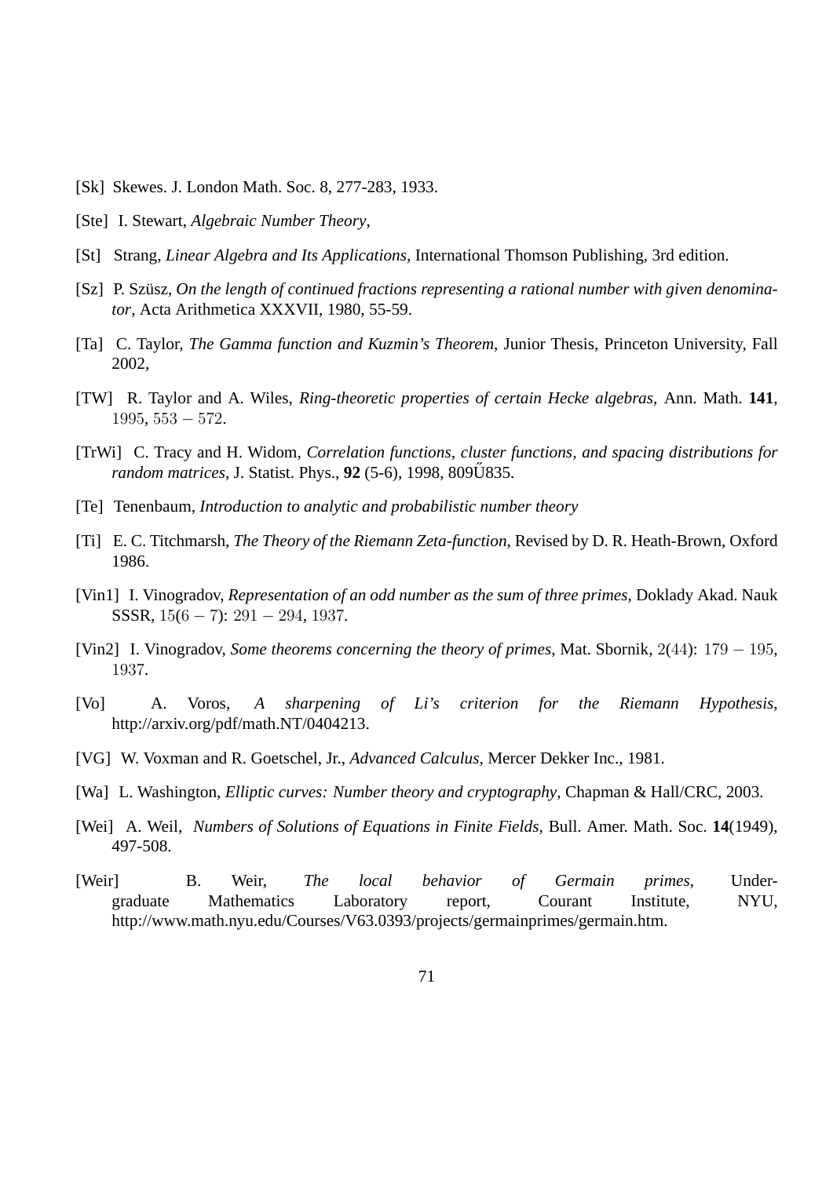[Sk] Skewes. J. London Math. Soc. 8, 277-283, 1933.

[Ste] I. Stewart, *Algebraic Number Theory*,

[St] Strang, *Linear Algebra and Its Applications*, International Thomson Publishing, 3rd edition.

[Sz] P. Szüsz, *On the length of continued fractions representing a rational number with given denominator*, Acta Arithmetica XXXVII, 1980, 55-59.

[Ta] C. Taylor, *The Gamma function and Kuzmin's Theorem*, Junior Thesis, Princeton University, Fall 2002,

[TW] R. Taylor and A. Wiles, *Ring-theoretic properties of certain Hecke algebras*, Ann. Math. **141**, $1995$, $553 - 572$.

[TrWi] C. Tracy and H. Widom, *Correlation functions, cluster functions, and spacing distributions for random matrices*, J. Statist. Phys., **92** (5-6), 1998, 809Ű835.

[Te] Tenenbaum, *Introduction to analytic and probabilistic number theory*

[Ti] E. C. Titchmarsh, *The Theory of the Riemann Zeta-function*, Revised by D. R. Heath-Brown, Oxford 1986.

[Vin1] I. Vinogradov, *Representation of an odd number as the sum of three primes*, Doklady Akad. Nauk SSSR, $15(6-7)$: $291-294$, $1937$.

[Vin2] I. Vinogradov, *Some theorems concerning the theory of primes*, Mat. Sbornik, $2(44)$: $179-195$, $1937$.

[Vo] A. Voros, *A sharpening of Li's criterion for the Riemann Hypothesis*, http://arxiv.org/pdf/math.NT/0404213.

[VG] W. Voxman and R. Goetschel, Jr., *Advanced Calculus*, Mercer Dekker Inc., 1981.

[Wa] L. Washington, *Elliptic curves: Number theory and cryptography*, Chapman & Hall/CRC, 2003.

[Wei] A. Weil, *Numbers of Solutions of Equations in Finite Fields*, Bull. Amer. Math. Soc. **14**(1949), 497-508.

[Weir] B. Weir, *The local behavior of Germain primes*, Undergraduate Mathematics Laboratory report, Courant Institute, NYU, http://www.math.nyu.edu/Courses/V63.0393/projects/germainprimes/germain.htm.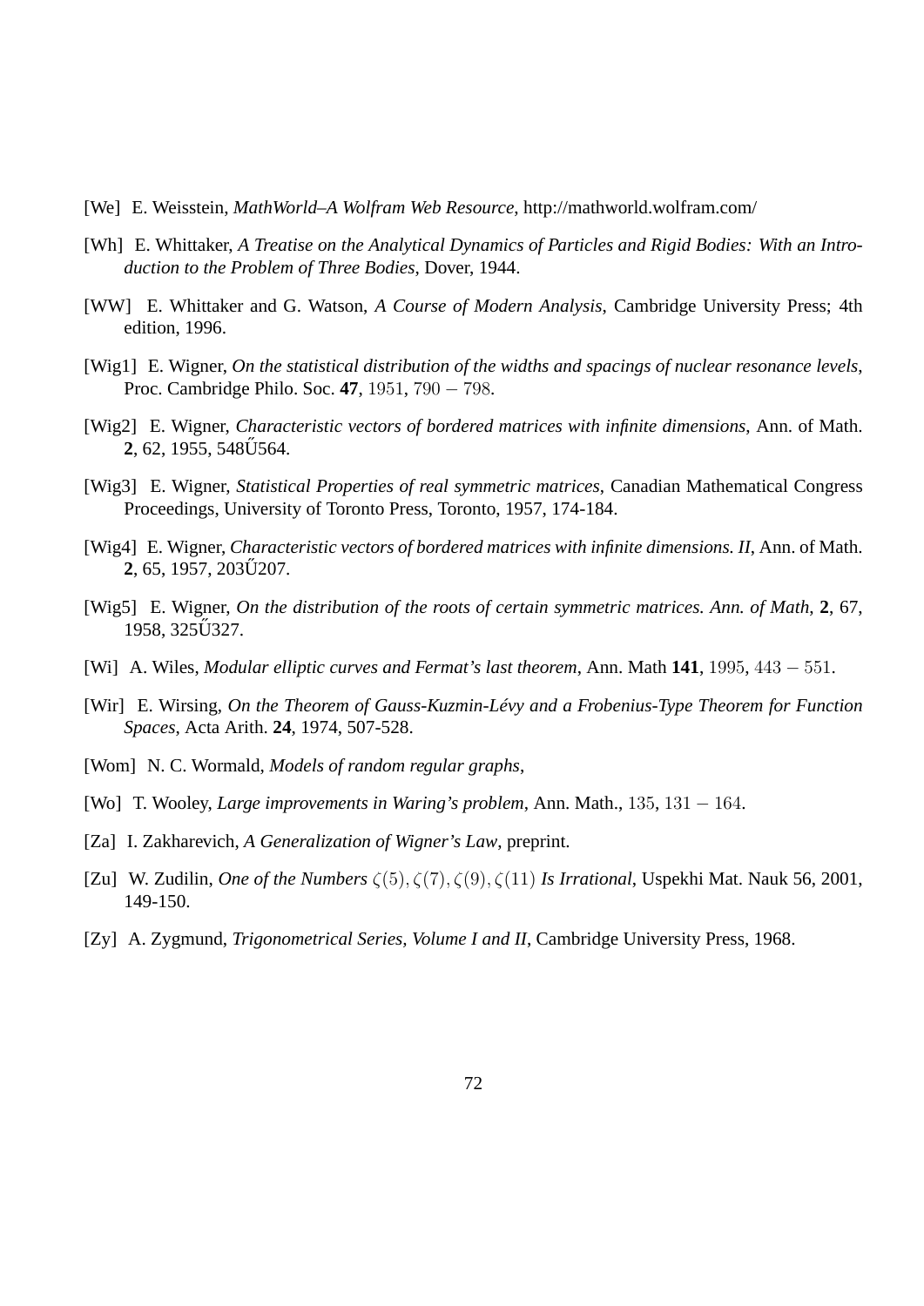[We] E. Weisstein, *MathWorld–A Wolfram Web Resource*, http://mathworld.wolfram.com/

[Wh] E. Whittaker, *A Treatise on the Analytical Dynamics of Particles and Rigid Bodies: With an Introduction to the Problem of Three Bodies*, Dover, 1944.

[WW] E. Whittaker and G. Watson, *A Course of Modern Analysis*, Cambridge University Press; 4th edition, 1996.

[Wig1] E. Wigner, *On the statistical distribution of the widths and spacings of nuclear resonance levels*, Proc. Cambridge Philo. Soc. **47**, $1951$, $790 - 798$.

[Wig2] E. Wigner, *Characteristic vectors of bordered matrices with infinite dimensions*, Ann. of Math. **2**, 62, 1955, 548Ű564.

[Wig3] E. Wigner, *Statistical Properties of real symmetric matrices*, Canadian Mathematical Congress Proceedings, University of Toronto Press, Toronto, 1957, 174-184.

[Wig4] E. Wigner, *Characteristic vectors of bordered matrices with infinite dimensions. II*, Ann. of Math. **2**, 65, 1957, 203Ű207.

[Wig5] E. Wigner, *On the distribution of the roots of certain symmetric matrices. Ann. of Math*, **2**, 67, 1958, 325Ű327.

[Wi] A. Wiles, *Modular elliptic curves and Fermat's last theorem*, Ann. Math **141**, $1995$, $443 - 551$.

[Wir] E. Wirsing, *On the Theorem of Gauss-Kuzmin-Lévy and a Frobenius-Type Theorem for Function Spaces*, Acta Arith. **24**, 1974, 507-528.

[Wom] N. C. Wormald, *Models of random regular graphs*,

[Wo] T. Wooley, *Large improvements in Waring's problem*, Ann. Math., $135$, $131 - 164$.

[Za] I. Zakharevich, *A Generalization of Wigner's Law*, preprint.

[Zu] W. Zudilin, *One of the Numbers $\zeta(5), \zeta(7), \zeta(9), \zeta(11)$ Is Irrational*, Uspekhi Mat. Nauk 56, 2001, 149-150.

[Zy] A. Zygmund, *Trigonometrical Series, Volume I and II*, Cambridge University Press, 1968.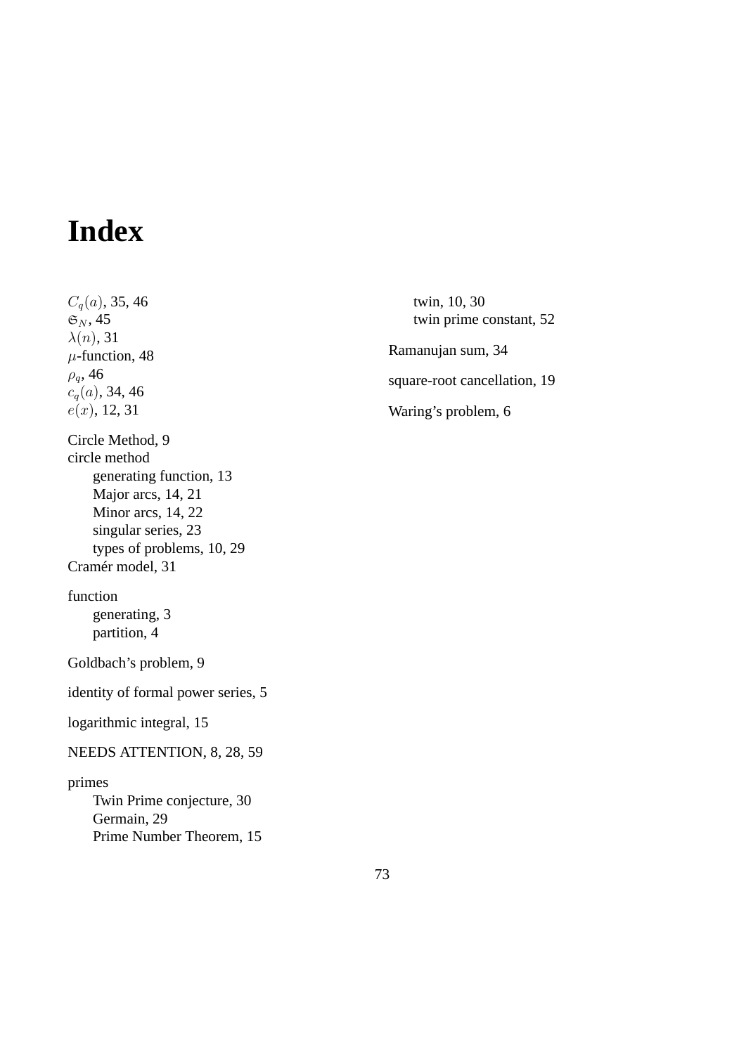# Index

$C_q(a)$, 35, 46
$\mathfrak{S}_N$, 45
$\lambda(n)$, 31
$\mu$-function, 48
$\rho_q$, 46
$c_q(a)$, 34, 46
$e(x)$, 12, 31

Circle Method, 9
circle method
- generating function, 13
- Major arcs, 14, 21
- Minor arcs, 14, 22
- singular series, 23
- types of problems, 10, 29

Cramér model, 31

function
- generating, 3
- partition, 4

Goldbach's problem, 9

identity of formal power series, 5

logarithmic integral, 15

NEEDS ATTENTION, 8, 28, 59

primes
- Twin Prime conjecture, 30
- Germain, 29
- Prime Number Theorem, 15
- twin, 10, 30
- twin prime constant, 52

Ramanujan sum, 34

square-root cancellation, 19

Waring's problem, 6